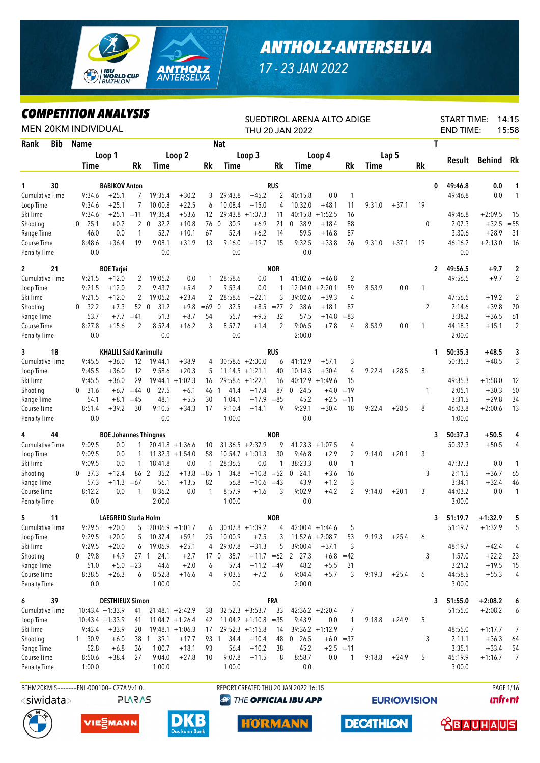# ANTHOLZ-ANTERSELVA

17 - 23 JAN 2022

## COMPETITION ANALYSIS

MEN 20KM INDIVIDUAL

SUEDTIROL ARENA ALTO ADIGE
THU 20 JAN 2022

START TIME: 14:15
END TIME: 15:58

| Rank | Bib | Name | | | Nat | | | | | | | | | T | Result | Behind | Rk |
|---|---|---|---|---|---|---|---|---|---|---|---|---|---|---|---|---|---|
| | | Loop 1 | | | Loop 2 | | | Loop 3 | | | Loop 4 | | | Lap 5 | | | |
| | | Time | | Rk | Time | | Rk | Time | | Rk | Time | | Rk | Time | | Rk | | | |
| **1** | **30** | **BABIKOV Anton** | | | | | | **RUS** | | | | | | | | | **0** | **49:46.8** | **0.0** | **1** |
| Cumulative Time | | 9:34.6 | +25.1 | 7 | 19:35.4 | +30.2 | 3 | 29:43.8 | +45.2 | 2 | 40:15.8 | 0.0 | 1 | | | | | 49:46.8 | 0.0 | 1 |
| Loop Time | | 9:34.6 | +25.1 | 7 | 10:00.8 | +22.5 | 6 | 10:08.4 | +15.0 | 4 | 10:32.0 | +48.1 | 11 | 9:31.0 | +37.1 | 19 | | | | |
| Ski Time | | 9:34.6 | +25.1 | =11 | 19:35.4 | +53.6 | 12 | 29:43.8 | +1:07.3 | 11 | 40:15.8 | +1:52.5 | 16 | | | | | 49:46.8 | +2:09.5 | 15 |
| Shooting | | 0 25.1 | +0.2 | 2 | 0 32.2 | +10.8 | 76 | 0 30.9 | +6.9 | 21 | 0 38.9 | +18.4 | 88 | | | | 0 | 2:07.3 | +32.5 | =55 |
| Range Time | | 46.0 | 0.0 | 1 | 52.7 | +10.1 | 67 | 52.4 | +6.2 | 14 | 59.5 | +16.8 | 87 | | | | | 3:30.6 | +28.9 | 31 |
| Course Time | | 8:48.6 | +36.4 | 19 | 9:08.1 | +31.9 | 13 | 9:16.0 | +19.7 | 15 | 9:32.5 | +33.8 | 26 | 9:31.0 | +37.1 | 19 | | 46:16.2 | +2:13.0 | 16 |
| Penalty Time | | 0.0 | | | 0.0 | | | 0.0 | | | 0.0 | | | | | | | 0.0 | | |
| **2** | **21** | **BOE Tarjei** | | | | | | **NOR** | | | | | | | | | **2** | **49:56.5** | **+9.7** | **2** |
| Cumulative Time | | 9:21.5 | +12.0 | 2 | 19:05.2 | 0.0 | 1 | 28:58.6 | 0.0 | 1 | 41:02.6 | +46.8 | 2 | | | | | 49:56.5 | +9.7 | 2 |
| Loop Time | | 9:21.5 | +12.0 | 2 | 9:43.7 | +5.4 | 2 | 9:53.4 | 0.0 | 1 | 12:04.0 | +2:20.1 | 59 | 8:53.9 | 0.0 | 1 | | | | |
| Ski Time | | 9:21.5 | +12.0 | 2 | 19:05.2 | +23.4 | 2 | 28:58.6 | +22.1 | 3 | 39:02.6 | +39.3 | 4 | | | | | 47:56.5 | +19.2 | 2 |
| Shooting | | 0 32.2 | +7.3 | 52 | 0 31.2 | +9.8 | =69 | 0 32.5 | +8.5 | =27 | 2 38.6 | +18.1 | 87 | | | | 2 | 2:14.6 | +39.8 | 70 |
| Range Time | | 53.7 | +7.7 | =41 | 51.3 | +8.7 | 54 | 55.7 | +9.5 | 32 | 57.5 | +14.8 | =83 | | | | | 3:38.2 | +36.5 | 61 |
| Course Time | | 8:27.8 | +15.6 | 2 | 8:52.4 | +16.2 | 3 | 8:57.7 | +1.4 | 2 | 9:06.5 | +7.8 | 4 | 8:53.9 | 0.0 | 1 | | 44:18.3 | +15.1 | 2 |
| Penalty Time | | 0.0 | | | 0.0 | | | 0.0 | | | 2:00.0 | | | | | | | 2:00.0 | | |
| **3** | **18** | **KHALILI Said Karimulla** | | | | | | **RUS** | | | | | | | | | **1** | **50:35.3** | **+48.5** | **3** |
| Cumulative Time | | 9:45.5 | +36.0 | 12 | 19:44.1 | +38.9 | 4 | 30:58.6 | +2:00.0 | 6 | 41:12.9 | +57.1 | 3 | | | | | 50:35.3 | +48.5 | 3 |
| Loop Time | | 9:45.5 | +36.0 | 12 | 9:58.6 | +20.3 | 5 | 11:14.5 | +1:21.1 | 40 | 10:14.3 | +30.4 | 4 | 9:22.4 | +28.5 | 8 | | | | |
| Ski Time | | 9:45.5 | +36.0 | 29 | 19:44.1 | +1:02.3 | 16 | 29:58.6 | +1:22.1 | 16 | 40:12.9 | +1:49.6 | 15 | | | | | 49:35.3 | +1:58.0 | 12 |
| Shooting | | 0 31.6 | +6.7 | =44 | 0 27.5 | +6.1 | 46 | 1 41.4 | +17.4 | 87 | 0 24.5 | +4.0 | =19 | | | | 1 | 2:05.1 | +30.3 | 50 |
| Range Time | | 54.1 | +8.1 | =45 | 48.1 | +5.5 | 30 | 1:04.1 | +17.9 | =85 | 45.2 | +2.5 | =11 | | | | | 3:31.5 | +29.8 | 34 |
| Course Time | | 8:51.4 | +39.2 | 30 | 9:10.5 | +34.3 | 17 | 9:10.4 | +14.1 | 9 | 9:29.1 | +30.4 | 18 | 9:22.4 | +28.5 | 8 | | 46:03.8 | +2:00.6 | 13 |
| Penalty Time | | 0.0 | | | 0.0 | | | 1:00.0 | | | 0.0 | | | | | | | 1:00.0 | | |
| **4** | **44** | **BOE Johannes Thingnes** | | | | | | **NOR** | | | | | | | | | **3** | **50:37.3** | **+50.5** | **4** |
| Cumulative Time | | 9:09.5 | 0.0 | 1 | 20:41.8 | +1:36.6 | 10 | 31:36.5 | +2:37.9 | 9 | 41:23.3 | +1:07.5 | 4 | | | | | 50:37.3 | +50.5 | 4 |
| Loop Time | | 9:09.5 | 0.0 | 1 | 11:32.3 | +1:54.0 | 58 | 10:54.7 | +1:01.3 | 30 | 9:46.8 | +2.9 | 2 | 9:14.0 | +20.1 | 3 | | | | |
| Ski Time | | 9:09.5 | 0.0 | 1 | 18:41.8 | 0.0 | 1 | 28:36.5 | 0.0 | 1 | 38:23.3 | 0.0 | 1 | | | | | 47:37.3 | 0.0 | 1 |
| Shooting | | 0 37.3 | +12.4 | 86 | 2 35.2 | +13.8 | =85 | 1 34.8 | +10.8 | =52 | 0 24.1 | +3.6 | 16 | | | | 3 | 2:11.5 | +36.7 | 65 |
| Range Time | | 57.3 | +11.3 | =67 | 56.1 | +13.5 | 82 | 56.8 | +10.6 | =43 | 43.9 | +1.2 | 3 | | | | | 3:34.1 | +32.4 | 46 |
| Course Time | | 8:12.2 | 0.0 | 1 | 8:36.2 | 0.0 | 1 | 8:57.9 | +1.6 | 3 | 9:02.9 | +4.2 | 2 | 9:14.0 | +20.1 | 3 | | 44:03.2 | 0.0 | 1 |
| Penalty Time | | 0.0 | | | 2:00.0 | | | 1:00.0 | | | 0.0 | | | | | | | 3:00.0 | | |
| **5** | **11** | **LAEGREID Sturla Holm** | | | | | | **NOR** | | | | | | | | | **3** | **51:19.7** | **+1:32.9** | **5** |
| Cumulative Time | | 9:29.5 | +20.0 | 5 | 20:06.9 | +1:01.7 | 6 | 30:07.8 | +1:09.2 | 4 | 42:00.4 | +1:44.6 | 5 | | | | | 51:19.7 | +1:32.9 | 5 |
| Loop Time | | 9:29.5 | +20.0 | 5 | 10:37.4 | +59.1 | 25 | 10:00.9 | +7.5 | 3 | 11:52.6 | +2:08.7 | 53 | 9:19.3 | +25.4 | 6 | | | | |
| Ski Time | | 9:29.5 | +20.0 | 6 | 19:06.9 | +25.1 | 4 | 29:07.8 | +31.3 | 5 | 39:00.4 | +37.1 | 3 | | | | | 48:19.7 | +42.4 | 4 |
| Shooting | | 0 29.8 | +4.9 | 27 | 1 24.1 | +2.7 | 17 | 0 35.7 | +11.7 | =62 | 2 27.3 | +6.8 | =42 | | | | 3 | 1:57.0 | +22.2 | 23 |
| Range Time | | 51.0 | +5.0 | =23 | 44.6 | +2.0 | 6 | 57.4 | +11.2 | =49 | 48.2 | +5.5 | 31 | | | | | 3:21.2 | +19.5 | 15 |
| Course Time | | 8:38.5 | +26.3 | 6 | 8:52.8 | +16.6 | 4 | 9:03.5 | +7.2 | 6 | 9:04.4 | +5.7 | 3 | 9:19.3 | +25.4 | 6 | | 44:58.5 | +55.3 | 4 |
| Penalty Time | | 0.0 | | | 1:00.0 | | | 0.0 | | | 2:00.0 | | | | | | | 3:00.0 | | |
| **6** | **39** | **DESTHIEUX Simon** | | | | | | **FRA** | | | | | | | | | **3** | **51:55.0** | **+2:08.2** | **6** |
| Cumulative Time | | 10:43.4 | +1:33.9 | 41 | 21:48.1 | +2:42.9 | 38 | 32:52.3 | +3:53.7 | 33 | 42:36.2 | +2:20.4 | 7 | | | | | 51:55.0 | +2:08.2 | 6 |
| Loop Time | | 10:43.4 | +1:33.9 | 41 | 11:04.7 | +1:26.4 | 42 | 11:04.2 | +1:10.8 | =35 | 9:43.9 | 0.0 | 1 | 9:18.8 | +24.9 | 5 | | | | |
| Ski Time | | 9:43.4 | +33.9 | 20 | 19:48.1 | +1:06.3 | 17 | 29:52.3 | +1:15.8 | 14 | 39:36.2 | +1:12.9 | 7 | | | | | 48:55.0 | +1:17.7 | 7 |
| Shooting | | 1 30.9 | +6.0 | 38 | 1 39.1 | +17.7 | 93 | 1 34.4 | +10.4 | 48 | 0 26.5 | +6.0 | =37 | | | | 3 | 2:11.1 | +36.3 | 64 |
| Range Time | | 52.8 | +6.8 | 36 | 1:00.7 | +18.1 | 93 | 56.4 | +10.2 | 38 | 45.2 | +2.5 | =11 | | | | | 3:35.1 | +33.4 | 54 |
| Course Time | | 8:50.6 | +38.4 | 27 | 9:04.0 | +27.8 | 10 | 9:07.8 | +11.5 | 8 | 8:58.7 | 0.0 | 1 | 9:18.8 | +24.9 | 5 | | 45:19.9 | +1:16.7 | 7 |
| Penalty Time | | 1:00.0 | | | 1:00.0 | | | 1:00.0 | | | 0.0 | | | | | | | 3:00.0 | | |

BTHM20KMIS-----------FNL-000100-- C77A Vv1.0.  REPORT CREATED THU 20 JAN 2022 16:15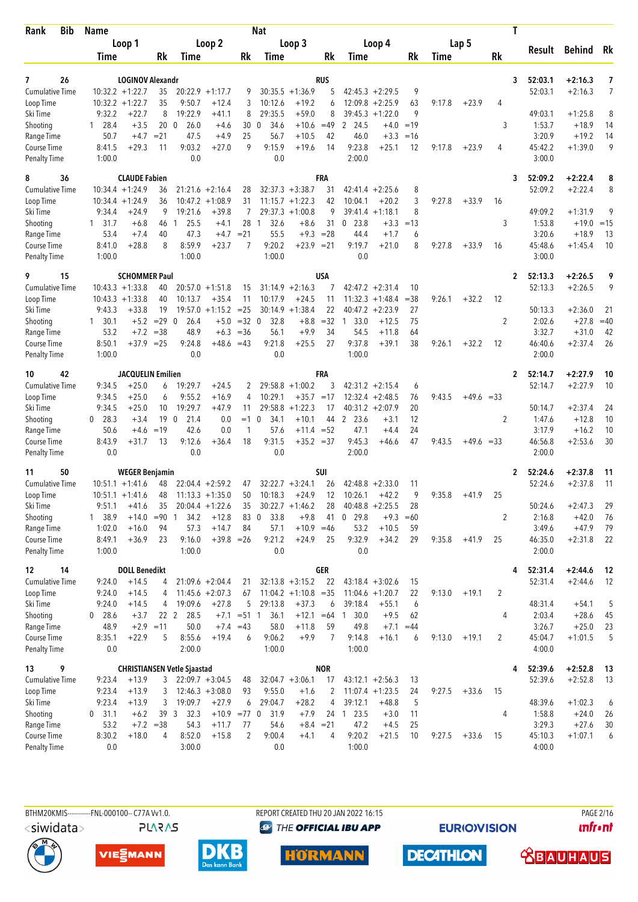| Rank | Bib | Name | | | Nat | | | | | | | | | | | | | T | Result | Behind | Rk |
|---|---|---|---|---|---|---|---|---|---|---|---|---|---|---|---|---|---|---|---|---|---|
| | | Loop 1 | | | Loop 2 | | | Loop 3 | | | Loop 4 | | | Lap 5 | | | | | | | |
| | | Time | | Rk | Time | | Rk | Time | | Rk | Time | | Rk | Time | | Rk | | | | | |
| 7 | 26 | LOGINOV Alexandr | | | | | | | RUS | | | | | | | | | 3 | 52:03.1 | +2:16.3 | 7 |
| Cumulative Time | | 10:32.2 | +1:22.7 | 35 | 20:22.9 | +1:17.7 | 9 | 30:35.5 | +1:36.9 | 5 | 42:45.3 | +2:29.5 | 9 | | | | | | 52:03.1 | +2:16.3 | 7 |
| Loop Time | | 10:32.2 | +1:22.7 | 35 | 9:50.7 | +12.4 | 3 | 10:12.6 | +19.2 | 6 | 12:09.8 | +2:25.9 | 63 | 9:17.8 | +23.9 | 4 | | | | | |
| Ski Time | | 9:32.2 | +22.7 | 8 | 19:22.9 | +41.1 | 8 | 29:35.5 | +59.0 | 8 | 39:45.3 | +1:22.0 | 9 | | | | | | 49:03.1 | +1:25.8 | 8 |
| Shooting | | 1 28.4 | +3.5 | 20 | 0 26.0 | +4.6 | 30 | 0 34.6 | +10.6 | =49 | 2 24.5 | +4.0 | =19 | | | | 3 | | 1:53.7 | +18.9 | 14 |
| Range Time | | 50.7 | +4.7 | =21 | 47.5 | +4.9 | 25 | 56.7 | +10.5 | 42 | 46.0 | +3.3 | =16 | | | | | | 3:20.9 | +19.2 | 14 |
| Course Time | | 8:41.5 | +29.3 | 11 | 9:03.2 | +27.0 | 9 | 9:15.9 | +19.6 | 14 | 9:23.8 | +25.1 | 12 | 9:17.8 | +23.9 | 4 | | | 45:42.2 | +1:39.0 | 9 |
| Penalty Time | | 1:00.0 | | | 0.0 | | | 0.0 | | | 2:00.0 | | | | | | | | 3:00.0 | | |
| 8 | 36 | CLAUDE Fabien | | | | | | | FRA | | | | | | | | | 3 | 52:09.2 | +2:22.4 | 8 |
| Cumulative Time | | 10:34.4 | +1:24.9 | 36 | 21:21.6 | +2:16.4 | 28 | 32:37.3 | +3:38.7 | 31 | 42:41.4 | +2:25.6 | 8 | | | | | | 52:09.2 | +2:22.4 | 8 |
| Loop Time | | 10:34.4 | +1:24.9 | 36 | 10:47.2 | +1:08.9 | 31 | 11:15.7 | +1:22.3 | 42 | 10:04.1 | +20.2 | 3 | 9:27.8 | +33.9 | 16 | | | | | |
| Ski Time | | 9:34.4 | +24.9 | 9 | 19:21.6 | +39.8 | 7 | 29:37.3 | +1:00.8 | 9 | 39:41.4 | +1:18.1 | 8 | | | | | | 49:09.2 | +1:31.9 | 9 |
| Shooting | | 1 31.7 | +6.8 | 46 | 1 25.5 | +4.1 | 28 | 1 32.6 | +8.6 | 31 | 0 23.8 | +3.3 | =13 | | | | 3 | | 1:53.8 | +19.0 | =15 |
| Range Time | | 53.4 | +7.4 | 40 | 47.3 | +4.7 | =21 | 55.5 | +9.3 | =28 | 44.4 | +1.7 | 6 | | | | | | 3:20.6 | +18.9 | 13 |
| Course Time | | 8:41.0 | +28.8 | 8 | 8:59.9 | +23.7 | 7 | 9:20.2 | +23.9 | =21 | 9:19.7 | +21.0 | 8 | 9:27.8 | +33.9 | 16 | | | 45:48.6 | +1:45.4 | 10 |
| Penalty Time | | 1:00.0 | | | 1:00.0 | | | 1:00.0 | | | 0.0 | | | | | | | | 3:00.0 | | |
| 9 | 15 | SCHOMMER Paul | | | | | | | USA | | | | | | | | | 2 | 52:13.3 | +2:26.5 | 9 |
| Cumulative Time | | 10:43.3 | +1:33.8 | 40 | 20:57.0 | +1:51.8 | 15 | 31:14.9 | +2:16.3 | 7 | 42:47.2 | +2:31.4 | 10 | | | | | | 52:13.3 | +2:26.5 | 9 |
| Loop Time | | 10:43.3 | +1:33.8 | 40 | 10:13.7 | +35.4 | 11 | 10:17.9 | +24.5 | 11 | 11:32.3 | +1:48.4 | =38 | 9:26.1 | +32.2 | 12 | | | | | |
| Ski Time | | 9:43.3 | +33.8 | 19 | 19:57.0 | +1:15.2 | =25 | 30:14.9 | +1:38.4 | 22 | 40:47.2 | +2:23.9 | 27 | | | | | | 50:13.3 | +2:36.0 | 21 |
| Shooting | | 1 30.1 | +5.2 | =29 | 0 26.4 | +5.0 | =32 | 0 32.8 | +8.8 | =32 | 1 33.0 | +12.5 | 75 | | | | 2 | | 2:02.6 | +27.8 | =40 |
| Range Time | | 53.2 | +7.2 | =38 | 48.9 | +6.3 | =36 | 56.1 | +9.9 | 34 | 54.5 | +11.8 | 64 | | | | | | 3:32.7 | +31.0 | 42 |
| Course Time | | 8:50.1 | +37.9 | =25 | 9:24.8 | +48.6 | =43 | 9:21.8 | +25.5 | 27 | 9:37.8 | +39.1 | 38 | 9:26.1 | +32.2 | 12 | | | 46:40.6 | +2:37.4 | 26 |
| Penalty Time | | 1:00.0 | | | 0.0 | | | 0.0 | | | 1:00.0 | | | | | | | | 2:00.0 | | |
| 10 | 42 | JACQUELIN Emilien | | | | | | | FRA | | | | | | | | | 2 | 52:14.7 | +2:27.9 | 10 |
| Cumulative Time | | 9:34.5 | +25.0 | 6 | 19:29.7 | +24.5 | 2 | 29:58.8 | +1:00.2 | 3 | 42:31.2 | +2:15.4 | 6 | | | | | | 52:14.7 | +2:27.9 | 10 |
| Loop Time | | 9:34.5 | +25.0 | 6 | 9:55.2 | +16.9 | 4 | 10:29.1 | +35.7 | =17 | 12:32.4 | +2:48.5 | 76 | 9:43.5 | +49.6 | =33 | | | | | |
| Ski Time | | 9:34.5 | +25.0 | 10 | 19:29.7 | +47.9 | 11 | 29:58.8 | +1:22.3 | 17 | 40:31.2 | +2:07.9 | 20 | | | | | | 50:14.7 | +2:37.4 | 24 |
| Shooting | | 0 28.3 | +3.4 | 19 | 0 21.4 | 0.0 | =1 | 0 34.1 | +10.1 | 44 | 2 23.6 | +3.1 | 12 | | | | 2 | | 1:47.6 | +12.8 | 10 |
| Range Time | | 50.6 | +4.6 | =19 | 42.6 | 0.0 | 1 | 57.6 | +11.4 | =52 | 47.1 | +4.4 | 24 | | | | | | 3:17.9 | +16.2 | 10 |
| Course Time | | 8:43.9 | +31.7 | 13 | 9:12.6 | +36.4 | 18 | 9:31.5 | +35.2 | =37 | 9:45.3 | +46.6 | 47 | 9:43.5 | +49.6 | =33 | | | 46:56.8 | +2:53.6 | 30 |
| Penalty Time | | 0.0 | | | 0.0 | | | 0.0 | | | 2:00.0 | | | | | | | | 2:00.0 | | |
| 11 | 50 | WEGER Benjamin | | | | | | | SUI | | | | | | | | | 2 | 52:24.6 | +2:37.8 | 11 |
| Cumulative Time | | 10:51.1 | +1:41.6 | 48 | 22:04.4 | +2:59.2 | 47 | 32:22.7 | +3:24.1 | 26 | 42:48.8 | +2:33.0 | 11 | | | | | | 52:24.6 | +2:37.8 | 11 |
| Loop Time | | 10:51.1 | +1:41.6 | 48 | 11:13.3 | +1:35.0 | 50 | 10:18.3 | +24.9 | 12 | 10:26.1 | +42.2 | 9 | 9:35.8 | +41.9 | 25 | | | | | |
| Ski Time | | 9:51.1 | +41.6 | 35 | 20:04.4 | +1:22.6 | 35 | 30:22.7 | +1:46.2 | 28 | 40:48.8 | +2:25.5 | 28 | | | | | | 50:24.6 | +2:47.3 | 29 |
| Shooting | | 1 38.9 | +14.0 | =90 | 1 34.2 | +12.8 | 83 | 0 33.8 | +9.8 | 41 | 0 29.8 | +9.3 | =60 | | | | 2 | | 2:16.8 | +42.0 | 76 |
| Range Time | | 1:02.0 | +16.0 | 94 | 57.3 | +14.7 | 84 | 57.1 | +10.9 | =46 | 53.2 | +10.5 | 59 | | | | | | 3:49.6 | +47.9 | 79 |
| Course Time | | 8:49.1 | +36.9 | 23 | 9:16.0 | +39.8 | =26 | 9:21.2 | +24.9 | 25 | 9:32.9 | +34.2 | 29 | 9:35.8 | +41.9 | 25 | | | 46:35.0 | +2:31.8 | 22 |
| Penalty Time | | 1:00.0 | | | 1:00.0 | | | 0.0 | | | 0.0 | | | | | | | | 2:00.0 | | |
| 12 | 14 | DOLL Benedikt | | | | | | | GER | | | | | | | | | 4 | 52:31.4 | +2:44.6 | 12 |
| Cumulative Time | | 9:24.0 | +14.5 | 4 | 21:09.6 | +2:04.4 | 21 | 32:13.8 | +3:15.2 | 22 | 43:18.4 | +3:02.6 | 15 | | | | | | 52:31.4 | +2:44.6 | 12 |
| Loop Time | | 9:24.0 | +14.5 | 4 | 11:45.6 | +2:07.3 | 67 | 11:04.2 | +1:10.8 | =35 | 11:04.6 | +1:20.7 | 22 | 9:13.0 | +19.1 | 2 | | | | | |
| Ski Time | | 9:24.0 | +14.5 | 4 | 19:09.6 | +27.8 | 5 | 29:13.8 | +37.3 | 6 | 39:18.4 | +55.1 | 6 | | | | | | 48:31.4 | +54.1 | 5 |
| Shooting | | 0 28.6 | +3.7 | 22 | 2 28.5 | +7.1 | =51 | 1 36.1 | +12.1 | =64 | 1 30.0 | +9.5 | 62 | | | | 4 | | 2:03.4 | +28.6 | 45 |
| Range Time | | 48.9 | +2.9 | =11 | 50.0 | +7.4 | =43 | 58.0 | +11.8 | 59 | 49.8 | +7.1 | =44 | | | | | | 3:26.7 | +25.0 | 23 |
| Course Time | | 8:35.1 | +22.9 | 5 | 8:55.6 | +19.4 | 6 | 9:06.2 | +9.9 | 7 | 9:14.8 | +16.1 | 6 | 9:13.0 | +19.1 | 2 | | | 45:04.7 | +1:01.5 | 5 |
| Penalty Time | | 0.0 | | | 2:00.0 | | | 1:00.0 | | | 1:00.0 | | | | | | | | 4:00.0 | | |
| 13 | 9 | CHRISTIANSEN Vetle Sjaastad | | | | | | | NOR | | | | | | | | | 4 | 52:39.6 | +2:52.8 | 13 |
| Cumulative Time | | 9:23.4 | +13.9 | 3 | 22:09.7 | +3:04.5 | 48 | 32:04.7 | +3:06.1 | 17 | 43:12.1 | +2:56.3 | 13 | | | | | | 52:39.6 | +2:52.8 | 13 |
| Loop Time | | 9:23.4 | +13.9 | 3 | 12:46.3 | +3:08.0 | 93 | 9:55.0 | +1.6 | 2 | 11:07.4 | +1:23.5 | 24 | 9:27.5 | +33.6 | 15 | | | | | |
| Ski Time | | 9:23.4 | +13.9 | 3 | 19:09.7 | +27.9 | 6 | 29:04.7 | +28.2 | 4 | 39:12.1 | +48.8 | 5 | | | | | | 48:39.6 | +1:02.3 | 6 |
| Shooting | | 0 31.1 | +6.2 | 39 | 3 32.3 | +10.9 | =77 | 0 31.9 | +7.9 | 24 | 1 23.5 | +3.0 | 11 | | | | 4 | | 1:58.8 | +24.0 | 26 |
| Range Time | | 53.2 | +7.2 | =38 | 54.3 | +11.7 | 77 | 54.6 | +8.4 | =21 | 47.2 | +4.5 | 25 | | | | | | 3:29.3 | +27.6 | 30 |
| Course Time | | 8:30.2 | +18.0 | 4 | 8:52.0 | +15.8 | 2 | 9:00.4 | +4.1 | 4 | 9:20.2 | +21.5 | 10 | 9:27.5 | +33.6 | 15 | | | 45:10.3 | +1:07.1 | 6 |
| Penalty Time | | 0.0 | | | 3:00.0 | | | 0.0 | | | 1:00.0 | | | | | | | | 4:00.0 | | |

BTHM20KMIS-----------FNL-000100-- C77A Vv1.0. REPORT CREATED THU 20 JAN 2022 16:15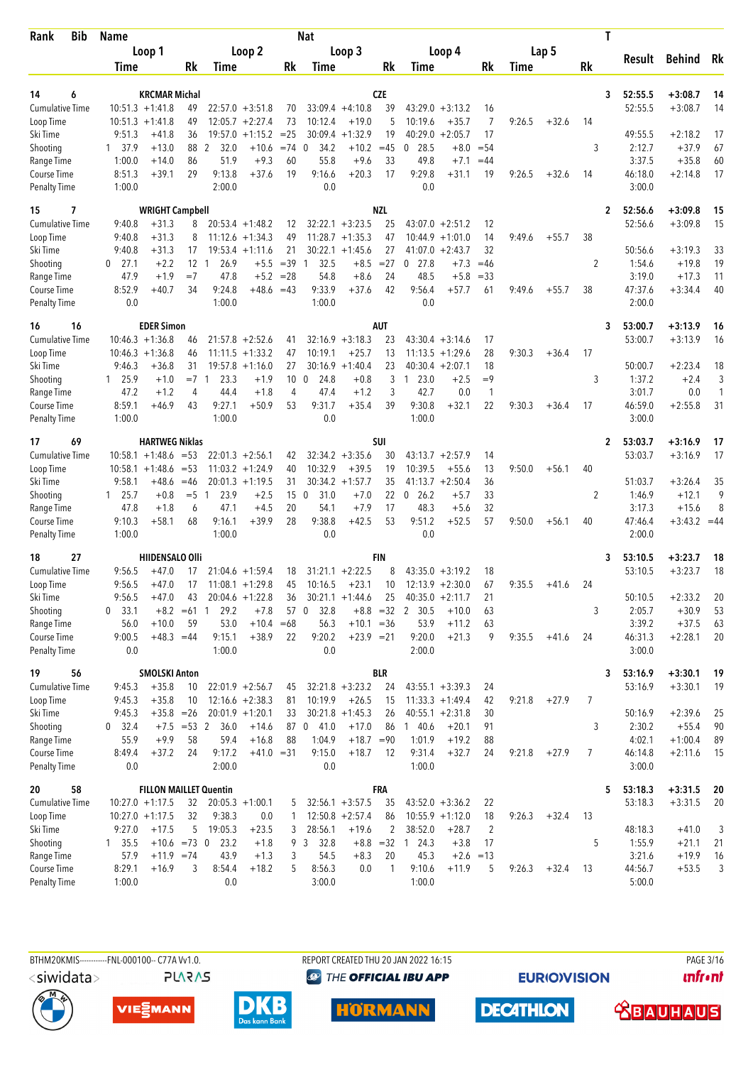| Rank | Bib | Name | | | | | Nat | | | | | | | | | T | Result | Behind | Rk |
|---|---|---|---|---|---|---|---|---|---|---|---|---|---|---|---|---|---|---|---|
| | | Loop 1 | | | Loop 2 | | | Loop 3 | | | Loop 4 | | | Lap 5 | | | | | |
| | | Time | | Rk | Time | | Rk | Time | | Rk | Time | | Rk | Time | | Rk | | | |
| 14 | 6 | KRCMAR Michal | | | | | CZE | | | | | | | | | 3 | 52:55.5 | +3:08.7 | 14 |
| Cumulative Time | | 10:51.3 | +1:41.8 | 49 | 22:57.0 | +3:51.8 | 70 | 33:09.4 | +4:10.8 | 39 | 43:29.0 | +3:13.2 | 16 | | | | 52:55.5 | +3:08.7 | 14 |
| Loop Time | | 10:51.3 | +1:41.8 | 49 | 12:05.7 | +2:27.4 | 73 | 10:12.4 | +19.0 | 5 | 10:19.6 | +35.7 | 7 | 9:26.5 | +32.6 | 14 | | | |
| Ski Time | | 9:51.3 | +41.8 | 36 | 19:57.0 | +1:15.2 | =25 | 30:09.4 | +1:32.9 | 19 | 40:29.0 | +2:05.7 | 17 | | | | 49:55.5 | +2:18.2 | 17 |
| Shooting | | 1 37.9 | +13.0 | 88 | 2 32.0 | +10.6 | =74 | 0 34.2 | +10.2 | =45 | 0 28.5 | +8.0 | =54 | | | 3 | 2:12.7 | +37.9 | 67 |
| Range Time | | 1:00.0 | +14.0 | 86 | 51.9 | +9.3 | 60 | 55.8 | +9.6 | 33 | 49.8 | +7.1 | =44 | | | | 3:37.5 | +35.8 | 60 |
| Course Time | | 8:51.3 | +39.1 | 29 | 9:13.8 | +37.6 | 19 | 9:16.6 | +20.3 | 17 | 9:29.8 | +31.1 | 19 | 9:26.5 | +32.6 | 14 | 46:18.0 | +2:14.8 | 17 |
| Penalty Time | | 1:00.0 | | | 2:00.0 | | | 0.0 | | | 0.0 | | | | | | 3:00.0 | | |
| 15 | 7 | WRIGHT Campbell | | | | | NZL | | | | | | | | | 2 | 52:56.6 | +3:09.8 | 15 |
| Cumulative Time | | 9:40.8 | +31.3 | 8 | 20:53.4 | +1:48.2 | 12 | 32:22.1 | +3:23.5 | 25 | 43:07.0 | +2:51.2 | 12 | | | | 52:56.6 | +3:09.8 | 15 |
| Loop Time | | 9:40.8 | +31.3 | 8 | 11:12.6 | +1:34.3 | 49 | 11:28.7 | +1:35.3 | 47 | 10:44.9 | +1:01.0 | 14 | 9:49.6 | +55.7 | 38 | | | |
| Ski Time | | 9:40.8 | +31.3 | 17 | 19:53.4 | +1:11.6 | 21 | 30:22.1 | +1:45.6 | 27 | 41:07.0 | +2:43.7 | 32 | | | | 50:56.6 | +3:19.3 | 33 |
| Shooting | | 0 27.1 | +2.2 | 12 | 1 26.9 | +5.5 | =39 | 1 32.5 | +8.5 | =27 | 0 27.8 | +7.3 | =46 | | | 2 | 1:54.6 | +19.8 | 19 |
| Range Time | | 47.9 | +1.9 | =7 | 47.8 | +5.2 | =28 | 54.8 | +8.6 | 24 | 48.5 | +5.8 | =33 | | | | 3:19.0 | +17.3 | 11 |
| Course Time | | 8:52.9 | +40.7 | 34 | 9:24.8 | +48.6 | =43 | 9:33.9 | +37.6 | 42 | 9:56.4 | +57.7 | 61 | 9:49.6 | +55.7 | 38 | 47:37.6 | +3:34.4 | 40 |
| Penalty Time | | 0.0 | | | 1:00.0 | | | 1:00.0 | | | 0.0 | | | | | | 2:00.0 | | |
| 16 | 16 | EDER Simon | | | | | AUT | | | | | | | | | 3 | 53:00.7 | +3:13.9 | 16 |
| Cumulative Time | | 10:46.3 | +1:36.8 | 46 | 21:57.8 | +2:52.6 | 41 | 32:16.9 | +3:18.3 | 23 | 43:30.4 | +3:14.6 | 17 | | | | 53:00.7 | +3:13.9 | 16 |
| Loop Time | | 10:46.3 | +1:36.8 | 46 | 11:11.5 | +1:33.2 | 47 | 10:19.1 | +25.7 | 13 | 11:13.5 | +1:29.6 | 28 | 9:30.3 | +36.4 | 17 | | | |
| Ski Time | | 9:46.3 | +36.8 | 31 | 19:57.8 | +1:16.0 | 27 | 30:16.9 | +1:40.4 | 23 | 40:30.4 | +2:07.1 | 18 | | | | 50:00.7 | +2:23.4 | 18 |
| Shooting | | 1 25.9 | +1.0 | =7 | 1 23.3 | +1.9 | 10 | 0 24.8 | +0.8 | 3 | 1 23.0 | +2.5 | =9 | | | 3 | 1:37.2 | +2.4 | 3 |
| Range Time | | 47.2 | +1.2 | 4 | 44.4 | +1.8 | 4 | 47.4 | +1.2 | 3 | 42.7 | 0.0 | 1 | | | | 3:01.7 | 0.0 | 1 |
| Course Time | | 8:59.1 | +46.9 | 43 | 9:27.1 | +50.9 | 53 | 9:31.7 | +35.4 | 39 | 9:30.8 | +32.1 | 22 | 9:30.3 | +36.4 | 17 | 46:59.0 | +2:55.8 | 31 |
| Penalty Time | | 1:00.0 | | | 1:00.0 | | | 0.0 | | | 1:00.0 | | | | | | 3:00.0 | | |
| 17 | 69 | HARTWEG Niklas | | | | | SUI | | | | | | | | | 2 | 53:03.7 | +3:16.9 | 17 |
| Cumulative Time | | 10:58.1 | +1:48.6 | =53 | 22:01.3 | +2:56.1 | 42 | 32:34.2 | +3:35.6 | 30 | 43:13.7 | +2:57.9 | 14 | | | | 53:03.7 | +3:16.9 | 17 |
| Loop Time | | 10:58.1 | +1:48.6 | =53 | 11:03.2 | +1:24.9 | 40 | 10:32.9 | +39.5 | 19 | 10:39.5 | +55.6 | 13 | 9:50.0 | +56.1 | 40 | | | |
| Ski Time | | 9:58.1 | +48.6 | =46 | 20:01.3 | +1:19.5 | 31 | 30:34.2 | +1:57.7 | 35 | 41:13.7 | +2:50.4 | 36 | | | | 51:03.7 | +3:26.4 | 35 |
| Shooting | | 1 25.7 | +0.8 | =5 | 1 23.9 | +2.5 | 15 | 0 31.0 | +7.0 | 22 | 0 26.2 | +5.7 | 33 | | | 2 | 1:46.9 | +12.1 | 9 |
| Range Time | | 47.8 | +1.8 | 6 | 47.1 | +4.5 | 20 | 54.1 | +7.9 | 17 | 48.3 | +5.6 | 32 | | | | 3:17.3 | +15.6 | 8 |
| Course Time | | 9:10.3 | +58.1 | 68 | 9:16.1 | +39.9 | 28 | 9:38.8 | +42.5 | 53 | 9:51.2 | +52.5 | 57 | 9:50.0 | +56.1 | 40 | 47:46.4 | +3:43.2 | =44 |
| Penalty Time | | 1:00.0 | | | 1:00.0 | | | 0.0 | | | 0.0 | | | | | | 2:00.0 | | |
| 18 | 27 | HIIDENSALO Olli | | | | | FIN | | | | | | | | | 3 | 53:10.5 | +3:23.7 | 18 |
| Cumulative Time | | 9:56.5 | +47.0 | 17 | 21:04.6 | +1:59.4 | 18 | 31:21.1 | +2:22.5 | 8 | 43:35.0 | +3:19.2 | 18 | | | | 53:10.5 | +3:23.7 | 18 |
| Loop Time | | 9:56.5 | +47.0 | 17 | 11:08.1 | +1:29.8 | 45 | 10:16.5 | +23.1 | 10 | 12:13.9 | +2:30.0 | 67 | 9:35.5 | +41.6 | 24 | | | |
| Ski Time | | 9:56.5 | +47.0 | 43 | 20:04.6 | +1:22.8 | 36 | 30:21.1 | +1:44.6 | 25 | 40:35.0 | +2:11.7 | 21 | | | | 50:10.5 | +2:33.2 | 20 |
| Shooting | | 0 33.1 | +8.2 | =61 | 1 29.2 | +7.8 | 57 | 0 32.8 | +8.8 | =32 | 2 30.5 | +10.0 | 63 | | | 3 | 2:05.7 | +30.9 | 53 |
| Range Time | | 56.0 | +10.0 | 59 | 53.0 | +10.4 | =68 | 56.3 | +10.1 | =36 | 53.9 | +11.2 | 63 | | | | 3:39.2 | +37.5 | 63 |
| Course Time | | 9:00.5 | +48.3 | =44 | 9:15.1 | +38.9 | 22 | 9:20.2 | +23.9 | =21 | 9:20.0 | +21.3 | 9 | 9:35.5 | +41.6 | 24 | 46:31.3 | +2:28.1 | 20 |
| Penalty Time | | 0.0 | | | 1:00.0 | | | 0.0 | | | 2:00.0 | | | | | | 3:00.0 | | |
| 19 | 56 | SMOLSKI Anton | | | | | BLR | | | | | | | | | 3 | 53:16.9 | +3:30.1 | 19 |
| Cumulative Time | | 9:45.3 | +35.8 | 10 | 22:01.9 | +2:56.7 | 45 | 32:21.8 | +3:23.2 | 24 | 43:55.1 | +3:39.3 | 24 | | | | 53:16.9 | +3:30.1 | 19 |
| Loop Time | | 9:45.3 | +35.8 | 10 | 12:16.6 | +2:38.3 | 81 | 10:19.9 | +26.5 | 15 | 11:33.3 | +1:49.4 | 42 | 9:21.8 | +27.9 | 7 | | | |
| Ski Time | | 9:45.3 | +35.8 | =26 | 20:01.9 | +1:20.1 | 33 | 30:21.8 | +1:45.3 | 26 | 40:55.1 | +2:31.8 | 30 | | | | 50:16.9 | +2:39.6 | 25 |
| Shooting | | 0 32.4 | +7.5 | =53 | 2 36.0 | +14.6 | 87 | 0 41.0 | +17.0 | 86 | 1 40.6 | +20.1 | 91 | | | 3 | 2:30.2 | +55.4 | 90 |
| Range Time | | 55.9 | +9.9 | 58 | 59.4 | +16.8 | 88 | 1:04.9 | +18.7 | =90 | 1:01.9 | +19.2 | 88 | | | | 4:02.1 | +1:00.4 | 89 |
| Course Time | | 8:49.4 | +37.2 | 24 | 9:17.2 | +41.0 | =31 | 9:15.0 | +18.7 | 12 | 9:31.4 | +32.7 | 24 | 9:21.8 | +27.9 | 7 | 46:14.8 | +2:11.6 | 15 |
| Penalty Time | | 0.0 | | | 2:00.0 | | | 0.0 | | | 1:00.0 | | | | | | 3:00.0 | | |
| 20 | 58 | FILLON MAILLET Quentin | | | | | FRA | | | | | | | | | 5 | 53:18.3 | +3:31.5 | 20 |
| Cumulative Time | | 10:27.0 | +1:17.5 | 32 | 20:05.3 | +1:00.1 | 5 | 32:56.1 | +3:57.5 | 35 | 43:52.0 | +3:36.2 | 22 | | | | 53:18.3 | +3:31.5 | 20 |
| Loop Time | | 10:27.0 | +1:17.5 | 32 | 9:38.3 | 0.0 | 1 | 12:50.8 | +2:57.4 | 86 | 10:55.9 | +1:12.0 | 18 | 9:26.3 | +32.4 | 13 | | | |
| Ski Time | | 9:27.0 | +17.5 | 5 | 19:05.3 | +23.5 | 3 | 28:56.1 | +19.6 | 2 | 38:52.0 | +28.7 | 2 | | | | 48:18.3 | +41.0 | 3 |
| Shooting | | 1 35.5 | +10.6 | =73 | 0 23.2 | +1.8 | 9 | 3 32.8 | +8.8 | =32 | 1 24.3 | +3.8 | 17 | | | 5 | 1:55.9 | +21.1 | 21 |
| Range Time | | 57.9 | +11.9 | =74 | 43.9 | +1.3 | 3 | 54.5 | +8.3 | 20 | 45.3 | +2.6 | =13 | | | | 3:21.6 | +19.9 | 16 |
| Course Time | | 8:29.1 | +16.9 | 3 | 8:54.4 | +18.2 | 5 | 8:56.3 | 0.0 | 1 | 9:10.6 | +11.9 | 5 | 9:26.3 | +32.4 | 13 | 44:56.7 | +53.5 | 3 |
| Penalty Time | | 1:00.0 | | | 0.0 | | | 3:00.0 | | | 1:00.0 | | | | | | 5:00.0 | | |

BTHM20KMIS-----------FNL-000100-- C77A Vv1.0. REPORT CREATED THU 20 JAN 2022 16:15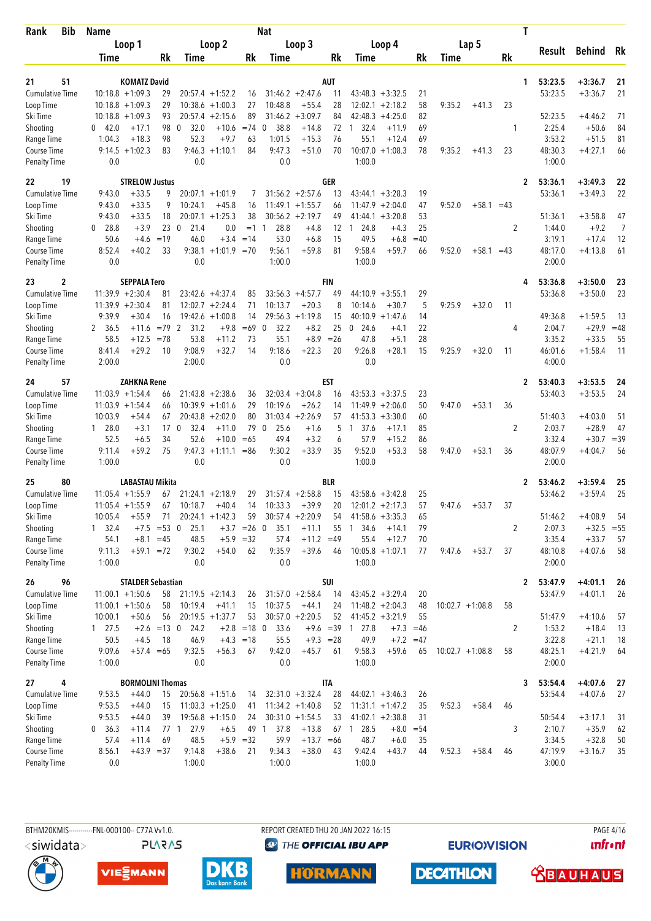| Rank | Bib | Name | | | Nat | | | | | | | | | | T | Result | Behind | Rk |
|---|---|---|---|---|---|---|---|---|---|---|---|---|---|---|---|---|---|---|
| | | Loop 1 | | | Loop 2 | | | Loop 3 | | | Loop 4 | | | Lap 5 | | | | |
| | | Time | | Rk | Time | | Rk | Time | | Rk | Time | | Rk | Time | | Rk | | |
| 21 | 51 | KOMATZ David | | | | | | AUT | | | | | | | 1 | 53:23.5 | +3:36.7 | 21 |
| Cumulative Time | | 10:18.8 | +1:09.3 | 29 | 20:57.4 | +1:52.2 | 16 | 31:46.2 | +2:47.6 | 11 | 43:48.3 | +3:32.5 | 21 | | | 53:23.5 | +3:36.7 | 21 |
| Loop Time | | 10:18.8 | +1:09.3 | 29 | 10:38.6 | +1:00.3 | 27 | 10:48.8 | +55.4 | 28 | 12:02.1 | +2:18.2 | 58 | 9:35.2 | +41.3 | 23 | | |
| Ski Time | | 10:18.8 | +1:09.3 | 93 | 20:57.4 | +2:15.6 | 89 | 31:46.2 | +3:09.7 | 84 | 42:48.3 | +4:25.0 | 82 | | | 52:23.5 | +4:46.2 | 71 |
| Shooting | | 0 42.0 | +17.1 | 98 | 0 32.0 | +10.6 | =74 | 0 38.8 | +14.8 | 72 | 1 32.4 | +11.9 | 69 | | 1 | 2:25.4 | +50.6 | 84 |
| Range Time | | 1:04.3 | +18.3 | 98 | 52.3 | +9.7 | 63 | 1:01.5 | +15.3 | 76 | 55.1 | +12.4 | 69 | | | 3:53.2 | +51.5 | 81 |
| Course Time | | 9:14.5 | +1:02.3 | 83 | 9:46.3 | +1:10.1 | 84 | 9:47.3 | +51.0 | 70 | 10:07.0 | +1:08.3 | 78 | 9:35.2 | +41.3 | 23 | 48:30.3 | +4:27.1 | 66 |
| Penalty Time | | 0.0 | | | 0.0 | | | 0.0 | | | 1:00.0 | | | | | 1:00.0 | | |
| 22 | 19 | STRELOW Justus | | | | | | GER | | | | | | | 2 | 53:36.1 | +3:49.3 | 22 |
| Cumulative Time | | 9:43.0 | +33.5 | 9 | 20:07.1 | +1:01.9 | 7 | 31:56.2 | +2:57.6 | 13 | 43:44.1 | +3:28.3 | 19 | | | 53:36.1 | +3:49.3 | 22 |
| Loop Time | | 9:43.0 | +33.5 | 9 | 10:24.1 | +45.8 | 16 | 11:49.1 | +1:55.7 | 66 | 11:47.9 | +2:04.0 | 47 | 9:52.0 | +58.1 | =43 | | |
| Ski Time | | 9:43.0 | +33.5 | 18 | 20:07.1 | +1:25.3 | 38 | 30:56.2 | +2:19.7 | 49 | 41:44.1 | +3:20.8 | 53 | | | 51:36.1 | +3:58.8 | 47 |
| Shooting | | 0 28.8 | +3.9 | 23 | 0 21.4 | 0.0 | =1 | 1 28.8 | +4.8 | 12 | 1 24.8 | +4.3 | 25 | | 2 | 1:44.0 | +9.2 | 7 |
| Range Time | | 50.6 | +4.6 | =19 | 46.0 | +3.4 | =14 | 53.0 | +6.8 | 15 | 49.5 | +6.8 | =40 | | | 3:19.1 | +17.4 | 12 |
| Course Time | | 8:52.4 | +40.2 | 33 | 9:38.1 | +1:01.9 | =70 | 9:56.1 | +59.8 | 81 | 9:58.4 | +59.7 | 66 | 9:52.0 | +58.1 | =43 | 48:17.0 | +4:13.8 | 61 |
| Penalty Time | | 0.0 | | | 0.0 | | | 1:00.0 | | | 1:00.0 | | | | | 2:00.0 | | |
| 23 | 2 | SEPPALA Tero | | | | | | FIN | | | | | | | 4 | 53:36.8 | +3:50.0 | 23 |
| Cumulative Time | | 11:39.9 | +2:30.4 | 81 | 23:42.6 | +4:37.4 | 85 | 33:56.3 | +4:57.7 | 49 | 44:10.9 | +3:55.1 | 29 | | | 53:36.8 | +3:50.0 | 23 |
| Loop Time | | 11:39.9 | +2:30.4 | 81 | 12:02.7 | +2:24.4 | 71 | 10:13.7 | +20.3 | 8 | 10:14.6 | +30.7 | 5 | 9:25.9 | +32.0 | 11 | | |
| Ski Time | | 9:39.9 | +30.4 | 16 | 19:42.6 | +1:00.8 | 14 | 29:56.3 | +1:19.8 | 15 | 40:10.9 | +1:47.6 | 14 | | | 49:36.8 | +1:59.5 | 13 |
| Shooting | | 2 36.5 | +11.6 | =79 | 2 31.2 | +9.8 | =69 | 0 32.2 | +8.2 | 25 | 0 24.6 | +4.1 | 22 | | 4 | 2:04.7 | +29.9 | =48 |
| Range Time | | 58.5 | +12.5 | =78 | 53.8 | +11.2 | 73 | 55.1 | +8.9 | =26 | 47.8 | +5.1 | 28 | | | 3:35.2 | +33.5 | 55 |
| Course Time | | 8:41.4 | +29.2 | 10 | 9:08.9 | +32.7 | 14 | 9:18.6 | +22.3 | 20 | 9:26.8 | +28.1 | 15 | 9:25.9 | +32.0 | 11 | 46:01.6 | +1:58.4 | 11 |
| Penalty Time | | 2:00.0 | | | 2:00.0 | | | 0.0 | | | 0.0 | | | | | 4:00.0 | | |
| 24 | 57 | ZAHKNA Rene | | | | | | EST | | | | | | | 2 | 53:40.3 | +3:53.5 | 24 |
| Cumulative Time | | 11:03.9 | +1:54.4 | 66 | 21:43.8 | +2:38.6 | 36 | 32:03.4 | +3:04.8 | 16 | 43:53.3 | +3:37.5 | 23 | | | 53:40.3 | +3:53.5 | 24 |
| Loop Time | | 11:03.9 | +1:54.4 | 66 | 10:39.9 | +1:01.6 | 29 | 10:19.6 | +26.2 | 14 | 11:49.9 | +2:06.0 | 50 | 9:47.0 | +53.1 | 36 | | |
| Ski Time | | 10:03.9 | +54.4 | 67 | 20:43.8 | +2:02.0 | 80 | 31:03.4 | +2:26.9 | 57 | 41:53.3 | +3:30.0 | 60 | | | 51:40.3 | +4:03.0 | 51 |
| Shooting | | 1 28.0 | +3.1 | 17 | 0 32.4 | +11.0 | 79 | 0 25.6 | +1.6 | 5 | 1 37.6 | +17.1 | 85 | | 2 | 2:03.7 | +28.9 | 47 |
| Range Time | | 52.5 | +6.5 | 34 | 52.6 | +10.0 | =65 | 49.4 | +3.2 | 6 | 57.9 | +15.2 | 86 | | | 3:32.4 | +30.7 | =39 |
| Course Time | | 9:11.4 | +59.2 | 75 | 9:47.3 | +1:11.1 | =86 | 9:30.2 | +33.9 | 35 | 9:52.0 | +53.3 | 58 | 9:47.0 | +53.1 | 36 | 48:07.9 | +4:04.7 | 56 |
| Penalty Time | | 1:00.0 | | | 0.0 | | | 0.0 | | | 1:00.0 | | | | | 2:00.0 | | |
| 25 | 80 | LABASTAU Mikita | | | | | | BLR | | | | | | | 2 | 53:46.2 | +3:59.4 | 25 |
| Cumulative Time | | 11:05.4 | +1:55.9 | 67 | 21:24.1 | +2:18.9 | 29 | 31:57.4 | +2:58.8 | 15 | 43:58.6 | +3:42.8 | 25 | | | 53:46.2 | +3:59.4 | 25 |
| Loop Time | | 11:05.4 | +1:55.9 | 67 | 10:18.7 | +40.4 | 14 | 10:33.3 | +39.9 | 20 | 12:01.2 | +2:17.3 | 57 | 9:47.6 | +53.7 | 37 | | |
| Ski Time | | 10:05.4 | +55.9 | 71 | 20:24.1 | +1:42.3 | 59 | 30:57.4 | +2:20.9 | 54 | 41:58.6 | +3:35.3 | 65 | | | 51:46.2 | +4:08.9 | 54 |
| Shooting | | 1 32.4 | +7.5 | =53 | 0 25.1 | +3.7 | =26 | 0 35.1 | +11.1 | 55 | 1 34.6 | +14.1 | 79 | | 2 | 2:07.3 | +32.5 | =55 |
| Range Time | | 54.1 | +8.1 | =45 | 48.5 | +5.9 | =32 | 57.4 | +11.2 | =49 | 55.4 | +12.7 | 70 | | | 3:35.4 | +33.7 | 57 |
| Course Time | | 9:11.3 | +59.1 | =72 | 9:30.2 | +54.0 | 62 | 9:35.9 | +39.6 | 46 | 10:05.8 | +1:07.1 | 77 | 9:47.6 | +53.7 | 37 | 48:10.8 | +4:07.6 | 58 |
| Penalty Time | | 1:00.0 | | | 0.0 | | | 0.0 | | | 1:00.0 | | | | | 2:00.0 | | |
| 26 | 96 | STALDER Sebastian | | | | | | SUI | | | | | | | 2 | 53:47.9 | +4:01.1 | 26 |
| Cumulative Time | | 11:00.1 | +1:50.6 | 58 | 21:19.5 | +2:14.3 | 26 | 31:57.0 | +2:58.4 | 14 | 43:45.2 | +3:29.4 | 20 | | | 53:47.9 | +4:01.1 | 26 |
| Loop Time | | 11:00.1 | +1:50.6 | 58 | 10:19.4 | +41.1 | 15 | 10:37.5 | +44.1 | 24 | 11:48.2 | +2:04.3 | 48 | 10:02.7 | +1:08.8 | 58 | | |
| Ski Time | | 10:00.1 | +50.6 | 56 | 20:19.5 | +1:37.7 | 53 | 30:57.0 | +2:20.5 | 52 | 41:45.2 | +3:21.9 | 55 | | | 51:47.9 | +4:10.6 | 57 |
| Shooting | | 1 27.5 | +2.6 | =13 | 0 24.2 | +2.8 | =18 | 0 33.6 | +9.6 | =39 | 1 27.8 | +7.3 | =46 | | 2 | 1:53.2 | +18.4 | 13 |
| Range Time | | 50.5 | +4.5 | 18 | 46.9 | +4.3 | =18 | 55.5 | +9.3 | =28 | 49.9 | +7.2 | =47 | | | 3:22.8 | +21.1 | 18 |
| Course Time | | 9:09.6 | +57.4 | =65 | 9:32.5 | +56.3 | 67 | 9:42.0 | +45.7 | 61 | 9:58.3 | +59.6 | 65 | 10:02.7 | +1:08.8 | 58 | 48:25.1 | +4:21.9 | 64 |
| Penalty Time | | 1:00.0 | | | 0.0 | | | 0.0 | | | 1:00.0 | | | | | 2:00.0 | | |
| 27 | 4 | BORMOLINI Thomas | | | | | | ITA | | | | | | | 3 | 53:54.4 | +4:07.6 | 27 |
| Cumulative Time | | 9:53.5 | +44.0 | 15 | 20:56.8 | +1:51.6 | 14 | 32:31.0 | +3:32.4 | 28 | 44:02.1 | +3:46.3 | 26 | | | 53:54.4 | +4:07.6 | 27 |
| Loop Time | | 9:53.5 | +44.0 | 15 | 11:03.3 | +1:25.0 | 41 | 11:34.2 | +1:40.8 | 52 | 11:31.1 | +1:47.2 | 35 | 9:52.3 | +58.4 | 46 | | |
| Ski Time | | 9:53.5 | +44.0 | 39 | 19:56.8 | +1:15.0 | 24 | 30:31.0 | +1:54.5 | 33 | 41:02.1 | +2:38.8 | 31 | | | 50:54.4 | +3:17.1 | 31 |
| Shooting | | 0 36.3 | +11.4 | 77 | 1 27.9 | +6.5 | 49 | 1 37.8 | +13.8 | 67 | 1 28.5 | +8.0 | =54 | | 3 | 2:10.7 | +35.9 | 62 |
| Range Time | | 57.4 | +11.4 | 69 | 48.5 | +5.9 | =32 | 59.9 | +13.7 | =66 | 48.7 | +6.0 | 35 | | | 3:34.5 | +32.8 | 50 |
| Course Time | | 8:56.1 | +43.9 | =37 | 9:14.8 | +38.6 | 21 | 9:34.3 | +38.0 | 43 | 9:42.4 | +43.7 | 44 | 9:52.3 | +58.4 | 46 | 47:19.9 | +3:16.7 | 35 |
| Penalty Time | | 0.0 | | | 1:00.0 | | | 1:00.0 | | | 1:00.0 | | | | | 3:00.0 | | |

BTHM20KMIS-----------FNL-000100-- C77A Vv1.0. REPORT CREATED THU 20 JAN 2022 16:15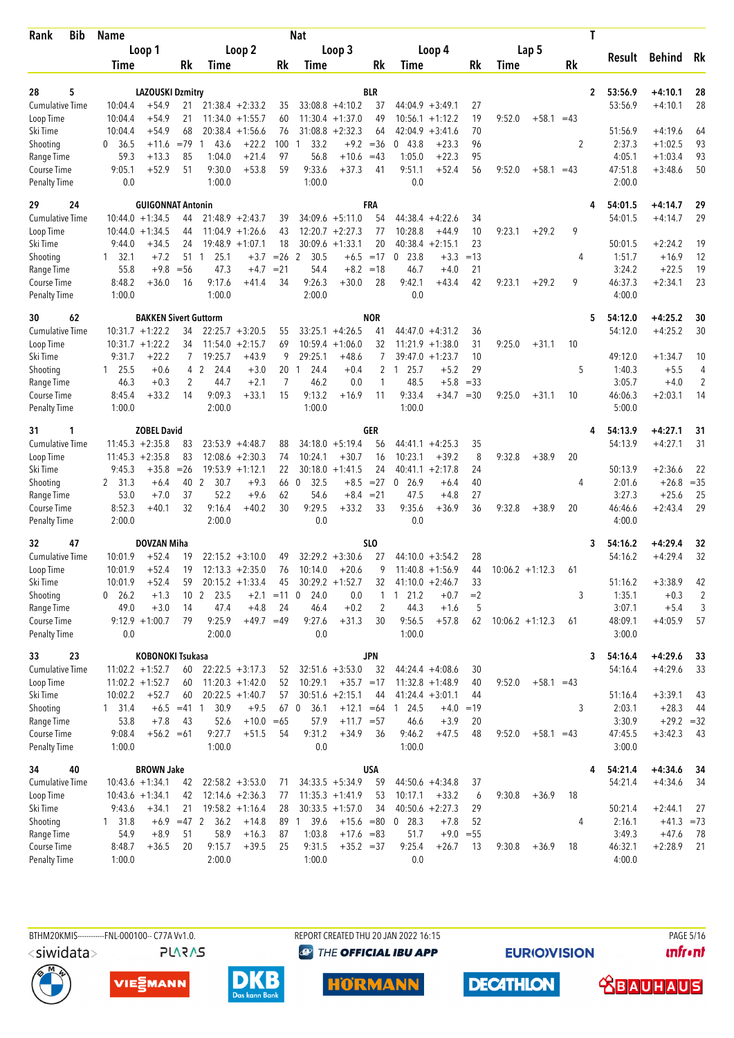| Rank | Bib | Name | | | Nat | | | | | | | | | T | Result | Behind | Rk |
|---|---|---|---|---|---|---|---|---|---|---|---|---|---|---|---|---|---|
| | | Loop 1 | | | Loop 2 | | Loop 3 | | | Loop 4 | | Lap 5 | | | | | |
| | | Time | | Rk | Time | Rk | Time | | Rk | Time | Rk | Time | Rk | | | | |
| 28 | 5 | LAZOUSKI Dzmitry | | | | | BLR | | | | | | | 2 | 53:56.9 | +4:10.1 | 28 |
| Cumulative Time | | 10:04.4 | +54.9 | 21 | 21:38.4 +2:33.2 | 35 | 33:08.8 +4:10.2 | | 37 | 44:04.9 +3:49.1 | 27 | | | | 53:56.9 | +4:10.1 | 28 |
| Loop Time | | 10:04.4 | +54.9 | 21 | 11:34.0 +1:55.7 | 60 | 11:30.4 +1:37.0 | | 49 | 10:56.1 +1:12.2 | 19 | 9:52.0 +58.1 | =43 | | | | |
| Ski Time | | 10:04.4 | +54.9 | 68 | 20:38.4 +1:56.6 | 76 | 31:08.8 +2:32.3 | | 64 | 42:04.9 +3:41.6 | 70 | | | | 51:56.9 | +4:19.6 | 64 |
| Shooting | | 0 36.5 | +11.6 | =79 | 1 43.6 +22.2 | 100 | 1 33.2 +9.2 | | =36 | 0 43.8 +23.3 | 96 | | | 2 | 2:37.3 | +1:02.5 | 93 |
| Range Time | | 59.3 | +13.3 | 85 | 1:04.0 +21.4 | 97 | 56.8 +10.6 | | =43 | 1:05.0 +22.3 | 95 | | | | 4:05.1 | +1:03.4 | 93 |
| Course Time | | 9:05.1 | +52.9 | 51 | 9:30.0 +53.8 | 59 | 9:33.6 +37.3 | | 41 | 9:51.1 +52.4 | 56 | 9:52.0 +58.1 | =43 | | 47:51.8 | +3:48.6 | 50 |
| Penalty Time | | 0.0 | | | 1:00.0 | | 1:00.0 | | | 0.0 | | | | | 2:00.0 | | |
| 29 | 24 | GUIGONNAT Antonin | | | | | FRA | | | | | | | 4 | 54:01.5 | +4:14.7 | 29 |
| Cumulative Time | | 10:44.0 | +1:34.5 | 44 | 21:48.9 +2:43.7 | 39 | 34:09.6 +5:11.0 | | 54 | 44:38.4 +4:22.6 | 34 | | | | 54:01.5 | +4:14.7 | 29 |
| Loop Time | | 10:44.0 | +1:34.5 | 44 | 11:04.9 +1:26.6 | 43 | 12:20.7 +2:27.3 | | 77 | 10:28.8 +44.9 | 10 | 9:23.1 +29.2 | 9 | | | | |
| Ski Time | | 9:44.0 | +34.5 | 24 | 19:48.9 +1:07.1 | 18 | 30:09.6 +1:33.1 | | 20 | 40:38.4 +2:15.1 | 23 | | | | 50:01.5 | +2:24.2 | 19 |
| Shooting | | 1 32.1 | +7.2 | 51 | 1 25.1 +3.7 | =26 | 2 30.5 +6.5 | | =17 | 0 23.8 +3.3 | =13 | | | 4 | 1:51.7 | +16.9 | 12 |
| Range Time | | 55.8 | +9.8 | =56 | 47.3 +4.7 | =21 | 54.4 +8.2 | | =18 | 46.7 +4.0 | 21 | | | | 3:24.2 | +22.5 | 19 |
| Course Time | | 8:48.2 | +36.0 | 16 | 9:17.6 +41.4 | 34 | 9:26.3 +30.0 | | 28 | 9:42.1 +43.4 | 42 | 9:23.1 +29.2 | 9 | | 46:37.3 | +2:34.1 | 23 |
| Penalty Time | | 1:00.0 | | | 1:00.0 | | 2:00.0 | | | 0.0 | | | | | 4:00.0 | | |
| 30 | 62 | BAKKEN Sivert Guttorm | | | | | NOR | | | | | | | 5 | 54:12.0 | +4:25.2 | 30 |
| Cumulative Time | | 10:31.7 | +1:22.2 | 34 | 22:25.7 +3:20.5 | 55 | 33:25.1 +4:26.5 | | 41 | 44:47.0 +4:31.2 | 36 | | | | 54:12.0 | +4:25.2 | 30 |
| Loop Time | | 10:31.7 | +1:22.2 | 34 | 11:54.0 +2:15.7 | 69 | 10:59.4 +1:06.0 | | 32 | 11:21.9 +1:38.0 | 31 | 9:25.0 +31.1 | 10 | | | | |
| Ski Time | | 9:31.7 | +22.2 | 7 | 19:25.7 +43.9 | 9 | 29:25.1 +48.6 | | 7 | 39:47.0 +1:23.7 | 10 | | | | 49:12.0 | +1:34.7 | 10 |
| Shooting | | 1 25.5 | +0.6 | 4 | 2 24.4 +3.0 | 20 | 1 24.4 +0.4 | | 2 | 1 25.7 +5.2 | 29 | | | 5 | 1:40.3 | +5.5 | 4 |
| Range Time | | 46.3 | +0.3 | 2 | 44.7 +2.1 | 7 | 46.2 0.0 | | 1 | 48.5 +5.8 | =33 | | | | 3:05.7 | +4.0 | 2 |
| Course Time | | 8:45.4 | +33.2 | 14 | 9:09.3 +33.1 | 15 | 9:13.2 +16.9 | | 11 | 9:33.4 +34.7 | =30 | 9:25.0 +31.1 | 10 | | 46:06.3 | +2:03.1 | 14 |
| Penalty Time | | 1:00.0 | | | 2:00.0 | | 1:00.0 | | | 1:00.0 | | | | | 5:00.0 | | |
| 31 | 1 | ZOBEL David | | | | | GER | | | | | | | 4 | 54:13.9 | +4:27.1 | 31 |
| Cumulative Time | | 11:45.3 | +2:35.8 | 83 | 23:53.9 +4:48.7 | 88 | 34:18.0 +5:19.4 | | 56 | 44:41.1 +4:25.3 | 35 | | | | 54:13.9 | +4:27.1 | 31 |
| Loop Time | | 11:45.3 | +2:35.8 | 83 | 12:08.6 +2:30.3 | 74 | 10:24.1 +30.7 | | 16 | 10:23.1 +39.2 | 8 | 9:32.8 +38.9 | 20 | | | | |
| Ski Time | | 9:45.3 | +35.8 | =26 | 19:53.9 +1:12.1 | 22 | 30:18.0 +1:41.5 | | 24 | 40:41.1 +2:17.8 | 24 | | | | 50:13.9 | +2:36.6 | 22 |
| Shooting | | 2 31.3 | +6.4 | 40 | 2 30.7 +9.3 | 66 | 0 32.5 +8.5 | | =27 | 0 26.9 +6.4 | 40 | | | 4 | 2:01.6 | +26.8 | =35 |
| Range Time | | 53.0 | +7.0 | 37 | 52.2 +9.6 | 62 | 54.6 +8.4 | | =21 | 47.5 +4.8 | 27 | | | | 3:27.3 | +25.6 | 25 |
| Course Time | | 8:52.3 | +40.1 | 32 | 9:16.4 +40.2 | 30 | 9:29.5 +33.2 | | 33 | 9:35.6 +36.9 | 36 | 9:32.8 +38.9 | 20 | | 46:46.6 | +2:43.4 | 29 |
| Penalty Time | | 2:00.0 | | | 2:00.0 | | 0.0 | | | 0.0 | | | | | 4:00.0 | | |
| 32 | 47 | DOVZAN Miha | | | | | SLO | | | | | | | 3 | 54:16.2 | +4:29.4 | 32 |
| Cumulative Time | | 10:01.9 | +52.4 | 19 | 22:15.2 +3:10.0 | 49 | 32:29.2 +3:30.6 | | 27 | 44:10.0 +3:54.2 | 28 | | | | 54:16.2 | +4:29.4 | 32 |
| Loop Time | | 10:01.9 | +52.4 | 19 | 12:13.3 +2:35.0 | 76 | 10:14.0 +20.6 | | 9 | 11:40.8 +1:56.9 | 44 | 10:06.2 +1:12.3 | 61 | | | | |
| Ski Time | | 10:01.9 | +52.4 | 59 | 20:15.2 +1:33.4 | 45 | 30:29.2 +1:52.7 | | 32 | 41:10.0 +2:46.7 | 33 | | | | 51:16.2 | +3:38.9 | 42 |
| Shooting | | 0 26.2 | +1.3 | 10 | 2 23.5 +2.1 | =11 | 0 24.0 0.0 | | 1 | 1 21.2 +0.7 | =2 | | | 3 | 1:35.1 | +0.3 | 2 |
| Range Time | | 49.0 | +3.0 | 14 | 47.4 +4.8 | 24 | 46.4 +0.2 | | 2 | 44.3 +1.6 | 5 | | | | 3:07.1 | +5.4 | 3 |
| Course Time | | 9:12.9 | +1:00.7 | 79 | 9:25.9 +49.7 | =49 | 9:27.6 +31.3 | | 30 | 9:56.5 +57.8 | 62 | 10:06.2 +1:12.3 | 61 | | 48:09.1 | +4:05.9 | 57 |
| Penalty Time | | 0.0 | | | 2:00.0 | | 0.0 | | | 1:00.0 | | | | | 3:00.0 | | |
| 33 | 23 | KOBONOKI Tsukasa | | | | | JPN | | | | | | | 3 | 54:16.4 | +4:29.6 | 33 |
| Cumulative Time | | 11:02.2 | +1:52.7 | 60 | 22:22.5 +3:17.3 | 52 | 32:51.6 +3:53.0 | | 32 | 44:24.4 +4:08.6 | 30 | | | | 54:16.4 | +4:29.6 | 33 |
| Loop Time | | 11:02.2 | +1:52.7 | 60 | 11:20.3 +1:42.0 | 52 | 10:29.1 +35.7 | | =17 | 11:32.8 +1:48.9 | 40 | 9:52.0 +58.1 | =43 | | | | |
| Ski Time | | 10:02.2 | +52.7 | 60 | 20:22.5 +1:40.7 | 57 | 30:51.6 +2:15.1 | | 44 | 41:24.4 +3:01.1 | 44 | | | | 51:16.4 | +3:39.1 | 43 |
| Shooting | | 1 31.4 | +6.5 | =41 | 1 30.9 +9.5 | 67 | 0 36.1 +12.1 | | =64 | 1 24.5 +4.0 | =19 | | | 3 | 2:03.1 | +28.3 | 44 |
| Range Time | | 53.8 | +7.8 | 43 | 52.6 +10.0 | =65 | 57.9 +11.7 | | =57 | 46.6 +3.9 | 20 | | | | 3:30.9 | +29.2 | =32 |
| Course Time | | 9:08.4 | +56.2 | =61 | 9:27.7 +51.5 | 54 | 9:31.2 +34.9 | | 36 | 9:46.2 +47.5 | 48 | 9:52.0 +58.1 | =43 | | 47:45.5 | +3:42.3 | 43 |
| Penalty Time | | 1:00.0 | | | 1:00.0 | | 0.0 | | | 1:00.0 | | | | | 3:00.0 | | |
| 34 | 40 | BROWN Jake | | | | | USA | | | | | | | 4 | 54:21.4 | +4:34.6 | 34 |
| Cumulative Time | | 10:43.6 | +1:34.1 | 42 | 22:58.2 +3:53.0 | 71 | 34:33.5 +5:34.9 | | 59 | 44:50.6 +4:34.8 | 37 | | | | 54:21.4 | +4:34.6 | 34 |
| Loop Time | | 10:43.6 | +1:34.1 | 42 | 12:14.6 +2:36.3 | 77 | 11:35.3 +1:41.9 | | 53 | 10:17.1 +33.2 | 6 | 9:30.8 +36.9 | 18 | | | | |
| Ski Time | | 9:43.6 | +34.1 | 21 | 19:58.2 +1:16.4 | 28 | 30:33.5 +1:57.0 | | 34 | 40:50.6 +2:27.3 | 29 | | | | 50:21.4 | +2:44.1 | 27 |
| Shooting | | 1 31.8 | +6.9 | =47 | 2 36.2 +14.8 | 89 | 1 39.6 +15.6 | | =80 | 0 28.3 +7.8 | 52 | | | 4 | 2:16.1 | +41.3 | =73 |
| Range Time | | 54.9 | +8.9 | 51 | 58.9 +16.3 | 87 | 1:03.8 +17.6 | | =83 | 51.7 +9.0 | =55 | | | | 3:49.3 | +47.6 | 78 |
| Course Time | | 8:48.7 | +36.5 | 20 | 9:15.7 +39.5 | 25 | 9:31.5 +35.2 | | =37 | 9:25.4 +26.7 | 13 | 9:30.8 +36.9 | 18 | | 46:32.1 | +2:28.9 | 21 |
| Penalty Time | | 1:00.0 | | | 2:00.0 | | 1:00.0 | | | 0.0 | | | | | 4:00.0 | | |

BTHM20KMIS-----------FNL-000100-- C77A Vv1.0. REPORT CREATED THU 20 JAN 2022 16:15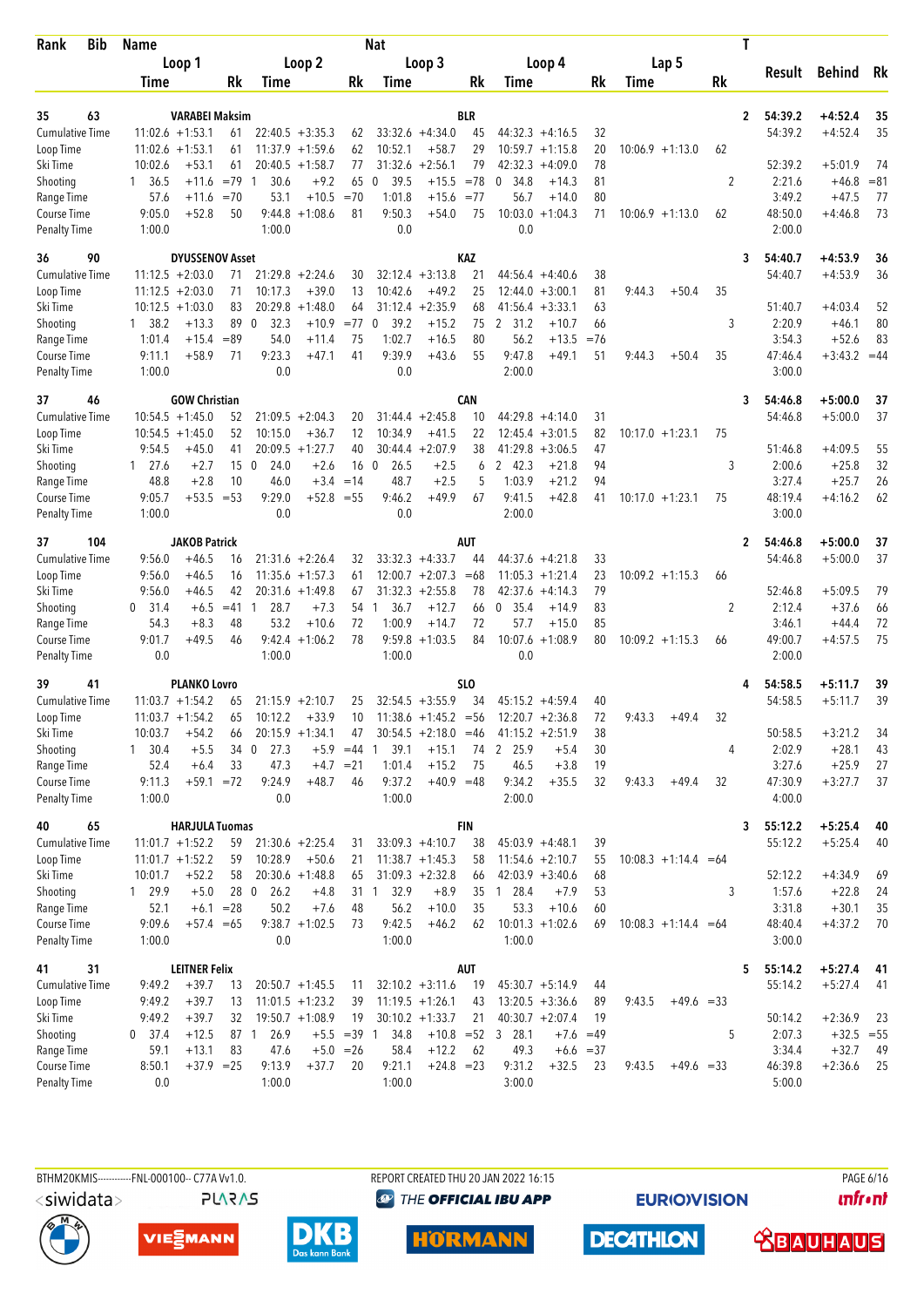| Rank | Bib | Name | | | | | Nat | | | | | | | | | T | Result | Behind | Rk |
|---|---|---|---|---|---|---|---|---|---|---|---|---|---|---|---|---|---|---|---|
| | | Loop 1 | | | Loop 2 | | | Loop 3 | | | Loop 4 | | | Lap 5 | | | | | |
| | | Time | | Rk | Time | | Rk | Time | | Rk | Time | | Rk | Time | | Rk | | | |
| 35 | 63 | VARABEI Maksim | | | | | BLR | | | | | | | | | 2 | 54:39.2 | +4:52.4 | 35 |
| Cumulative Time | | 11:02.6 | +1:53.1 | 61 | 22:40.5 | +3:35.3 | 62 | 33:32.6 | +4:34.0 | 45 | 44:32.3 | +4:16.5 | 32 | | | | 54:39.2 | +4:52.4 | 35 |
| Loop Time | | 11:02.6 | +1:53.1 | 61 | 11:37.9 | +1:59.6 | 62 | 10:52.1 | +58.7 | 29 | 10:59.7 | +1:15.8 | 20 | 10:06.9 | +1:13.0 | 62 | | | |
| Ski Time | | 10:02.6 | +53.1 | 61 | 20:40.5 | +1:58.7 | 77 | 31:32.6 | +2:56.1 | 79 | 42:32.3 | +4:09.0 | 78 | | | | 52:39.2 | +5:01.9 | 74 |
| Shooting | | 1 36.5 | +11.6 | =79 | 1 30.6 | +9.2 | 65 | 0 39.5 | +15.5 | =78 | 0 34.8 | +14.3 | 81 | | | 2 | 2:21.6 | +46.8 | =81 |
| Range Time | | 57.6 | +11.6 | =70 | 53.1 | +10.5 | =70 | 1:01.8 | +15.6 | =77 | 56.7 | +14.0 | 80 | | | | 3:49.2 | +47.5 | 77 |
| Course Time | | 9:05.0 | +52.8 | 50 | 9:44.8 | +1:08.6 | 81 | 9:50.3 | +54.0 | 75 | 10:03.0 | +1:04.3 | 71 | 10:06.9 | +1:13.0 | 62 | 48:50.0 | +4:46.8 | 73 |
| Penalty Time | | 1:00.0 | | | 1:00.0 | | | 0.0 | | | 0.0 | | | | | | 2:00.0 | | |
| 36 | 90 | DYUSSENOV Asset | | | | | KAZ | | | | | | | | | 3 | 54:40.7 | +4:53.9 | 36 |
| Cumulative Time | | 11:12.5 | +2:03.0 | 71 | 21:29.8 | +2:24.6 | 30 | 32:12.4 | +3:13.8 | 21 | 44:56.4 | +4:40.6 | 38 | | | | 54:40.7 | +4:53.9 | 36 |
| Loop Time | | 11:12.5 | +2:03.0 | 71 | 10:17.3 | +39.0 | 13 | 10:42.6 | +49.2 | 25 | 12:44.0 | +3:00.1 | 81 | 9:44.3 | +50.4 | 35 | | | |
| Ski Time | | 10:12.5 | +1:03.0 | 83 | 20:29.8 | +1:48.0 | 64 | 31:12.4 | +2:35.9 | 68 | 41:56.4 | +3:33.1 | 63 | | | | 51:40.7 | +4:03.4 | 52 |
| Shooting | | 1 38.2 | +13.3 | 89 | 0 32.3 | +10.9 | =77 | 0 39.2 | +15.2 | 75 | 2 31.2 | +10.7 | 66 | | | 3 | 2:20.9 | +46.1 | 80 |
| Range Time | | 1:01.4 | +15.4 | =89 | 54.0 | +11.4 | 75 | 1:02.7 | +16.5 | 80 | 56.2 | +13.5 | =76 | | | | 3:54.3 | +52.6 | 83 |
| Course Time | | 9:11.1 | +58.9 | 71 | 9:23.3 | +47.1 | 41 | 9:39.9 | +43.6 | 55 | 9:47.8 | +49.1 | 51 | 9:44.3 | +50.4 | 35 | 47:46.4 | +3:43.2 | =44 |
| Penalty Time | | 1:00.0 | | | 0.0 | | | 0.0 | | | 2:00.0 | | | | | | 3:00.0 | | |
| 37 | 46 | GOW Christian | | | | | CAN | | | | | | | | | 3 | 54:46.8 | +5:00.0 | 37 |
| Cumulative Time | | 10:54.5 | +1:45.0 | 52 | 21:09.5 | +2:04.3 | 20 | 31:44.4 | +2:45.8 | 10 | 44:29.8 | +4:14.0 | 31 | | | | 54:46.8 | +5:00.0 | 37 |
| Loop Time | | 10:54.5 | +1:45.0 | 52 | 10:15.0 | +36.7 | 12 | 10:34.9 | +41.5 | 22 | 12:45.4 | +3:01.5 | 82 | 10:17.0 | +1:23.1 | 75 | | | |
| Ski Time | | 9:54.5 | +45.0 | 41 | 20:09.5 | +1:27.7 | 40 | 30:44.4 | +2:07.9 | 38 | 41:29.8 | +3:06.5 | 47 | | | | 51:46.8 | +4:09.5 | 55 |
| Shooting | | 1 27.6 | +2.7 | 11 | 0 24.0 | +2.6 | 16 | 0 26.5 | +2.5 | 6 | 2 42.3 | +21.8 | 94 | | | 3 | 2:00.6 | +25.8 | 32 |
| Range Time | | 48.8 | +2.8 | 10 | 46.0 | +3.4 | =14 | 48.7 | +2.5 | 5 | 1:03.9 | +21.2 | 94 | | | | 3:27.4 | +25.7 | 26 |
| Course Time | | 9:05.7 | +53.5 | =53 | 9:29.0 | +52.8 | =55 | 9:46.2 | +49.9 | 67 | 9:41.5 | +42.8 | 41 | 10:17.0 | +1:23.1 | 75 | 48:19.4 | +4:16.2 | 62 |
| Penalty Time | | 1:00.0 | | | 0.0 | | | 0.0 | | | 2:00.0 | | | | | | 3:00.0 | | |
| 37 | 104 | JAKOB Patrick | | | | | AUT | | | | | | | | | 2 | 54:46.8 | +5:00.0 | 37 |
| Cumulative Time | | 9:56.0 | +46.5 | 16 | 21:31.6 | +2:26.4 | 32 | 33:32.3 | +4:33.7 | 44 | 44:37.6 | +4:21.8 | 33 | | | | 54:46.8 | +5:00.0 | 37 |
| Loop Time | | 9:56.0 | +46.5 | 16 | 11:35.6 | +1:57.3 | 61 | 12:00.7 | +2:07.3 | =68 | 11:05.3 | +1:21.4 | 23 | 10:09.2 | +1:15.3 | 66 | | | |
| Ski Time | | 9:56.0 | +46.5 | 42 | 20:31.6 | +1:49.8 | 67 | 31:32.3 | +2:55.8 | 78 | 42:37.6 | +4:14.3 | 79 | | | | 52:46.8 | +5:09.5 | 79 |
| Shooting | | 0 31.4 | +6.5 | =41 | 1 28.7 | +7.3 | 54 | 1 36.7 | +12.7 | 66 | 0 35.4 | +14.9 | 83 | | | 2 | 2:12.4 | +37.6 | 66 |
| Range Time | | 54.3 | +8.3 | 48 | 53.2 | +10.6 | 72 | 1:00.9 | +14.7 | 72 | 57.7 | +15.0 | 85 | | | | 3:46.1 | +44.4 | 72 |
| Course Time | | 9:01.7 | +49.5 | 46 | 9:42.4 | +1:06.2 | 78 | 9:59.8 | +1:03.5 | 84 | 10:07.6 | +1:08.9 | 80 | 10:09.2 | +1:15.3 | 66 | 49:00.7 | +4:57.5 | 75 |
| Penalty Time | | 0.0 | | | 1:00.0 | | | 1:00.0 | | | 0.0 | | | | | | 2:00.0 | | |
| 39 | 41 | PLANKO Lovro | | | | | SLO | | | | | | | | | 4 | 54:58.5 | +5:11.7 | 39 |
| Cumulative Time | | 11:03.7 | +1:54.2 | 65 | 21:15.9 | +2:10.7 | 25 | 32:54.5 | +3:55.9 | 34 | 45:15.2 | +4:59.4 | 40 | | | | 54:58.5 | +5:11.7 | 39 |
| Loop Time | | 11:03.7 | +1:54.2 | 65 | 10:12.2 | +33.9 | 10 | 11:38.6 | +1:45.2 | =56 | 12:20.7 | +2:36.8 | 72 | 9:43.3 | +49.4 | 32 | | | |
| Ski Time | | 10:03.7 | +54.2 | 66 | 20:15.9 | +1:34.1 | 47 | 30:54.5 | +2:18.0 | =46 | 41:15.2 | +2:51.9 | 38 | | | | 50:58.5 | +3:21.2 | 34 |
| Shooting | | 1 30.4 | +5.5 | 34 | 0 27.3 | +5.9 | =44 | 1 39.1 | +15.1 | 74 | 2 25.9 | +5.4 | 30 | | | 4 | 2:02.9 | +28.1 | 43 |
| Range Time | | 52.4 | +6.4 | 33 | 47.3 | +4.7 | =21 | 1:01.4 | +15.2 | 75 | 46.5 | +3.8 | 19 | | | | 3:27.6 | +25.9 | 27 |
| Course Time | | 9:11.3 | +59.1 | =72 | 9:24.9 | +48.7 | 46 | 9:37.2 | +40.9 | =48 | 9:34.2 | +35.5 | 32 | 9:43.3 | +49.4 | 32 | 47:30.9 | +3:27.7 | 37 |
| Penalty Time | | 1:00.0 | | | 0.0 | | | 1:00.0 | | | 2:00.0 | | | | | | 4:00.0 | | |
| 40 | 65 | HARJULA Tuomas | | | | | FIN | | | | | | | | | 3 | 55:12.2 | +5:25.4 | 40 |
| Cumulative Time | | 11:01.7 | +1:52.2 | 59 | 21:30.6 | +2:25.4 | 31 | 33:09.3 | +4:10.7 | 38 | 45:03.9 | +4:48.1 | 39 | | | | 55:12.2 | +5:25.4 | 40 |
| Loop Time | | 11:01.7 | +1:52.2 | 59 | 10:28.9 | +50.6 | 21 | 11:38.7 | +1:45.3 | 58 | 11:54.6 | +2:10.7 | 55 | 10:08.3 | +1:14.4 | =64 | | | |
| Ski Time | | 10:01.7 | +52.2 | 58 | 20:30.6 | +1:48.8 | 65 | 31:09.3 | +2:32.8 | 66 | 42:03.9 | +3:40.6 | 68 | | | | 52:12.2 | +4:34.9 | 69 |
| Shooting | | 1 29.9 | +5.0 | 28 | 0 26.2 | +4.8 | 31 | 1 32.9 | +8.9 | 35 | 1 28.4 | +7.9 | 53 | | | 3 | 1:57.6 | +22.8 | 24 |
| Range Time | | 52.1 | +6.1 | =28 | 50.2 | +7.6 | 48 | 56.2 | +10.0 | 35 | 53.3 | +10.6 | 60 | | | | 3:31.8 | +30.1 | 35 |
| Course Time | | 9:09.6 | +57.4 | =65 | 9:38.7 | +1:02.5 | 73 | 9:42.5 | +46.2 | 62 | 10:01.3 | +1:02.6 | 69 | 10:08.3 | +1:14.4 | =64 | 48:40.4 | +4:37.2 | 70 |
| Penalty Time | | 1:00.0 | | | 0.0 | | | 1:00.0 | | | 1:00.0 | | | | | | 3:00.0 | | |
| 41 | 31 | LEITNER Felix | | | | | AUT | | | | | | | | | 5 | 55:14.2 | +5:27.4 | 41 |
| Cumulative Time | | 9:49.2 | +39.7 | 13 | 20:50.7 | +1:45.5 | 11 | 32:10.2 | +3:11.6 | 19 | 45:30.7 | +5:14.9 | 44 | | | | 55:14.2 | +5:27.4 | 41 |
| Loop Time | | 9:49.2 | +39.7 | 13 | 11:01.5 | +1:23.2 | 39 | 11:19.5 | +1:26.1 | 43 | 13:20.5 | +3:36.6 | 89 | 9:43.5 | +49.6 | =33 | | | |
| Ski Time | | 9:49.2 | +39.7 | 32 | 19:50.7 | +1:08.9 | 19 | 30:10.2 | +1:33.7 | 21 | 40:30.7 | +2:07.4 | 19 | | | | 50:14.2 | +2:36.9 | 23 |
| Shooting | | 0 37.4 | +12.5 | 87 | 1 26.9 | +5.5 | =39 | 1 34.8 | +10.8 | =52 | 3 28.1 | +7.6 | =49 | | | 5 | 2:07.3 | +32.5 | =55 |
| Range Time | | 59.1 | +13.1 | 83 | 47.6 | +5.0 | =26 | 58.4 | +12.2 | 62 | 49.3 | +6.6 | =37 | | | | 3:34.4 | +32.7 | 49 |
| Course Time | | 8:50.1 | +37.9 | =25 | 9:13.9 | +37.7 | 20 | 9:21.1 | +24.8 | =23 | 9:31.2 | +32.5 | 23 | 9:43.5 | +49.6 | =33 | 46:39.8 | +2:36.6 | 25 |
| Penalty Time | | 0.0 | | | 1:00.0 | | | 1:00.0 | | | 3:00.0 | | | | | | 5:00.0 | | |

BTHM20KMIS-----------FNL-000100-- C77A Vv1.0. REPORT CREATED THU 20 JAN 2022 16:15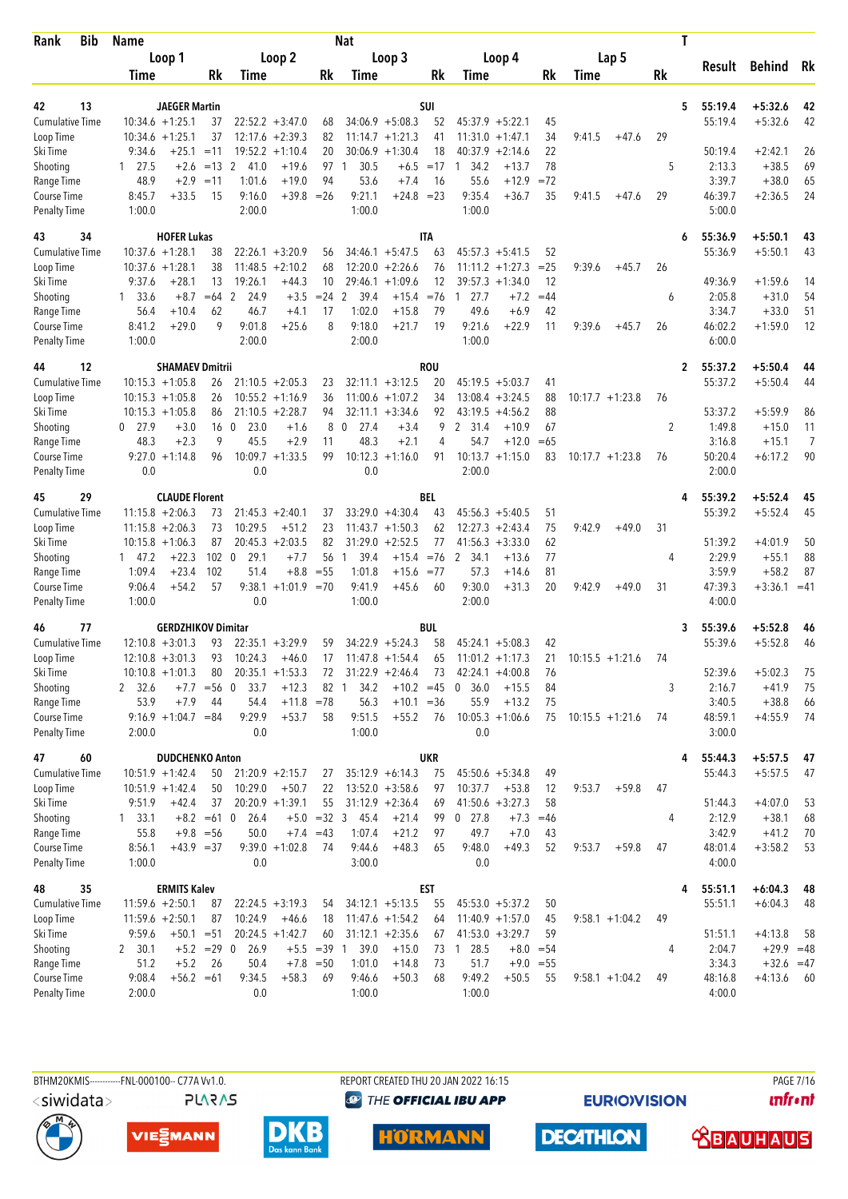| Rank | Bib | Name | | | | | Nat | | | | | | | | | T | Result | Behind | Rk |
|---|---|---|---|---|---|---|---|---|---|---|---|---|---|---|---|---|---|---|---|
| | | Loop 1 | | | Loop 2 | | | Loop 3 | | | Loop 4 | | | Lap 5 | | | | | |
| | | Time | | Rk | Time | | Rk | Time | | Rk | Time | | Rk | Time | | Rk | | | |
| 42 | 13 | JAEGER Martin | | | | | SUI | | | | | | | | | 5 | 55:19.4 | +5:32.6 | 42 |
| Cumulative Time | | 10:34.6 | +1:25.1 | 37 | 22:52.2 | +3:47.0 | 68 | 34:06.9 | +5:08.3 | 52 | 45:37.9 | +5:22.1 | 45 | | | | 55:19.4 | +5:32.6 | 42 |
| Loop Time | | 10:34.6 | +1:25.1 | 37 | 12:17.6 | +2:39.3 | 82 | 11:14.7 | +1:21.3 | 41 | 11:31.0 | +1:47.1 | 34 | 9:41.5 | +47.6 | 29 | | | |
| Ski Time | | 9:34.6 | +25.1 | =11 | 19:52.2 | +1:10.4 | 20 | 30:06.9 | +1:30.4 | 18 | 40:37.9 | +2:14.6 | 22 | | | | 50:19.4 | +2:42.1 | 26 |
| Shooting | | 1 27.5 | +2.6 | =13 | 2 41.0 | +19.6 | 97 | 1 30.5 | +6.5 | =17 | 1 34.2 | +13.7 | 78 | | | 5 | 2:13.3 | +38.5 | 69 |
| Range Time | | 48.9 | +2.9 | =11 | 1:01.6 | +19.0 | 94 | 53.6 | +7.4 | 16 | 55.6 | +12.9 | =72 | | | | 3:39.7 | +38.0 | 65 |
| Course Time | | 8:45.7 | +33.5 | 15 | 9:16.0 | +39.8 | =26 | 9:21.1 | +24.8 | =23 | 9:35.4 | +36.7 | 35 | 9:41.5 | +47.6 | 29 | 46:39.7 | +2:36.5 | 24 |
| Penalty Time | | 1:00.0 | | | 2:00.0 | | | 1:00.0 | | | 1:00.0 | | | | | | 5:00.0 | | |
| 43 | 34 | HOFER Lukas | | | | | ITA | | | | | | | | | 6 | 55:36.9 | +5:50.1 | 43 |
| Cumulative Time | | 10:37.6 | +1:28.1 | 38 | 22:26.1 | +3:20.9 | 56 | 34:46.1 | +5:47.5 | 63 | 45:57.3 | +5:41.5 | 52 | | | | 55:36.9 | +5:50.1 | 43 |
| Loop Time | | 10:37.6 | +1:28.1 | 38 | 11:48.5 | +2:10.2 | 68 | 12:20.0 | +2:26.6 | 76 | 11:11.2 | +1:27.3 | =25 | 9:39.6 | +45.7 | 26 | | | |
| Ski Time | | 9:37.6 | +28.1 | 13 | 19:26.1 | +44.3 | 10 | 29:46.1 | +1:09.6 | 12 | 39:57.3 | +1:34.0 | 12 | | | | 49:36.9 | +1:59.6 | 14 |
| Shooting | | 1 33.6 | +8.7 | =64 | 2 24.9 | +3.5 | =24 | 2 39.4 | +15.4 | =76 | 1 27.7 | +7.2 | =44 | | | 6 | 2:05.8 | +31.0 | 54 |
| Range Time | | 56.4 | +10.4 | 62 | 46.7 | +4.1 | 17 | 1:02.0 | +15.8 | 79 | 49.6 | +6.9 | 42 | | | | 3:34.7 | +33.0 | 51 |
| Course Time | | 8:41.2 | +29.0 | 9 | 9:01.8 | +25.6 | 8 | 9:18.0 | +21.7 | 19 | 9:21.6 | +22.9 | 11 | 9:39.6 | +45.7 | 26 | 46:02.2 | +1:59.0 | 12 |
| Penalty Time | | 1:00.0 | | | 2:00.0 | | | 2:00.0 | | | 1:00.0 | | | | | | 6:00.0 | | |
| 44 | 12 | SHAMAEV Dmitrii | | | | | ROU | | | | | | | | | 2 | 55:37.2 | +5:50.4 | 44 |
| Cumulative Time | | 10:15.3 | +1:05.8 | 26 | 21:10.5 | +2:05.3 | 23 | 32:11.1 | +3:12.5 | 20 | 45:19.5 | +5:03.7 | 41 | | | | 55:37.2 | +5:50.4 | 44 |
| Loop Time | | 10:15.3 | +1:05.8 | 26 | 10:55.2 | +1:16.9 | 36 | 11:00.6 | +1:07.2 | 34 | 13:08.4 | +3:24.5 | 88 | 10:17.7 | +1:23.8 | 76 | | | |
| Ski Time | | 10:15.3 | +1:05.8 | 86 | 21:10.5 | +2:28.7 | 94 | 32:11.1 | +3:34.6 | 92 | 43:19.5 | +4:56.2 | 88 | | | | 53:37.2 | +5:59.9 | 86 |
| Shooting | | 0 27.9 | +3.0 | 16 | 0 23.0 | +1.6 | 8 | 0 27.4 | +3.4 | 9 | 2 31.4 | +10.9 | 67 | | | 2 | 1:49.8 | +15.0 | 11 |
| Range Time | | 48.3 | +2.3 | 9 | 45.5 | +2.9 | 11 | 48.3 | +2.1 | 4 | 54.7 | +12.0 | =65 | | | | 3:16.8 | +15.1 | 7 |
| Course Time | | 9:27.0 | +1:14.8 | 96 | 10:09.7 | +1:33.5 | 99 | 10:12.3 | +1:16.0 | 91 | 10:13.7 | +1:15.0 | 83 | 10:17.7 | +1:23.8 | 76 | 50:20.4 | +6:17.2 | 90 |
| Penalty Time | | 0.0 | | | 0.0 | | | 0.0 | | | 2:00.0 | | | | | | 2:00.0 | | |
| 45 | 29 | CLAUDE Florent | | | | | BEL | | | | | | | | | 4 | 55:39.2 | +5:52.4 | 45 |
| Cumulative Time | | 11:15.8 | +2:06.3 | 73 | 21:45.3 | +2:40.1 | 37 | 33:29.0 | +4:30.4 | 43 | 45:56.3 | +5:40.5 | 51 | | | | 55:39.2 | +5:52.4 | 45 |
| Loop Time | | 11:15.8 | +2:06.3 | 73 | 10:29.5 | +51.2 | 23 | 11:43.7 | +1:50.3 | 62 | 12:27.3 | +2:43.4 | 75 | 9:42.9 | +49.0 | 31 | | | |
| Ski Time | | 10:15.8 | +1:06.3 | 87 | 20:45.3 | +2:03.5 | 82 | 31:29.0 | +2:52.5 | 77 | 41:56.3 | +3:33.0 | 62 | | | | 51:39.2 | +4:01.9 | 50 |
| Shooting | | 1 47.2 | +22.3 | 102 | 0 29.1 | +7.7 | 56 | 1 39.4 | +15.4 | =76 | 2 34.1 | +13.6 | 77 | | | 4 | 2:29.9 | +55.1 | 88 |
| Range Time | | 1:09.4 | +23.4 | 102 | 51.4 | +8.8 | =55 | 1:01.8 | +15.6 | =77 | 57.3 | +14.6 | 81 | | | | 3:59.9 | +58.2 | 87 |
| Course Time | | 9:06.4 | +54.2 | 57 | 9:38.1 | +1:01.9 | =70 | 9:41.9 | +45.6 | 60 | 9:30.0 | +31.3 | 20 | 9:42.9 | +49.0 | 31 | 47:39.3 | +3:36.1 | =41 |
| Penalty Time | | 1:00.0 | | | 0.0 | | | 1:00.0 | | | 2:00.0 | | | | | | 4:00.0 | | |
| 46 | 77 | GERDZHIKOV Dimitar | | | | | BUL | | | | | | | | | 3 | 55:39.6 | +5:52.8 | 46 |
| Cumulative Time | | 12:10.8 | +3:01.3 | 93 | 22:35.1 | +3:29.9 | 59 | 34:22.9 | +5:24.3 | 58 | 45:24.1 | +5:08.3 | 42 | | | | 55:39.6 | +5:52.8 | 46 |
| Loop Time | | 12:10.8 | +3:01.3 | 93 | 10:24.3 | +46.0 | 17 | 11:47.8 | +1:54.4 | 65 | 11:01.2 | +1:17.3 | 21 | 10:15.5 | +1:21.6 | 74 | | | |
| Ski Time | | 10:10.8 | +1:01.3 | 80 | 20:35.1 | +1:53.3 | 72 | 31:22.9 | +2:46.4 | 73 | 42:24.1 | +4:00.8 | 76 | | | | 52:39.6 | +5:02.3 | 75 |
| Shooting | | 2 32.6 | +7.7 | =56 | 0 33.7 | +12.3 | 82 | 1 34.2 | +10.2 | =45 | 0 36.0 | +15.5 | 84 | | | 3 | 2:16.7 | +41.9 | 75 |
| Range Time | | 53.9 | +7.9 | 44 | 54.4 | +11.8 | =78 | 56.3 | +10.1 | =36 | 55.9 | +13.2 | 75 | | | | 3:40.5 | +38.8 | 66 |
| Course Time | | 9:16.9 | +1:04.7 | =84 | 9:29.9 | +53.7 | 58 | 9:51.5 | +55.2 | 76 | 10:05.3 | +1:06.6 | 75 | 10:15.5 | +1:21.6 | 74 | 48:59.1 | +4:55.9 | 74 |
| Penalty Time | | 2:00.0 | | | 0.0 | | | 1:00.0 | | | 0.0 | | | | | | 3:00.0 | | |
| 47 | 60 | DUDCHENKO Anton | | | | | UKR | | | | | | | | | 4 | 55:44.3 | +5:57.5 | 47 |
| Cumulative Time | | 10:51.9 | +1:42.4 | 50 | 21:20.9 | +2:15.7 | 27 | 35:12.9 | +6:14.3 | 75 | 45:50.6 | +5:34.8 | 49 | | | | 55:44.3 | +5:57.5 | 47 |
| Loop Time | | 10:51.9 | +1:42.4 | 50 | 10:29.0 | +50.7 | 22 | 13:52.0 | +3:58.6 | 97 | 10:37.7 | +53.8 | 12 | 9:53.7 | +59.8 | 47 | | | |
| Ski Time | | 9:51.9 | +42.4 | 37 | 20:20.9 | +1:39.1 | 55 | 31:12.9 | +2:36.4 | 69 | 41:50.6 | +3:27.3 | 58 | | | | 51:44.3 | +4:07.0 | 53 |
| Shooting | | 1 33.1 | +8.2 | =61 | 0 26.4 | +5.0 | =32 | 3 45.4 | +21.4 | 99 | 0 27.8 | +7.3 | =46 | | | 4 | 2:12.9 | +38.1 | 68 |
| Range Time | | 55.8 | +9.8 | =56 | 50.0 | +7.4 | =43 | 1:07.4 | +21.2 | 97 | 49.7 | +7.0 | 43 | | | | 3:42.9 | +41.2 | 70 |
| Course Time | | 8:56.1 | +43.9 | =37 | 9:39.0 | +1:02.8 | 74 | 9:44.6 | +48.3 | 65 | 9:48.0 | +49.3 | 52 | 9:53.7 | +59.8 | 47 | 48:01.4 | +3:58.2 | 53 |
| Penalty Time | | 1:00.0 | | | 0.0 | | | 3:00.0 | | | 0.0 | | | | | | 4:00.0 | | |
| 48 | 35 | ERMITS Kalev | | | | | EST | | | | | | | | | 4 | 55:51.1 | +6:04.3 | 48 |
| Cumulative Time | | 11:59.6 | +2:50.1 | 87 | 22:24.5 | +3:19.3 | 54 | 34:12.1 | +5:13.5 | 55 | 45:53.0 | +5:37.2 | 50 | | | | 55:51.1 | +6:04.3 | 48 |
| Loop Time | | 11:59.6 | +2:50.1 | 87 | 10:24.9 | +46.6 | 18 | 11:47.6 | +1:54.2 | 64 | 11:40.9 | +1:57.0 | 45 | 9:58.1 | +1:04.2 | 49 | | | |
| Ski Time | | 9:59.6 | +50.1 | =51 | 20:24.5 | +1:42.7 | 60 | 31:12.1 | +2:35.6 | 67 | 41:53.0 | +3:29.7 | 59 | | | | 51:51.1 | +4:13.8 | 58 |
| Shooting | | 2 30.1 | +5.2 | =29 | 0 26.9 | +5.5 | =39 | 1 39.0 | +15.0 | 73 | 1 28.5 | +8.0 | =54 | | | 4 | 2:04.7 | +29.9 | =48 |
| Range Time | | 51.2 | +5.2 | 26 | 50.4 | +7.8 | =50 | 1:01.0 | +14.8 | 73 | 51.7 | +9.0 | =55 | | | | 3:34.3 | +32.6 | =47 |
| Course Time | | 9:08.4 | +56.2 | =61 | 9:34.5 | +58.3 | 69 | 9:46.6 | +50.3 | 68 | 9:49.2 | +50.5 | 55 | 9:58.1 | +1:04.2 | 49 | 48:16.8 | +4:13.6 | 60 |
| Penalty Time | | 2:00.0 | | | 0.0 | | | 1:00.0 | | | 1:00.0 | | | | | | 4:00.0 | | |

BTHM20KMIS-----------FNL-000100-- C77A Vv1.0. REPORT CREATED THU 20 JAN 2022 16:15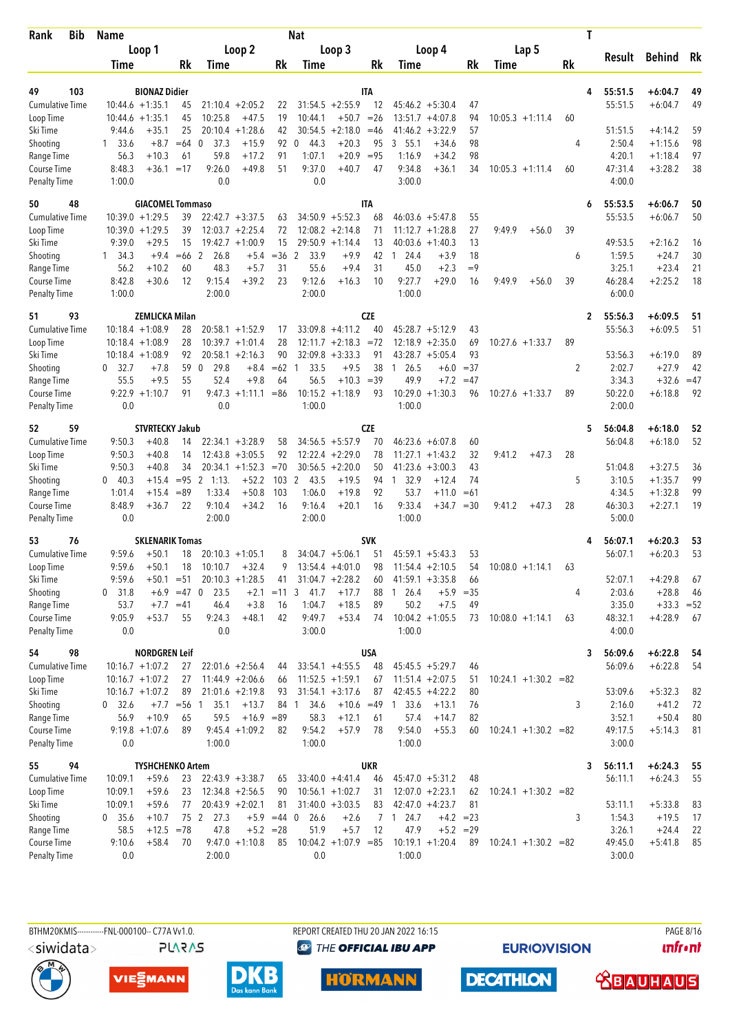| Rank | Bib | Name | | | | Nat | | | | | | | T | Result | Behind | Rk |
|---|---|---|---|---|---|---|---|---|---|---|---|---|---|---|---|---|
| | | Loop 1 | | Loop 2 | | Loop 3 | | Loop 4 | | Lap 5 | | | | | | |
| | | Time | Rk | Time | Rk | Time | Rk | Time | Rk | Time | Rk | | | | | |
| 49 | 103 | BIONAZ Didier | | | | ITA | | | | | | | 4 | 55:51.5 | +6:04.7 | 49 |
| Cumulative Time | | 10:44.6 +1:35.1 | 45 | 21:10.4 +2:05.2 | 22 | 31:54.5 +2:55.9 | 12 | 45:46.2 +5:30.4 | 47 | | | | | 55:51.5 | +6:04.7 | 49 |
| Loop Time | | 10:44.6 +1:35.1 | 45 | 10:25.8 +47.5 | 19 | 10:44.1 +50.7 | =26 | 13:51.7 +4:07.8 | 94 | 10:05.3 +1:11.4 | 60 | | | | | |
| Ski Time | | 9:44.6 +35.1 | 25 | 20:10.4 +1:28.6 | 42 | 30:54.5 +2:18.0 | =46 | 41:46.2 +3:22.9 | 57 | | | | | 51:51.5 | +4:14.2 | 59 |
| Shooting | | 1 33.6 +8.7 | =64 | 0 37.3 +15.9 | 92 | 0 44.3 +20.3 | 95 | 3 55.1 +34.6 | 98 | | | | 4 | 2:50.4 | +1:15.6 | 98 |
| Range Time | | 56.3 +10.3 | 61 | 59.8 +17.2 | 91 | 1:07.1 +20.9 | =95 | 1:16.9 +34.2 | 98 | | | | | 4:20.1 | +1:18.4 | 97 |
| Course Time | | 8:48.3 +36.1 | =17 | 9:26.0 +49.8 | 51 | 9:37.0 +40.7 | 47 | 9:34.8 +36.1 | 34 | 10:05.3 +1:11.4 | 60 | | | 47:31.4 | +3:28.2 | 38 |
| Penalty Time | | 1:00.0 | | 0.0 | | 0.0 | | 3:00.0 | | | | | | 4:00.0 | | |
| 50 | 48 | GIACOMEL Tommaso | | | | ITA | | | | | | | 6 | 55:53.5 | +6:06.7 | 50 |
| Cumulative Time | | 10:39.0 +1:29.5 | 39 | 22:42.7 +3:37.5 | 63 | 34:50.9 +5:52.3 | 68 | 46:03.6 +5:47.8 | 55 | | | | | 55:53.5 | +6:06.7 | 50 |
| Loop Time | | 10:39.0 +1:29.5 | 39 | 12:03.7 +2:25.4 | 72 | 12:08.2 +2:14.8 | 71 | 11:12.7 +1:28.8 | 27 | 9:49.9 +56.0 | 39 | | | | | |
| Ski Time | | 9:39.0 +29.5 | 15 | 19:42.7 +1:00.9 | 15 | 29:50.9 +1:14.4 | 13 | 40:03.6 +1:40.3 | 13 | | | | | 49:53.5 | +2:16.2 | 16 |
| Shooting | | 1 34.3 +9.4 | =66 | 2 26.8 +5.4 | =36 | 2 33.9 +9.9 | 42 | 1 24.4 +3.9 | 18 | | | | 6 | 1:59.5 | +24.7 | 30 |
| Range Time | | 56.2 +10.2 | 60 | 48.3 +5.7 | 31 | 55.6 +9.4 | 31 | 45.0 +2.3 | =9 | | | | | 3:25.1 | +23.4 | 21 |
| Course Time | | 8:42.8 +30.6 | 12 | 9:15.4 +39.2 | 23 | 9:12.6 +16.3 | 10 | 9:27.7 +29.0 | 16 | 9:49.9 +56.0 | 39 | | | 46:28.4 | +2:25.2 | 18 |
| Penalty Time | | 1:00.0 | | 2:00.0 | | 2:00.0 | | 1:00.0 | | | | | | 6:00.0 | | |
| 51 | 93 | ZEMLICKA Milan | | | | CZE | | | | | | | 2 | 55:56.3 | +6:09.5 | 51 |
| Cumulative Time | | 10:18.4 +1:08.9 | 28 | 20:58.1 +1:52.9 | 17 | 33:09.8 +4:11.2 | 40 | 45:28.7 +5:12.9 | 43 | | | | | 55:56.3 | +6:09.5 | 51 |
| Loop Time | | 10:18.4 +1:08.9 | 28 | 10:39.7 +1:01.4 | 28 | 12:11.7 +2:18.3 | =72 | 12:18.9 +2:35.0 | 69 | 10:27.6 +1:33.7 | 89 | | | | | |
| Ski Time | | 10:18.4 +1:08.9 | 92 | 20:58.1 +2:16.3 | 90 | 32:09.8 +3:33.3 | 91 | 43:28.7 +5:05.4 | 93 | | | | | 53:56.3 | +6:19.0 | 89 |
| Shooting | | 0 32.7 +7.8 | 59 | 0 29.8 +8.4 | =62 | 1 33.5 +9.5 | 38 | 1 26.5 +6.0 | =37 | | | | 2 | 2:02.7 | +27.9 | 42 |
| Range Time | | 55.5 +9.5 | 55 | 52.4 +9.8 | 64 | 56.5 +10.3 | =39 | 49.9 +7.2 | =47 | | | | | 3:34.3 | +32.6 | =47 |
| Course Time | | 9:22.9 +1:10.7 | 91 | 9:47.3 +1:11.1 | =86 | 10:15.2 +1:18.9 | 93 | 10:29.0 +1:30.3 | 96 | 10:27.6 +1:33.7 | 89 | | | 50:22.0 | +6:18.8 | 92 |
| Penalty Time | | 0.0 | | 0.0 | | 1:00.0 | | 1:00.0 | | | | | | 2:00.0 | | |
| 52 | 59 | STVRTECKY Jakub | | | | CZE | | | | | | | 5 | 56:04.8 | +6:18.0 | 52 |
| Cumulative Time | | 9:50.3 +40.8 | 14 | 22:34.1 +3:28.9 | 58 | 34:56.5 +5:57.9 | 70 | 46:23.6 +6:07.8 | 60 | | | | | 56:04.8 | +6:18.0 | 52 |
| Loop Time | | 9:50.3 +40.8 | 14 | 12:43.8 +3:05.5 | 92 | 12:22.4 +2:29.0 | 78 | 11:27.1 +1:43.2 | 32 | 9:41.2 +47.3 | 28 | | | | | |
| Ski Time | | 9:50.3 +40.8 | 34 | 20:34.1 +1:52.3 | =70 | 30:56.5 +2:20.0 | 50 | 41:23.6 +3:00.3 | 43 | | | | | 51:04.8 | +3:27.5 | 36 |
| Shooting | | 0 40.3 +15.4 | =95 | 2 1:13. +52.2 | 103 | 2 43.5 +19.5 | 94 | 1 32.9 +12.4 | 74 | | | | 5 | 3:10.5 | +1:35.7 | 99 |
| Range Time | | 1:01.4 +15.4 | =89 | 1:33.4 +50.8 | 103 | 1:06.0 +19.8 | 92 | 53.7 +11.0 | =61 | | | | | 4:34.5 | +1:32.8 | 99 |
| Course Time | | 8:48.9 +36.7 | 22 | 9:10.4 +34.2 | 16 | 9:16.4 +20.1 | 16 | 9:33.4 +34.7 | =30 | 9:41.2 +47.3 | 28 | | | 46:30.3 | +2:27.1 | 19 |
| Penalty Time | | 0.0 | | 2:00.0 | | 2:00.0 | | 1:00.0 | | | | | | 5:00.0 | | |
| 53 | 76 | SKLENARIK Tomas | | | | SVK | | | | | | | 4 | 56:07.1 | +6:20.3 | 53 |
| Cumulative Time | | 9:59.6 +50.1 | 18 | 20:10.3 +1:05.1 | 8 | 34:04.7 +5:06.1 | 51 | 45:59.1 +5:43.3 | 53 | | | | | 56:07.1 | +6:20.3 | 53 |
| Loop Time | | 9:59.6 +50.1 | 18 | 10:10.7 +32.4 | 9 | 13:54.4 +4:01.0 | 98 | 11:54.4 +2:10.5 | 54 | 10:08.0 +1:14.1 | 63 | | | | | |
| Ski Time | | 9:59.6 +50.1 | =51 | 20:10.3 +1:28.5 | 41 | 31:04.7 +2:28.2 | 60 | 41:59.1 +3:35.8 | 66 | | | | | 52:07.1 | +4:29.8 | 67 |
| Shooting | | 0 31.8 +6.9 | =47 | 0 23.5 +2.1 | =11 | 3 41.7 +17.7 | 88 | 1 26.4 +5.9 | =35 | | | | 4 | 2:03.6 | +28.8 | 46 |
| Range Time | | 53.7 +7.7 | =41 | 46.4 +3.8 | 16 | 1:04.7 +18.5 | 89 | 50.2 +7.5 | 49 | | | | | 3:35.0 | +33.3 | =52 |
| Course Time | | 9:05.9 +53.7 | 55 | 9:24.3 +48.1 | 42 | 9:49.7 +53.4 | 74 | 10:04.2 +1:05.5 | 73 | 10:08.0 +1:14.1 | 63 | | | 48:32.1 | +4:28.9 | 67 |
| Penalty Time | | 0.0 | | 0.0 | | 3:00.0 | | 1:00.0 | | | | | | 4:00.0 | | |
| 54 | 98 | NORDGREN Leif | | | | USA | | | | | | | 3 | 56:09.6 | +6:22.8 | 54 |
| Cumulative Time | | 10:16.7 +1:07.2 | 27 | 22:01.6 +2:56.4 | 44 | 33:54.1 +4:55.5 | 48 | 45:45.5 +5:29.7 | 46 | | | | | 56:09.6 | +6:22.8 | 54 |
| Loop Time | | 10:16.7 +1:07.2 | 27 | 11:44.9 +2:06.6 | 66 | 11:52.5 +1:59.1 | 67 | 11:51.4 +2:07.5 | 51 | 10:24.1 +1:30.2 | =82 | | | | | |
| Ski Time | | 10:16.7 +1:07.2 | 89 | 21:01.6 +2:19.8 | 93 | 31:54.1 +3:17.6 | 87 | 42:45.5 +4:22.2 | 80 | | | | | 53:09.6 | +5:32.3 | 82 |
| Shooting | | 0 32.6 +7.7 | =56 | 1 35.1 +13.7 | 84 | 1 34.6 +10.6 | =49 | 1 33.6 +13.1 | 76 | | | | 3 | 2:16.0 | +41.2 | 72 |
| Range Time | | 56.9 +10.9 | 65 | 59.5 +16.9 | =89 | 58.3 +12.1 | 61 | 57.4 +14.7 | 82 | | | | | 3:52.1 | +50.4 | 80 |
| Course Time | | 9:19.8 +1:07.6 | 89 | 9:45.4 +1:09.2 | 82 | 9:54.2 +57.9 | 78 | 9:54.0 +55.3 | 60 | 10:24.1 +1:30.2 | =82 | | | 49:17.5 | +5:14.3 | 81 |
| Penalty Time | | 0.0 | | 1:00.0 | | 1:00.0 | | 1:00.0 | | | | | | 3:00.0 | | |
| 55 | 94 | TYSHCHENKO Artem | | | | UKR | | | | | | | 3 | 56:11.1 | +6:24.3 | 55 |
| Cumulative Time | | 10:09.1 +59.6 | 23 | 22:43.9 +3:38.7 | 65 | 33:40.0 +4:41.4 | 46 | 45:47.0 +5:31.2 | 48 | | | | | 56:11.1 | +6:24.3 | 55 |
| Loop Time | | 10:09.1 +59.6 | 23 | 12:34.8 +2:56.5 | 90 | 10:56.1 +1:02.7 | 31 | 12:07.0 +2:23.1 | 62 | 10:24.1 +1:30.2 | =82 | | | | | |
| Ski Time | | 10:09.1 +59.6 | 77 | 20:43.9 +2:02.1 | 81 | 31:40.0 +3:03.5 | 83 | 42:47.0 +4:23.7 | 81 | | | | | 53:11.1 | +5:33.8 | 83 |
| Shooting | | 0 35.6 +10.7 | 75 | 2 27.3 +5.9 | =44 | 0 26.6 +2.6 | 7 | 1 24.7 +4.2 | =23 | | | | 3 | 1:54.3 | +19.5 | 17 |
| Range Time | | 58.5 +12.5 | =78 | 47.8 +5.2 | =28 | 51.9 +5.7 | 12 | 47.9 +5.2 | =29 | | | | | 3:26.1 | +24.4 | 22 |
| Course Time | | 9:10.6 +58.4 | 70 | 9:47.0 +1:10.8 | 85 | 10:04.2 +1:07.9 | =85 | 10:19.1 +1:20.4 | 89 | 10:24.1 +1:30.2 | =82 | | | 49:45.0 | +5:41.8 | 85 |
| Penalty Time | | 0.0 | | 2:00.0 | | 0.0 | | 1:00.0 | | | | | | 3:00.0 | | |

BTHM20KMIS-----------FNL-000100-- C77A Vv1.0. REPORT CREATED THU 20 JAN 2022 16:15 PAGE 8/16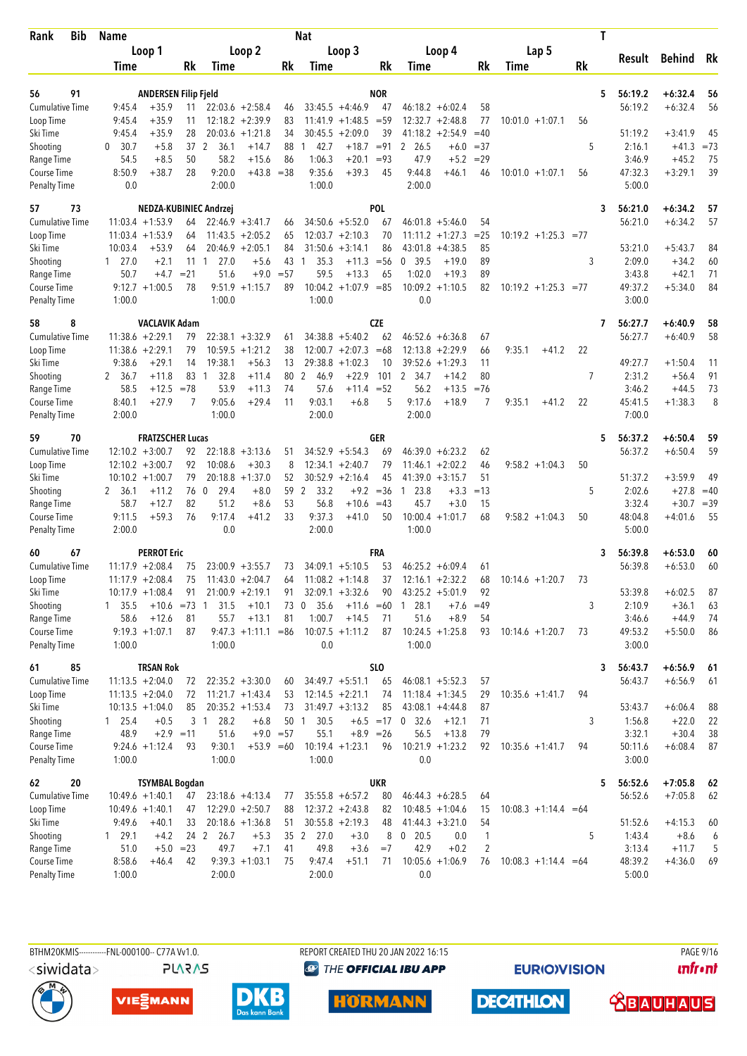| Rank | Bib | Name | | | | Nat | | | | | | T | | | |
|---|---|---|---|---|---|---|---|---|---|---|---|---|---|---|---|
| | | Loop 1 | | Loop 2 | | Loop 3 | | Loop 4 | | Lap 5 | | | Result | Behind | Rk |
| | | Time | Rk | Time | Rk | Time | Rk | Time | Rk | Time | Rk | | | | |
| 56 | 91 | ANDERSEN Filip Fjeld | | | | NOR | | | | | | 5 | 56:19.2 | +6:32.4 | 56 |
| Cumulative Time | | 9:45.4 +35.9 | 11 | 22:03.6 +2:58.4 | 46 | 33:45.5 +4:46.9 | 47 | 46:18.2 +6:02.4 | 58 | | | | 56:19.2 | +6:32.4 | 56 |
| Loop Time | | 9:45.4 +35.9 | 11 | 12:18.2 +2:39.9 | 83 | 11:41.9 +1:48.5 | =59 | 12:32.7 +2:48.8 | 77 | 10:01.0 +1:07.1 | 56 | | | | |
| Ski Time | | 9:45.4 +35.9 | 28 | 20:03.6 +1:21.8 | 34 | 30:45.5 +2:09.0 | 39 | 41:18.2 +2:54.9 | =40 | | | | 51:19.2 | +3:41.9 | 45 |
| Shooting | | 0 30.7 +5.8 | 37 | 2 36.1 +14.7 | 88 | 1 42.7 +18.7 | =91 | 2 26.5 +6.0 | =37 | | | 5 | 2:16.1 | +41.3 | =73 |
| Range Time | | 54.5 +8.5 | 50 | 58.2 +15.6 | 86 | 1:06.3 +20.1 | =93 | 47.9 +5.2 | =29 | | | | 3:46.9 | +45.2 | 75 |
| Course Time | | 8:50.9 +38.7 | 28 | 9:20.0 +43.8 | =38 | 9:35.6 +39.3 | 45 | 9:44.8 +46.1 | 46 | 10:01.0 +1:07.1 | 56 | | 47:32.3 | +3:29.1 | 39 |
| Penalty Time | | 0.0 | | 2:00.0 | | 1:00.0 | | 2:00.0 | | | | | 5:00.0 | | |
| 57 | 73 | NEDZA-KUBINIEC Andrzej | | | | POL | | | | | | 3 | 56:21.0 | +6:34.2 | 57 |
| Cumulative Time | | 11:03.4 +1:53.9 | 64 | 22:46.9 +3:41.7 | 66 | 34:50.6 +5:52.0 | 67 | 46:01.8 +5:46.0 | 54 | | | | 56:21.0 | +6:34.2 | 57 |
| Loop Time | | 11:03.4 +1:53.9 | 64 | 11:43.5 +2:05.2 | 65 | 12:03.7 +2:10.3 | 70 | 11:11.2 +1:27.3 | =25 | 10:19.2 +1:25.3 | =77 | | | | |
| Ski Time | | 10:03.4 +53.9 | 64 | 20:46.9 +2:05.1 | 84 | 31:50.6 +3:14.1 | 86 | 43:01.8 +4:38.5 | 85 | | | | 53:21.0 | +5:43.7 | 84 |
| Shooting | | 1 27.0 +2.1 | 11 | 1 27.0 +5.6 | 43 | 1 35.3 +11.3 | =56 | 0 39.5 +19.0 | 89 | | | 3 | 2:09.0 | +34.2 | 60 |
| Range Time | | 50.7 +4.7 | =21 | 51.6 +9.0 | =57 | 59.5 +13.3 | 65 | 1:02.0 +19.3 | 89 | | | | 3:43.8 | +42.1 | 71 |
| Course Time | | 9:12.7 +1:00.5 | 78 | 9:51.9 +1:15.7 | 89 | 10:04.2 +1:07.9 | =85 | 10:09.2 +1:10.5 | 82 | 10:19.2 +1:25.3 | =77 | | 49:37.2 | +5:34.0 | 84 |
| Penalty Time | | 1:00.0 | | 1:00.0 | | 1:00.0 | | 0.0 | | | | | 3:00.0 | | |
| 58 | 8 | VACLAVIK Adam | | | | CZE | | | | | | 7 | 56:27.7 | +6:40.9 | 58 |
| Cumulative Time | | 11:38.6 +2:29.1 | 79 | 22:38.1 +3:32.9 | 61 | 34:38.8 +5:40.2 | 62 | 46:52.6 +6:36.8 | 67 | | | | 56:27.7 | +6:40.9 | 58 |
| Loop Time | | 11:38.6 +2:29.1 | 79 | 10:59.5 +1:21.2 | 38 | 12:00.7 +2:07.3 | =68 | 12:13.8 +2:29.9 | 66 | 9:35.1 +41.2 | 22 | | | | |
| Ski Time | | 9:38.6 +29.1 | 14 | 19:38.1 +56.3 | 13 | 29:38.8 +1:02.3 | 10 | 39:52.6 +1:29.3 | 11 | | | | 49:27.7 | +1:50.4 | 11 |
| Shooting | | 2 36.7 +11.8 | 83 | 1 32.8 +11.4 | 80 | 2 46.9 +22.9 | 101 | 2 34.7 +14.2 | 80 | | | 7 | 2:31.2 | +56.4 | 91 |
| Range Time | | 58.5 +12.5 | =78 | 53.9 +11.3 | 74 | 57.6 +11.4 | =52 | 56.2 +13.5 | =76 | | | | 3:46.2 | +44.5 | 73 |
| Course Time | | 8:40.1 +27.9 | 7 | 9:05.6 +29.4 | 11 | 9:03.1 +6.8 | 5 | 9:17.6 +18.9 | 7 | 9:35.1 +41.2 | 22 | | 45:41.5 | +1:38.3 | 8 |
| Penalty Time | | 2:00.0 | | 1:00.0 | | 2:00.0 | | 2:00.0 | | | | | 7:00.0 | | |
| 59 | 70 | FRATZSCHER Lucas | | | | GER | | | | | | 5 | 56:37.2 | +6:50.4 | 59 |
| Cumulative Time | | 12:10.2 +3:00.7 | 92 | 22:18.8 +3:13.6 | 51 | 34:52.9 +5:54.3 | 69 | 46:39.0 +6:23.2 | 62 | | | | 56:37.2 | +6:50.4 | 59 |
| Loop Time | | 12:10.2 +3:00.7 | 92 | 10:08.6 +30.3 | 8 | 12:34.1 +2:40.7 | 79 | 11:46.1 +2:02.2 | 46 | 9:58.2 +1:04.3 | 50 | | | | |
| Ski Time | | 10:10.2 +1:00.7 | 79 | 20:18.8 +1:37.0 | 52 | 30:52.9 +2:16.4 | 45 | 41:39.0 +3:15.7 | 51 | | | | 51:37.2 | +3:59.9 | 49 |
| Shooting | | 2 36.1 +11.2 | 76 | 0 29.4 +8.0 | 59 | 2 33.2 +9.2 | =36 | 1 23.8 +3.3 | =13 | | | 5 | 2:02.6 | +27.8 | =40 |
| Range Time | | 58.7 +12.7 | 82 | 51.2 +8.6 | 53 | 56.8 +10.6 | =43 | 45.7 +3.0 | 15 | | | | 3:32.4 | +30.7 | =39 |
| Course Time | | 9:11.5 +59.3 | 76 | 9:17.4 +41.2 | 33 | 9:37.3 +41.0 | 50 | 10:00.4 +1:01.7 | 68 | 9:58.2 +1:04.3 | 50 | | 48:04.8 | +4:01.6 | 55 |
| Penalty Time | | 2:00.0 | | 0.0 | | 2:00.0 | | 1:00.0 | | | | | 5:00.0 | | |
| 60 | 67 | PERROT Eric | | | | FRA | | | | | | 3 | 56:39.8 | +6:53.0 | 60 |
| Cumulative Time | | 11:17.9 +2:08.4 | 75 | 23:00.9 +3:55.7 | 73 | 34:09.1 +5:10.5 | 53 | 46:25.2 +6:09.4 | 61 | | | | 56:39.8 | +6:53.0 | 60 |
| Loop Time | | 11:17.9 +2:08.4 | 75 | 11:43.0 +2:04.7 | 64 | 11:08.2 +1:14.8 | 37 | 12:16.1 +2:32.2 | 68 | 10:14.6 +1:20.7 | 73 | | | | |
| Ski Time | | 10:17.9 +1:08.4 | 91 | 21:00.9 +2:19.1 | 91 | 32:09.1 +3:32.6 | 90 | 43:25.2 +5:01.9 | 92 | | | | 53:39.8 | +6:02.5 | 87 |
| Shooting | | 1 35.5 +10.6 | =73 | 1 31.5 +10.1 | 73 | 0 35.6 +11.6 | =60 | 1 28.1 +7.6 | =49 | | | 3 | 2:10.9 | +36.1 | 63 |
| Range Time | | 58.6 +12.6 | 81 | 55.7 +13.1 | 81 | 1:00.7 +14.5 | 71 | 51.6 +8.9 | 54 | | | | 3:46.6 | +44.9 | 74 |
| Course Time | | 9:19.3 +1:07.1 | 87 | 9:47.3 +1:11.1 | =86 | 10:07.5 +1:11.2 | 87 | 10:24.5 +1:25.8 | 93 | 10:14.6 +1:20.7 | 73 | | 49:53.2 | +5:50.0 | 86 |
| Penalty Time | | 1:00.0 | | 1:00.0 | | 0.0 | | 1:00.0 | | | | | 3:00.0 | | |
| 61 | 85 | TRSAN Rok | | | | SLO | | | | | | 3 | 56:43.7 | +6:56.9 | 61 |
| Cumulative Time | | 11:13.5 +2:04.0 | 72 | 22:35.2 +3:30.0 | 60 | 34:49.7 +5:51.1 | 65 | 46:08.1 +5:52.3 | 57 | | | | 56:43.7 | +6:56.9 | 61 |
| Loop Time | | 11:13.5 +2:04.0 | 72 | 11:21.7 +1:43.4 | 53 | 12:14.5 +2:21.1 | 74 | 11:18.4 +1:34.5 | 29 | 10:35.6 +1:41.7 | 94 | | | | |
| Ski Time | | 10:13.5 +1:04.0 | 85 | 20:35.2 +1:53.4 | 73 | 31:49.7 +3:13.2 | 85 | 43:08.1 +4:44.8 | 87 | | | | 53:43.7 | +6:06.4 | 88 |
| Shooting | | 1 25.4 +0.5 | 3 | 1 28.2 +6.8 | 50 | 1 30.5 +6.5 | =17 | 0 32.6 +12.1 | 71 | | | 3 | 1:56.8 | +22.0 | 22 |
| Range Time | | 48.9 +2.9 | =11 | 51.6 +9.0 | =57 | 55.1 +8.9 | =26 | 56.5 +13.8 | 79 | | | | 3:32.1 | +30.4 | 38 |
| Course Time | | 9:24.6 +1:12.4 | 93 | 9:30.1 +53.9 | =60 | 10:19.4 +1:23.1 | 96 | 10:21.9 +1:23.2 | 92 | 10:35.6 +1:41.7 | 94 | | 50:11.6 | +6:08.4 | 87 |
| Penalty Time | | 1:00.0 | | 1:00.0 | | 1:00.0 | | 0.0 | | | | | 3:00.0 | | |
| 62 | 20 | TSYMBAL Bogdan | | | | UKR | | | | | | 5 | 56:52.6 | +7:05.8 | 62 |
| Cumulative Time | | 10:49.6 +1:40.1 | 47 | 23:18.6 +4:13.4 | 77 | 35:55.8 +6:57.2 | 80 | 46:44.3 +6:28.5 | 64 | | | | 56:52.6 | +7:05.8 | 62 |
| Loop Time | | 10:49.6 +1:40.1 | 47 | 12:29.0 +2:50.7 | 88 | 12:37.2 +2:43.8 | 82 | 10:48.5 +1:04.6 | 15 | 10:08.3 +1:14.4 | =64 | | | | |
| Ski Time | | 9:49.6 +40.1 | 33 | 20:18.6 +1:36.8 | 51 | 30:55.8 +2:19.3 | 48 | 41:44.3 +3:21.0 | 54 | | | | 51:52.6 | +4:15.3 | 60 |
| Shooting | | 1 29.1 +4.2 | 24 | 2 26.7 +5.3 | 35 | 2 27.0 +3.0 | 8 | 0 20.5 0.0 | 1 | | | 5 | 1:43.4 | +8.6 | 6 |
| Range Time | | 51.0 +5.0 | =23 | 49.7 +7.1 | 41 | 49.8 +3.6 | =7 | 42.9 +0.2 | 2 | | | | 3:13.4 | +11.7 | 5 |
| Course Time | | 8:58.6 +46.4 | 42 | 9:39.3 +1:03.1 | 75 | 9:47.4 +51.1 | 71 | 10:05.6 +1:06.9 | 76 | 10:08.3 +1:14.4 | =64 | | 48:39.2 | +4:36.0 | 69 |
| Penalty Time | | 1:00.0 | | 2:00.0 | | 2:00.0 | | 0.0 | | | | | 5:00.0 | | |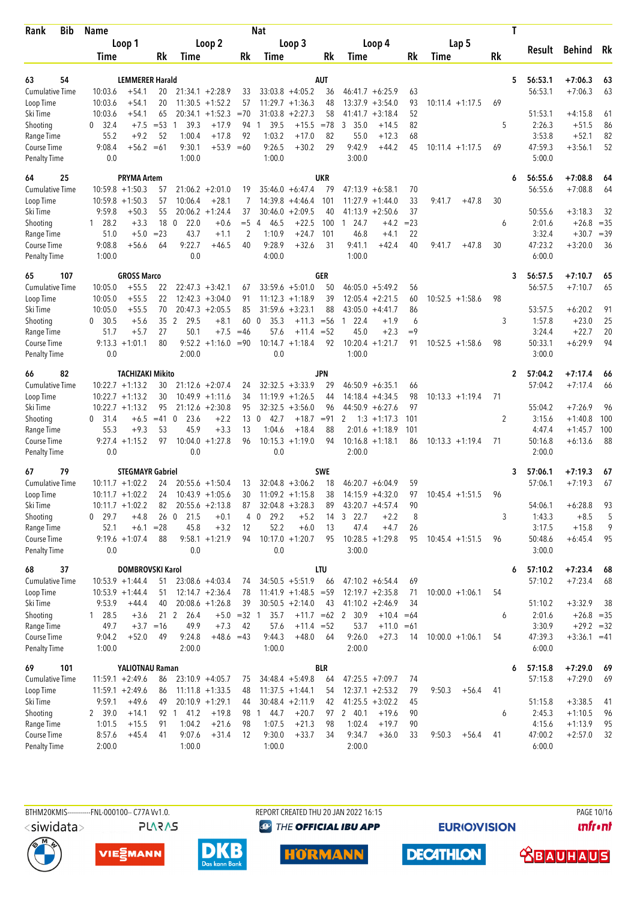| Rank | Bib | Name | | | | | | Nat | | | | | | | | | T | Result | Behind | Rk |
|---|---|---|---|---|---|---|---|---|---|---|---|---|---|---|---|---|---|---|---|---|
| | | Loop 1 | | | Loop 2 | | | Loop 3 | | | Loop 4 | | | Lap 5 | | | | | | |
| | | Time | | Rk | Time | | Rk | Time | | Rk | Time | | Rk | Time | | Rk | | | | |
| 63 | 54 | LEMMERER Harald | | | | | | AUT | | | | | | | | | 5 | 56:53.1 | +7:06.3 | 63 |
| Cumulative Time | | 10:03.6 | +54.1 | 20 | 21:34.1 | +2:28.9 | 33 | 33:03.8 | +4:05.2 | 36 | 46:41.7 | +6:25.9 | 63 | | | | | 56:53.1 | +7:06.3 | 63 |
| Loop Time | | 10:03.6 | +54.1 | 20 | 11:30.5 | +1:52.2 | 57 | 11:29.7 | +1:36.3 | 48 | 13:37.9 | +3:54.0 | 93 | 10:11.4 | +1:17.5 | 69 | | | | |
| Ski Time | | 10:03.6 | +54.1 | 65 | 20:34.1 | +1:52.3 | =70 | 31:03.8 | +2:27.3 | 58 | 41:41.7 | +3:18.4 | 52 | | | | | 51:53.1 | +4:15.8 | 61 |
| Shooting | | 0 32.4 | +7.5 | =53 | 1 39.3 | +17.9 | 94 | 1 39.5 | +15.5 | =78 | 3 35.0 | +14.5 | 82 | | | | 5 | 2:26.3 | +51.5 | 86 |
| Range Time | | 55.2 | +9.2 | 52 | 1:00.4 | +17.8 | 92 | 1:03.2 | +17.0 | 82 | 55.0 | +12.3 | 68 | | | | | 3:53.8 | +52.1 | 82 |
| Course Time | | 9:08.4 | +56.2 | =61 | 9:30.1 | +53.9 | =60 | 9:26.5 | +30.2 | 29 | 9:42.9 | +44.2 | 45 | 10:11.4 | +1:17.5 | 69 | | 47:59.3 | +3:56.1 | 52 |
| Penalty Time | | 0.0 | | | 1:00.0 | | | 1:00.0 | | | 3:00.0 | | | | | | | 5:00.0 | | |
| 64 | 25 | PRYMA Artem | | | | | | UKR | | | | | | | | | 6 | 56:55.6 | +7:08.8 | 64 |
| Cumulative Time | | 10:59.8 | +1:50.3 | 57 | 21:06.2 | +2:01.0 | 19 | 35:46.0 | +6:47.4 | 79 | 47:13.9 | +6:58.1 | 70 | | | | | 56:55.6 | +7:08.8 | 64 |
| Loop Time | | 10:59.8 | +1:50.3 | 57 | 10:06.4 | +28.1 | 7 | 14:39.8 | +4:46.4 | 101 | 11:27.9 | +1:44.0 | 33 | 9:41.7 | +47.8 | 30 | | | | |
| Ski Time | | 9:59.8 | +50.3 | 55 | 20:06.2 | +1:24.4 | 37 | 30:46.0 | +2:09.5 | 40 | 41:13.9 | +2:50.6 | 37 | | | | | 50:55.6 | +3:18.3 | 32 |
| Shooting | | 1 28.2 | +3.3 | 18 | 0 22.0 | +0.6 | =5 | 4 46.5 | +22.5 | 100 | 1 24.7 | +4.2 | =23 | | | | 6 | 2:01.6 | +26.8 | =35 |
| Range Time | | 51.0 | +5.0 | =23 | 43.7 | +1.1 | 2 | 1:10.9 | +24.7 | 101 | 46.8 | +4.1 | 22 | | | | | 3:32.4 | +30.7 | =39 |
| Course Time | | 9:08.8 | +56.6 | 64 | 9:22.7 | +46.5 | 40 | 9:28.9 | +32.6 | 31 | 9:41.1 | +42.4 | 40 | 9:41.7 | +47.8 | 30 | | 47:23.2 | +3:20.0 | 36 |
| Penalty Time | | 1:00.0 | | | 0.0 | | | 4:00.0 | | | 1:00.0 | | | | | | | 6:00.0 | | |
| 65 | 107 | GROSS Marco | | | | | | GER | | | | | | | | | 3 | 56:57.5 | +7:10.7 | 65 |
| Cumulative Time | | 10:05.0 | +55.5 | 22 | 22:47.3 | +3:42.1 | 67 | 33:59.6 | +5:01.0 | 50 | 46:05.0 | +5:49.2 | 56 | | | | | 56:57.5 | +7:10.7 | 65 |
| Loop Time | | 10:05.0 | +55.5 | 22 | 12:42.3 | +3:04.0 | 91 | 11:12.3 | +1:18.9 | 39 | 12:05.4 | +2:21.5 | 60 | 10:52.5 | +1:58.6 | 98 | | | | |
| Ski Time | | 10:05.0 | +55.5 | 70 | 20:47.3 | +2:05.5 | 85 | 31:59.6 | +3:23.1 | 88 | 43:05.0 | +4:41.7 | 86 | | | | | 53:57.5 | +6:20.2 | 91 |
| Shooting | | 0 30.5 | +5.6 | 35 | 2 29.5 | +8.1 | 60 | 0 35.3 | +11.3 | =56 | 1 22.4 | +1.9 | 6 | | | | 3 | 1:57.8 | +23.0 | 25 |
| Range Time | | 51.7 | +5.7 | 27 | 50.1 | +7.5 | =46 | 57.6 | +11.4 | =52 | 45.0 | +2.3 | =9 | | | | | 3:24.4 | +22.7 | 20 |
| Course Time | | 9:13.3 | +1:01.1 | 80 | 9:52.2 | +1:16.0 | =90 | 10:14.7 | +1:18.4 | 92 | 10:20.4 | +1:21.7 | 91 | 10:52.5 | +1:58.6 | 98 | | 50:33.1 | +6:29.9 | 94 |
| Penalty Time | | 0.0 | | | 2:00.0 | | | 0.0 | | | 1:00.0 | | | | | | | 3:00.0 | | |
| 66 | 82 | TACHIZAKI Mikito | | | | | | JPN | | | | | | | | | 2 | 57:04.2 | +7:17.4 | 66 |
| Cumulative Time | | 10:22.7 | +1:13.2 | 30 | 21:12.6 | +2:07.4 | 24 | 32:32.5 | +3:33.9 | 29 | 46:50.9 | +6:35.1 | 66 | | | | | 57:04.2 | +7:17.4 | 66 |
| Loop Time | | 10:22.7 | +1:13.2 | 30 | 10:49.9 | +1:11.6 | 34 | 11:19.9 | +1:26.5 | 44 | 14:18.4 | +4:34.5 | 98 | 10:13.3 | +1:19.4 | 71 | | | | |
| Ski Time | | 10:22.7 | +1:13.2 | 95 | 21:12.6 | +2:30.8 | 95 | 32:32.5 | +3:56.0 | 96 | 44:50.9 | +6:27.6 | 97 | | | | | 55:04.2 | +7:26.9 | 96 |
| Shooting | | 0 31.4 | +6.5 | =41 | 0 23.6 | +2.2 | 13 | 0 42.7 | +18.7 | =91 | 2 1:03 | +1:17.3 | 101 | | | | 2 | 3:15.6 | +1:40.8 | 100 |
| Range Time | | 55.3 | +9.3 | 53 | 45.9 | +3.3 | 13 | 1:04.6 | +18.4 | 88 | 2:01.6 | +1:18.9 | 101 | | | | | 4:47.4 | +1:45.7 | 100 |
| Course Time | | 9:27.4 | +1:15.2 | 97 | 10:04.0 | +1:27.8 | 96 | 10:15.3 | +1:19.0 | 94 | 10:16.8 | +1:18.1 | 86 | 10:13.3 | +1:19.4 | 71 | | 50:16.8 | +6:13.6 | 88 |
| Penalty Time | | 0.0 | | | 0.0 | | | 0.0 | | | 2:00.0 | | | | | | | 2:00.0 | | |
| 67 | 79 | STEGMAYR Gabriel | | | | | | SWE | | | | | | | | | 3 | 57:06.1 | +7:19.3 | 67 |
| Cumulative Time | | 10:11.7 | +1:02.2 | 24 | 20:55.6 | +1:50.4 | 13 | 32:04.8 | +3:06.2 | 18 | 46:20.7 | +6:04.9 | 59 | | | | | 57:06.1 | +7:19.3 | 67 |
| Loop Time | | 10:11.7 | +1:02.2 | 24 | 10:43.9 | +1:05.6 | 30 | 11:09.2 | +1:15.8 | 38 | 14:15.9 | +4:32.0 | 97 | 10:45.4 | +1:51.5 | 96 | | | | |
| Ski Time | | 10:11.7 | +1:02.2 | 82 | 20:55.6 | +2:13.8 | 87 | 32:04.8 | +3:28.3 | 89 | 43:20.7 | +4:57.4 | 90 | | | | | 54:06.1 | +6:28.8 | 93 |
| Shooting | | 0 29.7 | +4.8 | 26 | 0 21.5 | +0.1 | 4 | 0 29.2 | +5.2 | 14 | 3 22.7 | +2.2 | 8 | | | | 3 | 1:43.3 | +8.5 | 5 |
| Range Time | | 52.1 | +6.1 | =28 | 45.8 | +3.2 | 12 | 52.2 | +6.0 | 13 | 47.4 | +4.7 | 26 | | | | | 3:17.5 | +15.8 | 9 |
| Course Time | | 9:19.6 | +1:07.4 | 88 | 9:58.1 | +1:21.9 | 94 | 10:17.0 | +1:20.7 | 95 | 10:28.5 | +1:29.8 | 95 | 10:45.4 | +1:51.5 | 96 | | 50:48.6 | +6:45.4 | 95 |
| Penalty Time | | 0.0 | | | 0.0 | | | 0.0 | | | 3:00.0 | | | | | | | 3:00.0 | | |
| 68 | 37 | DOMBROVSKI Karol | | | | | | LTU | | | | | | | | | 6 | 57:10.2 | +7:23.4 | 68 |
| Cumulative Time | | 10:53.9 | +1:44.4 | 51 | 23:08.6 | +4:03.4 | 74 | 34:50.5 | +5:51.9 | 66 | 47:10.2 | +6:54.4 | 69 | | | | | 57:10.2 | +7:23.4 | 68 |
| Loop Time | | 10:53.9 | +1:44.4 | 51 | 12:14.7 | +2:36.4 | 78 | 11:41.9 | +1:48.5 | =59 | 12:19.7 | +2:35.8 | 71 | 10:00.0 | +1:06.1 | 54 | | | | |
| Ski Time | | 9:53.9 | +44.4 | 40 | 20:08.6 | +1:26.8 | 39 | 30:50.5 | +2:14.0 | 43 | 41:10.2 | +2:46.9 | 34 | | | | | 51:10.2 | +3:32.9 | 38 |
| Shooting | | 1 28.5 | +3.6 | 21 | 2 26.4 | +5.0 | =32 | 1 35.7 | +11.7 | =62 | 2 30.9 | +10.4 | =64 | | | | 6 | 2:01.6 | +26.8 | =35 |
| Range Time | | 49.7 | +3.7 | =16 | 49.9 | +7.3 | 42 | 57.6 | +11.4 | =52 | 53.7 | +11.0 | =61 | | | | | 3:30.9 | +29.2 | =32 |
| Course Time | | 9:04.2 | +52.0 | 49 | 9:24.8 | +48.6 | =43 | 9:44.3 | +48.0 | 64 | 9:26.0 | +27.3 | 14 | 10:00.0 | +1:06.1 | 54 | | 47:39.3 | +3:36.1 | =41 |
| Penalty Time | | 1:00.0 | | | 2:00.0 | | | 1:00.0 | | | 2:00.0 | | | | | | | 6:00.0 | | |
| 69 | 101 | YALIOTNAU Raman | | | | | | BLR | | | | | | | | | 6 | 57:15.8 | +7:29.0 | 69 |
| Cumulative Time | | 11:59.1 | +2:49.6 | 86 | 23:10.9 | +4:05.7 | 75 | 34:48.4 | +5:49.8 | 64 | 47:25.5 | +7:09.7 | 74 | | | | | 57:15.8 | +7:29.0 | 69 |
| Loop Time | | 11:59.1 | +2:49.6 | 86 | 11:11.8 | +1:33.5 | 48 | 11:37.5 | +1:44.1 | 54 | 12:37.1 | +2:53.2 | 79 | 9:50.3 | +56.4 | 41 | | | | |
| Ski Time | | 9:59.1 | +49.6 | 49 | 20:10.9 | +1:29.1 | 44 | 30:48.4 | +2:11.9 | 42 | 41:25.5 | +3:02.2 | 45 | | | | | 51:15.8 | +3:38.5 | 41 |
| Shooting | | 2 39.0 | +14.1 | 92 | 1 41.2 | +19.8 | 98 | 1 44.7 | +20.7 | 97 | 2 40.1 | +19.6 | 90 | | | | 6 | 2:45.3 | +1:10.5 | 96 |
| Range Time | | 1:01.5 | +15.5 | 91 | 1:04.2 | +21.6 | 98 | 1:07.5 | +21.3 | 98 | 1:02.4 | +19.7 | 90 | | | | | 4:15.6 | +1:13.9 | 95 |
| Course Time | | 8:57.6 | +45.4 | 41 | 9:07.6 | +31.4 | 12 | 9:30.0 | +33.7 | 34 | 9:34.7 | +36.0 | 33 | 9:50.3 | +56.4 | 41 | | 47:00.2 | +2:57.0 | 32 |
| Penalty Time | | 2:00.0 | | | 1:00.0 | | | 1:00.0 | | | 2:00.0 | | | | | | | 6:00.0 | | |

BTHM20KMIS-----------FNL-000100-- C77A Vv1.0. REPORT CREATED THU 20 JAN 2022 16:15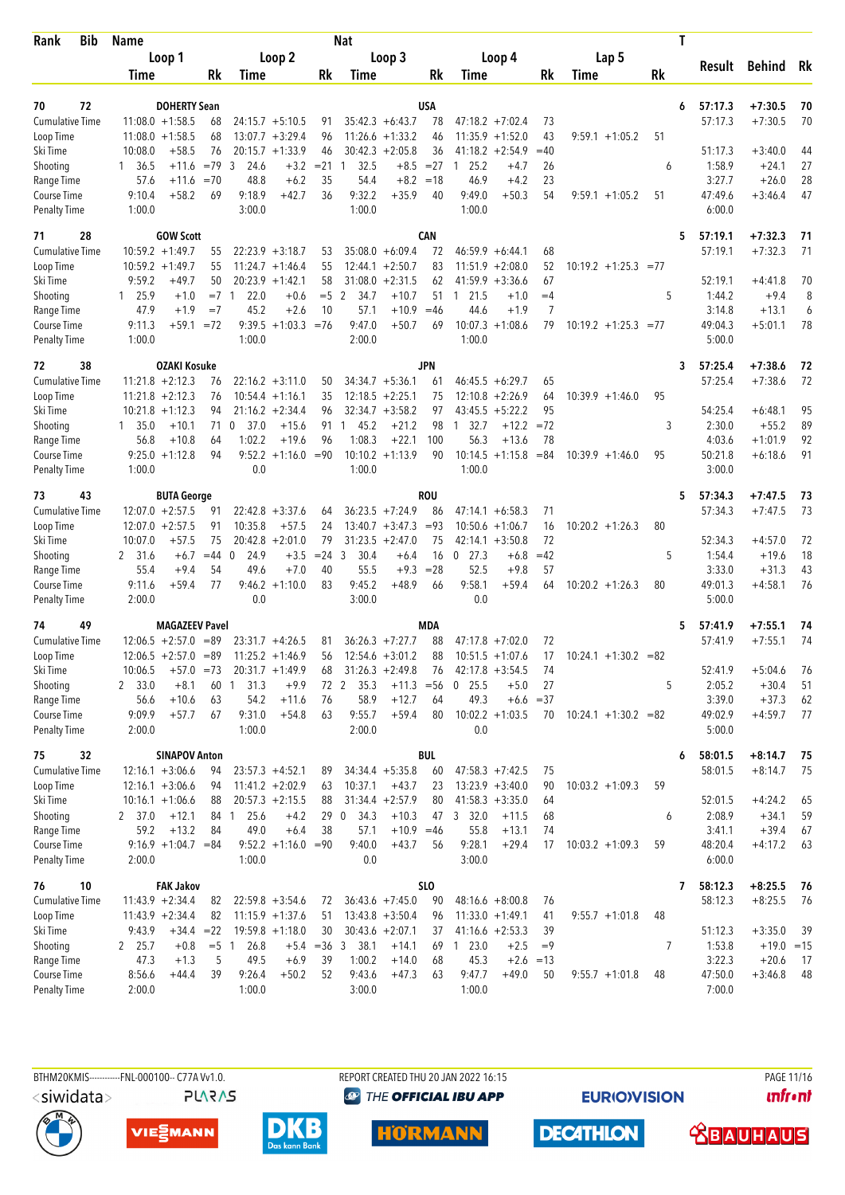| Rank | Bib | Name | | | | | Nat | | | | | | | T | Result | Behind | Rk |
|---|---|---|---|---|---|---|---|---|---|---|---|---|---|---|---|---|---|
| | | Loop 1 | | | Loop 2 | | Loop 3 | | | Loop 4 | | Lap 5 | | | | | |
| | | Time | | Rk | Time | Rk | Time | | Rk | Time | Rk | Time | Rk | | | | |
| 70 | 72 | DOHERTY Sean | | | | | USA | | | | | | | 6 | 57:17.3 | +7:30.5 | 70 |
| Cumulative Time | | 11:08.0 +1:58.5 | | 68 | 24:15.7 +5:10.5 | 91 | 35:42.3 +6:43.7 | | 78 | 47:18.2 +7:02.4 | 73 | | | | 57:17.3 | +7:30.5 | 70 |
| Loop Time | | 11:08.0 +1:58.5 | | 68 | 13:07.7 +3:29.4 | 96 | 11:26.6 +1:33.2 | | 46 | 11:35.9 +1:52.0 | 43 | 9:59.1 +1:05.2 | 51 | | | | |
| Ski Time | | 10:08.0 +58.5 | | 76 | 20:15.7 +1:33.9 | 46 | 30:42.3 +2:05.8 | | 36 | 41:18.2 +2:54.9 | =40 | | | | 51:17.3 | +3:40.0 | 44 |
| Shooting | | 1 36.5 +11.6 | | =79 | 3 24.6 +3.2 | =21 | 1 32.5 +8.5 | | =27 | 1 25.2 +4.7 | 26 | | | 6 | 1:58.9 | +24.1 | 27 |
| Range Time | | 57.6 +11.6 | | =70 | 48.8 +6.2 | 35 | 54.4 +8.2 | | =18 | 46.9 +4.2 | 23 | | | | 3:27.7 | +26.0 | 28 |
| Course Time | | 9:10.4 +58.2 | | 69 | 9:18.9 +42.7 | 36 | 9:32.2 +35.9 | | 40 | 9:49.0 +50.3 | 54 | 9:59.1 +1:05.2 | 51 | | 47:49.6 | +3:46.4 | 47 |
| Penalty Time | | 1:00.0 | | | 3:00.0 | | 1:00.0 | | | 1:00.0 | | | | | 6:00.0 | | |
| 71 | 28 | GOW Scott | | | | | CAN | | | | | | | 5 | 57:19.1 | +7:32.3 | 71 |
| Cumulative Time | | 10:59.2 +1:49.7 | | 55 | 22:23.9 +3:18.7 | 53 | 35:08.0 +6:09.4 | | 72 | 46:59.9 +6:44.1 | 68 | | | | 57:19.1 | +7:32.3 | 71 |
| Loop Time | | 10:59.2 +1:49.7 | | 55 | 11:24.7 +1:46.4 | 55 | 12:44.1 +2:50.7 | | 83 | 11:51.9 +2:08.0 | 52 | 10:19.2 +1:25.3 | =77 | | | | |
| Ski Time | | 9:59.2 +49.7 | | 50 | 20:23.9 +1:42.1 | 58 | 31:08.0 +2:31.5 | | 62 | 41:59.9 +3:36.6 | 67 | | | | 52:19.1 | +4:41.8 | 70 |
| Shooting | | 1 25.9 +1.0 | | =7 | 1 22.0 +0.6 | =5 | 2 34.7 +10.7 | | 51 | 1 21.5 +1.0 | =4 | | | 5 | 1:44.2 | +9.4 | 8 |
| Range Time | | 47.9 +1.9 | | =7 | 45.2 +2.6 | 10 | 57.1 +10.9 | | =46 | 44.6 +1.9 | 7 | | | | 3:14.8 | +13.1 | 6 |
| Course Time | | 9:11.3 +59.1 | | =72 | 9:39.5 +1:03.3 | =76 | 9:47.0 +50.7 | | 69 | 10:07.3 +1:08.6 | 79 | 10:19.2 +1:25.3 | =77 | | 49:04.3 | +5:01.1 | 78 |
| Penalty Time | | 1:00.0 | | | 1:00.0 | | 2:00.0 | | | 1:00.0 | | | | | 5:00.0 | | |
| 72 | 38 | OZAKI Kosuke | | | | | JPN | | | | | | | 3 | 57:25.4 | +7:38.6 | 72 |
| Cumulative Time | | 11:21.8 +2:12.3 | | 76 | 22:16.2 +3:11.0 | 50 | 34:34.7 +5:36.1 | | 61 | 46:45.5 +6:29.7 | 65 | | | | 57:25.4 | +7:38.6 | 72 |
| Loop Time | | 11:21.8 +2:12.3 | | 76 | 10:54.4 +1:16.1 | 35 | 12:18.5 +2:25.1 | | 75 | 12:10.8 +2:26.9 | 64 | 10:39.9 +1:46.0 | 95 | | | | |
| Ski Time | | 10:21.8 +1:12.3 | | 94 | 21:16.2 +2:34.4 | 96 | 32:34.7 +3:58.2 | | 97 | 43:45.5 +5:22.2 | 95 | | | | 54:25.4 | +6:48.1 | 95 |
| Shooting | | 1 35.0 +10.1 | | 71 | 0 37.0 +15.6 | 91 | 1 45.2 +21.2 | | 98 | 1 32.7 +12.2 | =72 | | | 3 | 2:30.0 | +55.2 | 89 |
| Range Time | | 56.8 +10.8 | | 64 | 1:02.2 +19.6 | 96 | 1:08.3 +22.1 | | 100 | 56.3 +13.6 | 78 | | | | 4:03.6 | +1:01.9 | 92 |
| Course Time | | 9:25.0 +1:12.8 | | 94 | 9:52.2 +1:16.0 | =90 | 10:10.2 +1:13.9 | | 90 | 10:14.5 +1:15.8 | =84 | 10:39.9 +1:46.0 | 95 | | 50:21.8 | +6:18.6 | 91 |
| Penalty Time | | 1:00.0 | | | 0.0 | | 1:00.0 | | | 1:00.0 | | | | | 3:00.0 | | |
| 73 | 43 | BUTA George | | | | | ROU | | | | | | | 5 | 57:34.3 | +7:47.5 | 73 |
| Cumulative Time | | 12:07.0 +2:57.5 | | 91 | 22:42.8 +3:37.6 | 64 | 36:23.5 +7:24.9 | | 86 | 47:14.1 +6:58.3 | 71 | | | | 57:34.3 | +7:47.5 | 73 |
| Loop Time | | 12:07.0 +2:57.5 | | 91 | 10:35.8 +57.5 | 24 | 13:40.7 +3:47.3 | | =93 | 10:50.6 +1:06.7 | 16 | 10:20.2 +1:26.3 | 80 | | | | |
| Ski Time | | 10:07.0 +57.5 | | 75 | 20:42.8 +2:01.0 | 79 | 31:23.5 +2:47.0 | | 75 | 42:14.1 +3:50.8 | 72 | | | | 52:34.3 | +4:57.0 | 72 |
| Shooting | | 2 31.6 +6.7 | | =44 | 0 24.9 +3.5 | =24 | 3 30.4 +6.4 | | 16 | 0 27.3 +6.8 | =42 | | | 5 | 1:54.4 | +19.6 | 18 |
| Range Time | | 55.4 +9.4 | | 54 | 49.6 +7.0 | 40 | 55.5 +9.3 | | =28 | 52.5 +9.8 | 57 | | | | 3:33.0 | +31.3 | 43 |
| Course Time | | 9:11.6 +59.4 | | 77 | 9:46.2 +1:10.0 | 83 | 9:45.2 +48.9 | | 66 | 9:58.1 +59.4 | 64 | 10:20.2 +1:26.3 | 80 | | 49:01.3 | +4:58.1 | 76 |
| Penalty Time | | 2:00.0 | | | 0.0 | | 3:00.0 | | | 0.0 | | | | | 5:00.0 | | |
| 74 | 49 | MAGAZEEV Pavel | | | | | MDA | | | | | | | 5 | 57:41.9 | +7:55.1 | 74 |
| Cumulative Time | | 12:06.5 +2:57.0 | | =89 | 23:31.7 +4:26.5 | 81 | 36:26.3 +7:27.7 | | 88 | 47:17.8 +7:02.0 | 72 | | | | 57:41.9 | +7:55.1 | 74 |
| Loop Time | | 12:06.5 +2:57.0 | | =89 | 11:25.2 +1:46.9 | 56 | 12:54.6 +3:01.2 | | 88 | 10:51.5 +1:07.6 | 17 | 10:24.1 +1:30.2 | =82 | | | | |
| Ski Time | | 10:06.5 +57.0 | | =73 | 20:31.7 +1:49.9 | 68 | 31:26.3 +2:49.8 | | 76 | 42:17.8 +3:54.5 | 74 | | | | 52:41.9 | +5:04.6 | 76 |
| Shooting | | 2 33.0 +8.1 | | 60 | 1 31.3 +9.9 | 72 | 2 35.3 +11.3 | | =56 | 0 25.5 +5.0 | 27 | | | 5 | 2:05.2 | +30.4 | 51 |
| Range Time | | 56.6 +10.6 | | 63 | 54.2 +11.6 | 76 | 58.9 +12.7 | | 64 | 49.3 +6.6 | =37 | | | | 3:39.0 | +37.3 | 62 |
| Course Time | | 9:09.9 +57.7 | | 67 | 9:31.0 +54.8 | 63 | 9:55.7 +59.4 | | 80 | 10:02.2 +1:03.5 | 70 | 10:24.1 +1:30.2 | =82 | | 49:02.9 | +4:59.7 | 77 |
| Penalty Time | | 2:00.0 | | | 1:00.0 | | 2:00.0 | | | 0.0 | | | | | 5:00.0 | | |
| 75 | 32 | SINAPOV Anton | | | | | BUL | | | | | | | 6 | 58:01.5 | +8:14.7 | 75 |
| Cumulative Time | | 12:16.1 +3:06.6 | | 94 | 23:57.3 +4:52.1 | 89 | 34:34.4 +5:35.8 | | 60 | 47:58.3 +7:42.5 | 75 | | | | 58:01.5 | +8:14.7 | 75 |
| Loop Time | | 12:16.1 +3:06.6 | | 94 | 11:41.2 +2:02.9 | 63 | 10:37.1 +43.7 | | 23 | 13:23.9 +3:40.0 | 90 | 10:03.2 +1:09.3 | 59 | | | | |
| Ski Time | | 10:16.1 +1:06.6 | | 88 | 20:57.3 +2:15.5 | 88 | 31:34.4 +2:57.9 | | 80 | 41:58.3 +3:35.0 | 64 | | | | 52:01.5 | +4:24.2 | 65 |
| Shooting | | 2 37.0 +12.1 | | 84 | 1 25.6 +4.2 | 29 | 0 34.3 +10.3 | | 47 | 3 32.0 +11.5 | 68 | | | 6 | 2:08.9 | +34.1 | 59 |
| Range Time | | 59.2 +13.2 | | 84 | 49.0 +6.4 | 38 | 57.1 +10.9 | | =46 | 55.8 +13.1 | 74 | | | | 3:41.1 | +39.4 | 67 |
| Course Time | | 9:16.9 +1:04.7 | | =84 | 9:52.2 +1:16.0 | =90 | 9:40.0 +43.7 | | 56 | 9:28.1 +29.4 | 17 | 10:03.2 +1:09.3 | 59 | | 48:20.4 | +4:17.2 | 63 |
| Penalty Time | | 2:00.0 | | | 1:00.0 | | 0.0 | | | 3:00.0 | | | | | 6:00.0 | | |
| 76 | 10 | FAK Jakov | | | | | SLO | | | | | | | 7 | 58:12.3 | +8:25.5 | 76 |
| Cumulative Time | | 11:43.9 +2:34.4 | | 82 | 22:59.8 +3:54.6 | 72 | 36:43.6 +7:45.0 | | 90 | 48:16.6 +8:00.8 | 76 | | | | 58:12.3 | +8:25.5 | 76 |
| Loop Time | | 11:43.9 +2:34.4 | | 82 | 11:15.9 +1:37.6 | 51 | 13:43.8 +3:50.4 | | 96 | 11:33.0 +1:49.1 | 41 | 9:55.7 +1:01.8 | 48 | | | | |
| Ski Time | | 9:43.9 +34.4 | | =22 | 19:59.8 +1:18.0 | 30 | 30:43.6 +2:07.1 | | 37 | 41:16.6 +2:53.3 | 39 | | | | 51:12.3 | +3:35.0 | 39 |
| Shooting | | 2 25.7 +0.8 | | =5 | 1 26.8 +5.4 | =36 | 3 38.1 +14.1 | | 69 | 1 23.0 +2.5 | =9 | | | 7 | 1:53.8 | +19.0 | =15 |
| Range Time | | 47.3 +1.3 | | 5 | 49.5 +6.9 | 39 | 1:00.2 +14.0 | | 68 | 45.3 +2.6 | =13 | | | | 3:22.3 | +20.6 | 17 |
| Course Time | | 8:56.6 +44.4 | | 39 | 9:26.4 +50.2 | 52 | 9:43.6 +47.3 | | 63 | 9:47.7 +49.0 | 50 | 9:55.7 +1:01.8 | 48 | | 47:50.0 | +3:46.8 | 48 |
| Penalty Time | | 2:00.0 | | | 1:00.0 | | 3:00.0 | | | 1:00.0 | | | | | 7:00.0 | | |

BTHM20KMIS-----------FNL-000100-- C77A Vv1.0. REPORT CREATED THU 20 JAN 2022 16:15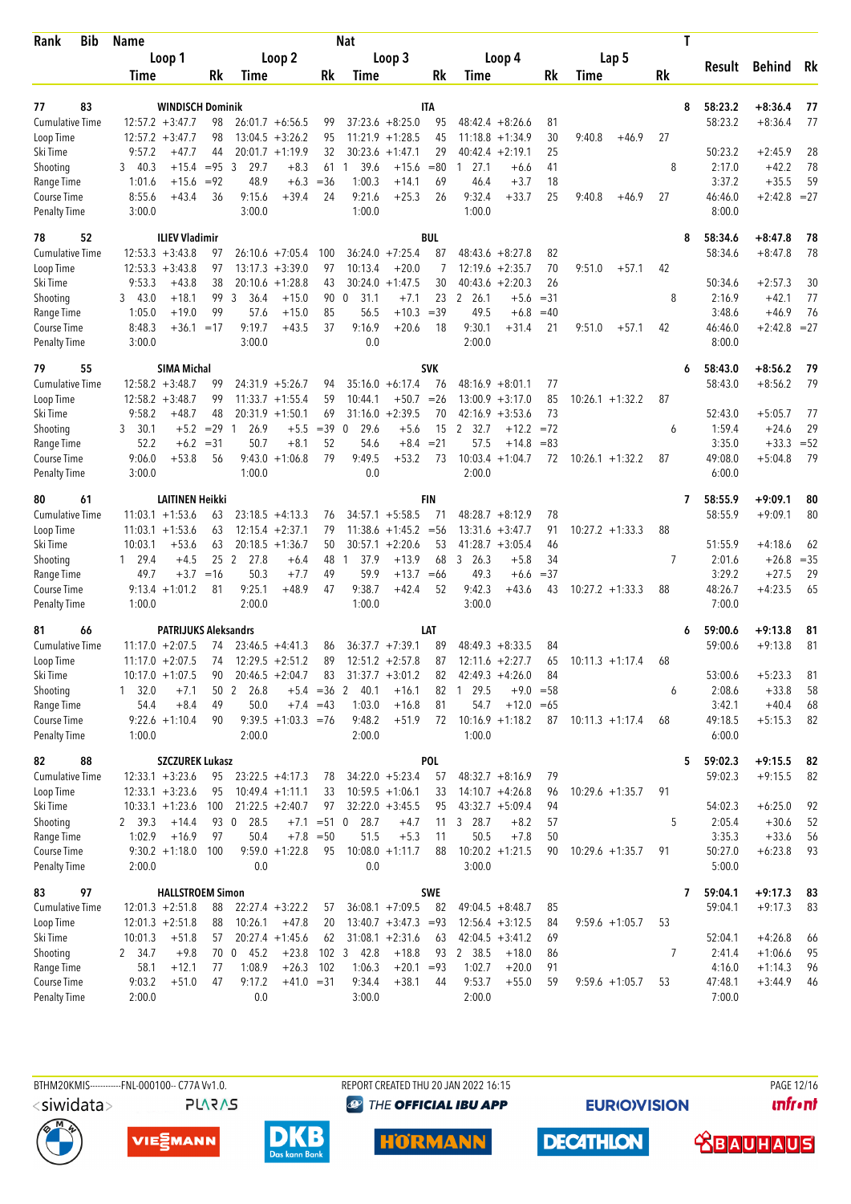| Rank | Bib | Name | | | | Nat | | | | | | | | | T | Result | Behind | Rk |
|---|---|---|---|---|---|---|---|---|---|---|---|---|---|---|---|---|---|---|
| | | Loop 1 | | Loop 2 | | Loop 3 | | Loop 4 | | Lap 5 | | | | | | | | |
| | | Time | Rk | Time | Rk | Time | Rk | Time | Rk | Time | Rk | | | | | | | |
| 77 | 83 | WINDISCH Dominik | | | | ITA | | | | | | | | | 8 | 58:23.2 | +8:36.4 | 77 |
| Cumulative Time | | 12:57.2 +3:47.7 | 98 | 26:01.7 +6:56.5 | 99 | 37:23.6 +8:25.0 | 95 | 48:42.4 +8:26.6 | 81 | | | | | | | 58:23.2 | +8:36.4 | 77 |
| Loop Time | | 12:57.2 +3:47.7 | 98 | 13:04.5 +3:26.2 | 95 | 11:21.9 +1:28.5 | 45 | 11:18.8 +1:34.9 | 30 | 9:40.8 +46.9 | 27 | | | | | | | |
| Ski Time | | 9:57.2 +47.7 | 44 | 20:01.7 +1:19.9 | 32 | 30:23.6 +1:47.1 | 29 | 40:42.4 +2:19.1 | 25 | | | | | | | 50:23.2 | +2:45.9 | 28 |
| Shooting | | 3 40.3 +15.4 | =95 | 3 29.7 +8.3 | 61 | 1 39.6 +15.6 | =80 | 1 27.1 +6.6 | 41 | | | | | | 8 | 2:17.0 | +42.2 | 78 |
| Range Time | | 1:01.6 +15.6 | =92 | 48.9 +6.3 | =36 | 1:00.3 +14.1 | 69 | 46.4 +3.7 | 18 | | | | | | | 3:37.2 | +35.5 | 59 |
| Course Time | | 8:55.6 +43.4 | 36 | 9:15.6 +39.4 | 24 | 9:21.6 +25.3 | 26 | 9:32.4 +33.7 | 25 | 9:40.8 +46.9 | 27 | | | | | 46:46.0 | +2:42.8 | =27 |
| Penalty Time | | 3:00.0 | | 3:00.0 | | 1:00.0 | | 1:00.0 | | | | | | | | 8:00.0 | | |
| 78 | 52 | ILIEV Vladimir | | | | BUL | | | | | | | | | 8 | 58:34.6 | +8:47.8 | 78 |
| Cumulative Time | | 12:53.3 +3:43.8 | 97 | 26:10.6 +7:05.4 | 100 | 36:24.0 +7:25.4 | 87 | 48:43.6 +8:27.8 | 82 | | | | | | | 58:34.6 | +8:47.8 | 78 |
| Loop Time | | 12:53.3 +3:43.8 | 97 | 13:17.3 +3:39.0 | 97 | 10:13.4 +20.0 | 7 | 12:19.6 +2:35.7 | 70 | 9:51.0 +57.1 | 42 | | | | | | | |
| Ski Time | | 9:53.3 +43.8 | 38 | 20:10.6 +1:28.8 | 43 | 30:24.0 +1:47.5 | 30 | 40:43.6 +2:20.3 | 26 | | | | | | | 50:34.6 | +2:57.3 | 30 |
| Shooting | | 3 43.0 +18.1 | 99 | 3 36.4 +15.0 | 90 | 0 31.1 +7.1 | 23 | 2 26.1 +5.6 | =31 | | | | | | 8 | 2:16.9 | +42.1 | 77 |
| Range Time | | 1:05.0 +19.0 | 99 | 57.6 +15.0 | 85 | 56.5 +10.3 | =39 | 49.5 +6.8 | =40 | | | | | | | 3:48.6 | +46.9 | 76 |
| Course Time | | 8:48.3 +36.1 | =17 | 9:19.7 +43.5 | 37 | 9:16.9 +20.6 | 18 | 9:30.1 +31.4 | 21 | 9:51.0 +57.1 | 42 | | | | | 46:46.0 | +2:42.8 | =27 |
| Penalty Time | | 3:00.0 | | 3:00.0 | | 0.0 | | 2:00.0 | | | | | | | | 8:00.0 | | |
| 79 | 55 | SIMA Michal | | | | SVK | | | | | | | | | 6 | 58:43.0 | +8:56.2 | 79 |
| Cumulative Time | | 12:58.2 +3:48.7 | 99 | 24:31.9 +5:26.7 | 94 | 35:16.0 +6:17.4 | 76 | 48:16.9 +8:01.1 | 77 | | | | | | | 58:43.0 | +8:56.2 | 79 |
| Loop Time | | 12:58.2 +3:48.7 | 99 | 11:33.7 +1:55.4 | 59 | 10:44.1 +50.7 | =26 | 13:00.9 +3:17.0 | 85 | 10:26.1 +1:32.2 | 87 | | | | | | | |
| Ski Time | | 9:58.2 +48.7 | 48 | 20:31.9 +1:50.1 | 69 | 31:16.0 +2:39.5 | 70 | 42:16.9 +3:53.6 | 73 | | | | | | | 52:43.0 | +5:05.7 | 77 |
| Shooting | | 3 30.1 +5.2 | =29 | 1 26.9 +5.5 | =39 | 0 29.6 +5.6 | 15 | 2 32.7 +12.2 | =72 | | | | | | 6 | 1:59.4 | +24.6 | 29 |
| Range Time | | 52.2 +6.2 | =31 | 50.7 +8.1 | 52 | 54.6 +8.4 | =21 | 57.5 +14.8 | =83 | | | | | | | 3:35.0 | +33.3 | =52 |
| Course Time | | 9:06.0 +53.8 | 56 | 9:43.0 +1:06.8 | 79 | 9:49.5 +53.2 | 73 | 10:03.4 +1:04.7 | 72 | 10:26.1 +1:32.2 | 87 | | | | | 49:08.0 | +5:04.8 | 79 |
| Penalty Time | | 3:00.0 | | 1:00.0 | | 0.0 | | 2:00.0 | | | | | | | | 6:00.0 | | |
| 80 | 61 | LAITINEN Heikki | | | | FIN | | | | | | | | | 7 | 58:55.9 | +9:09.1 | 80 |
| Cumulative Time | | 11:03.1 +1:53.6 | 63 | 23:18.5 +4:13.3 | 76 | 34:57.1 +5:58.5 | 71 | 48:28.7 +8:12.9 | 78 | | | | | | | 58:55.9 | +9:09.1 | 80 |
| Loop Time | | 11:03.1 +1:53.6 | 63 | 12:15.4 +2:37.1 | 79 | 11:38.6 +1:45.2 | =56 | 13:31.6 +3:47.7 | 91 | 10:27.2 +1:33.3 | 88 | | | | | | | |
| Ski Time | | 10:03.1 +53.6 | 63 | 20:18.5 +1:36.7 | 50 | 30:57.1 +2:20.6 | 53 | 41:28.7 +3:05.4 | 46 | | | | | | | 51:55.9 | +4:18.6 | 62 |
| Shooting | | 1 29.4 +4.5 | 25 | 2 27.8 +6.4 | 48 | 1 37.9 +13.9 | 68 | 3 26.3 +5.8 | 34 | | | | | | 7 | 2:01.6 | +26.8 | =35 |
| Range Time | | 49.7 +3.7 | =16 | 50.3 +7.7 | 49 | 59.9 +13.7 | =66 | 49.3 +6.6 | =37 | | | | | | | 3:29.2 | +27.5 | 29 |
| Course Time | | 9:13.4 +1:01.2 | 81 | 9:25.1 +48.9 | 47 | 9:38.7 +42.4 | 52 | 9:42.3 +43.6 | 43 | 10:27.2 +1:33.3 | 88 | | | | | 48:26.7 | +4:23.5 | 65 |
| Penalty Time | | 1:00.0 | | 2:00.0 | | 1:00.0 | | 3:00.0 | | | | | | | | 7:00.0 | | |
| 81 | 66 | PATRIJUKS Aleksandrs | | | | LAT | | | | | | | | | 6 | 59:00.6 | +9:13.8 | 81 |
| Cumulative Time | | 11:17.0 +2:07.5 | 74 | 23:46.5 +4:41.3 | 86 | 36:37.7 +7:39.1 | 89 | 48:49.3 +8:33.5 | 84 | | | | | | | 59:00.6 | +9:13.8 | 81 |
| Loop Time | | 11:17.0 +2:07.5 | 74 | 12:29.5 +2:51.2 | 89 | 12:51.2 +2:57.8 | 87 | 12:11.6 +2:27.7 | 65 | 10:11.3 +1:17.4 | 68 | | | | | | | |
| Ski Time | | 10:17.0 +1:07.5 | 90 | 20:46.5 +2:04.7 | 83 | 31:37.7 +3:01.2 | 82 | 42:49.3 +4:26.0 | 84 | | | | | | | 53:00.6 | +5:23.3 | 81 |
| Shooting | | 1 32.0 +7.1 | 50 | 2 26.8 +5.4 | =36 | 2 40.1 +16.1 | 82 | 1 29.5 +9.0 | =58 | | | | | | 6 | 2:08.6 | +33.8 | 58 |
| Range Time | | 54.4 +8.4 | 49 | 50.0 +7.4 | =43 | 1:03.0 +16.8 | 81 | 54.7 +12.0 | =65 | | | | | | | 3:42.1 | +40.4 | 68 |
| Course Time | | 9:22.6 +1:10.4 | 90 | 9:39.5 +1:03.3 | =76 | 9:48.2 +51.9 | 72 | 10:16.9 +1:18.2 | 87 | 10:11.3 +1:17.4 | 68 | | | | | 49:18.5 | +5:15.3 | 82 |
| Penalty Time | | 1:00.0 | | 2:00.0 | | 2:00.0 | | 1:00.0 | | | | | | | | 6:00.0 | | |
| 82 | 88 | SZCZUREK Lukasz | | | | POL | | | | | | | | | 5 | 59:02.3 | +9:15.5 | 82 |
| Cumulative Time | | 12:33.1 +3:23.6 | 95 | 23:22.5 +4:17.3 | 78 | 34:22.0 +5:23.4 | 57 | 48:32.7 +8:16.9 | 79 | | | | | | | 59:02.3 | +9:15.5 | 82 |
| Loop Time | | 12:33.1 +3:23.6 | 95 | 10:49.4 +1:11.1 | 33 | 10:59.5 +1:06.1 | 33 | 14:10.7 +4:26.8 | 96 | 10:29.6 +1:35.7 | 91 | | | | | | | |
| Ski Time | | 10:33.1 +1:23.6 | 100 | 21:22.5 +2:40.7 | 97 | 32:22.0 +3:45.5 | 95 | 43:32.7 +5:09.4 | 94 | | | | | | | 54:02.3 | +6:25.0 | 92 |
| Shooting | | 2 39.3 +14.4 | 93 | 0 28.5 +7.1 | =51 | 0 28.7 +4.7 | 11 | 3 28.7 +8.2 | 57 | | | | | | 5 | 2:05.4 | +30.6 | 52 |
| Range Time | | 1:02.9 +16.9 | 97 | 50.4 +7.8 | =50 | 51.5 +5.3 | 11 | 50.5 +7.8 | 50 | | | | | | | 3:35.3 | +33.6 | 56 |
| Course Time | | 9:30.2 +1:18.0 | 100 | 9:59.0 +1:22.8 | 95 | 10:08.0 +1:11.7 | 88 | 10:20.2 +1:21.5 | 90 | 10:29.6 +1:35.7 | 91 | | | | | 50:27.0 | +6:23.8 | 93 |
| Penalty Time | | 2:00.0 | | 0.0 | | 0.0 | | 3:00.0 | | | | | | | | 5:00.0 | | |
| 83 | 97 | HALLSTROEM Simon | | | | SWE | | | | | | | | | 7 | 59:04.1 | +9:17.3 | 83 |
| Cumulative Time | | 12:01.3 +2:51.8 | 88 | 22:27.4 +3:22.2 | 57 | 36:08.1 +7:09.5 | 82 | 49:04.5 +8:48.7 | 85 | | | | | | | 59:04.1 | +9:17.3 | 83 |
| Loop Time | | 12:01.3 +2:51.8 | 88 | 10:26.1 +47.8 | 20 | 13:40.7 +3:47.3 | =93 | 12:56.4 +3:12.5 | 84 | 9:59.6 +1:05.7 | 53 | | | | | | | |
| Ski Time | | 10:01.3 +51.8 | 57 | 20:27.4 +1:45.6 | 62 | 31:08.1 +2:31.6 | 63 | 42:04.5 +3:41.2 | 69 | | | | | | | 52:04.1 | +4:26.8 | 66 |
| Shooting | | 2 34.7 +9.8 | 70 | 0 45.2 +23.8 | 102 | 3 42.8 +18.8 | 93 | 2 38.5 +18.0 | 86 | | | | | | 7 | 2:41.4 | +1:06.6 | 95 |
| Range Time | | 58.1 +12.1 | 77 | 1:08.9 +26.3 | 102 | 1:06.3 +20.1 | =93 | 1:02.7 +20.0 | 91 | | | | | | | 4:16.0 | +1:14.3 | 96 |
| Course Time | | 9:03.2 +51.0 | 47 | 9:17.2 +41.0 | =31 | 9:34.4 +38.1 | 44 | 9:53.7 +55.0 | 59 | 9:59.6 +1:05.7 | 53 | | | | | 47:48.1 | +3:44.9 | 46 |
| Penalty Time | | 2:00.0 | | 0.0 | | 3:00.0 | | 2:00.0 | | | | | | | | 7:00.0 | | |

BTHM20KMIS-----------FNL-000100-- C77A Vv1.0. REPORT CREATED THU 20 JAN 2022 16:15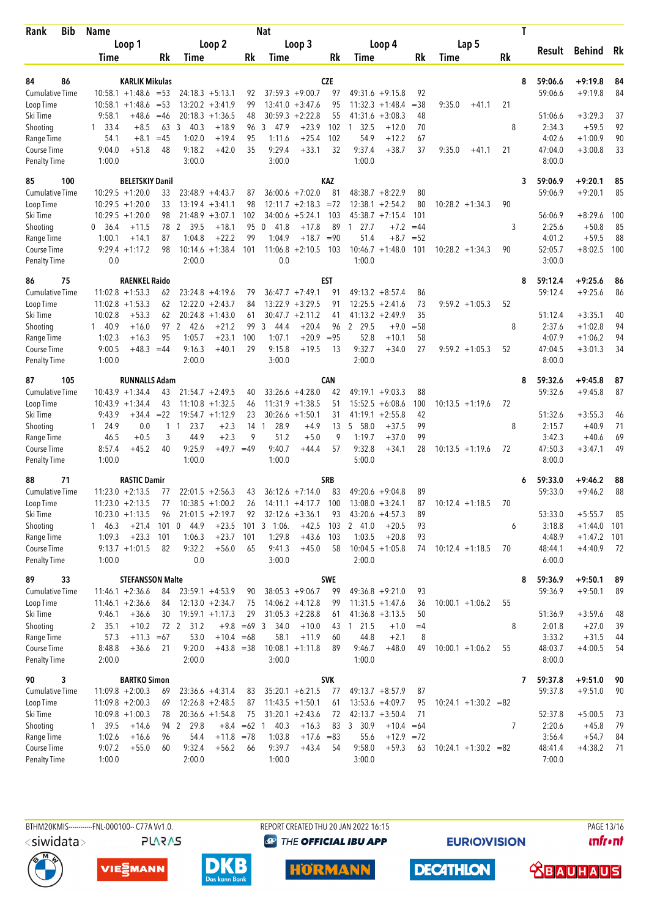| Rank | Bib | Name | | | Nat | | | | | | | | T | Result | Behind | Rk |
|---|---|---|---|---|---|---|---|---|---|---|---|---|---|---|---|---|
| | | Loop 1 | | Loop 2 | | Loop 3 | | Loop 4 | | Lap 5 | | | | | | |
| | | Time | Rk | Time | Rk | Time | Rk | Time | Rk | Time | Rk | | | | | |
| 84 | 86 | KARLIK Mikulas | | | | CZE | | | | | | | 8 | 59:06.6 | +9:19.8 | 84 |
| Cumulative Time | | 10:58.1 +1:48.6 | =53 | 24:18.3 +5:13.1 | 92 | 37:59.3 +9:00.7 | 97 | 49:31.6 +9:15.8 | 92 | | | | | 59:06.6 | +9:19.8 | 84 |
| Loop Time | | 10:58.1 +1:48.6 | =53 | 13:20.2 +3:41.9 | 99 | 13:41.0 +3:47.6 | 95 | 11:32.3 +1:48.4 | =38 | 9:35.0 +41.1 | 21 | | | | | |
| Ski Time | | 9:58.1 +48.6 | =46 | 20:18.3 +1:36.5 | 48 | 30:59.3 +2:22.8 | 55 | 41:31.6 +3:08.3 | 48 | | | | | 51:06.6 | +3:29.3 | 37 |
| Shooting | | 1 33.4 +8.5 | 63 | 3 40.3 +18.9 | 96 | 3 47.9 +23.9 | 102 | 1 32.5 +12.0 | 70 | | | | 8 | 2:34.3 | +59.5 | 92 |
| Range Time | | 54.1 +8.1 | =45 | 1:02.0 +19.4 | 95 | 1:11.6 +25.4 | 102 | 54.9 +12.2 | 67 | | | | | 4:02.6 | +1:00.9 | 90 |
| Course Time | | 9:04.0 +51.8 | 48 | 9:18.2 +42.0 | 35 | 9:29.4 +33.1 | 32 | 9:37.4 +38.7 | 37 | 9:35.0 +41.1 | 21 | | | 47:04.0 | +3:00.8 | 33 |
| Penalty Time | | 1:00.0 | | 3:00.0 | | 3:00.0 | | 1:00.0 | | | | | | 8:00.0 | | |
| 85 | 100 | BELETSKIY Danil | | | | KAZ | | | | | | | 3 | 59:06.9 | +9:20.1 | 85 |
| Cumulative Time | | 10:29.5 +1:20.0 | 33 | 23:48.9 +4:43.7 | 87 | 36:00.6 +7:02.0 | 81 | 48:38.7 +8:22.9 | 80 | | | | | 59:06.9 | +9:20.1 | 85 |
| Loop Time | | 10:29.5 +1:20.0 | 33 | 13:19.4 +3:41.1 | 98 | 12:11.7 +2:18.3 | =72 | 12:38.1 +2:54.2 | 80 | 10:28.2 +1:34.3 | 90 | | | | | |
| Ski Time | | 10:29.5 +1:20.0 | 98 | 21:48.9 +3:07.1 | 102 | 34:00.6 +5:24.1 | 103 | 45:38.7 +7:15.4 | 101 | | | | | 56:06.9 | +8:29.6 | 100 |
| Shooting | | 0 36.4 +11.5 | 78 | 2 39.5 +18.1 | 95 | 0 41.8 +17.8 | 89 | 1 27.7 +7.2 | =44 | | | | 3 | 2:25.6 | +50.8 | 85 |
| Range Time | | 1:00.1 +14.1 | 87 | 1:04.8 +22.2 | 99 | 1:04.9 +18.7 | =90 | 51.4 +8.7 | =52 | | | | | 4:01.2 | +59.5 | 88 |
| Course Time | | 9:29.4 +1:17.2 | 98 | 10:14.6 +1:38.4 | 101 | 11:06.8 +2:10.5 | 103 | 10:46.7 +1:48.0 | 101 | 10:28.2 +1:34.3 | 90 | | | 52:05.7 | +8:02.5 | 100 |
| Penalty Time | | 0.0 | | 2:00.0 | | 0.0 | | 1:00.0 | | | | | | 3:00.0 | | |
| 86 | 75 | RAENKEL Raido | | | | EST | | | | | | | 8 | 59:12.4 | +9:25.6 | 86 |
| Cumulative Time | | 11:02.8 +1:53.3 | 62 | 23:24.8 +4:19.6 | 79 | 36:47.7 +7:49.1 | 91 | 49:13.2 +8:57.4 | 86 | | | | | 59:12.4 | +9:25.6 | 86 |
| Loop Time | | 11:02.8 +1:53.3 | 62 | 12:22.0 +2:43.7 | 84 | 13:22.9 +3:29.5 | 91 | 12:25.5 +2:41.6 | 73 | 9:59.2 +1:05.3 | 52 | | | | | |
| Ski Time | | 10:02.8 +53.3 | 62 | 20:24.8 +1:43.0 | 61 | 30:47.7 +2:11.2 | 41 | 41:13.2 +2:49.9 | 35 | | | | | 51:12.4 | +3:35.1 | 40 |
| Shooting | | 1 40.9 +16.0 | 97 | 2 42.6 +21.2 | 99 | 3 44.4 +20.4 | 96 | 2 29.5 +9.0 | =58 | | | | 8 | 2:37.6 | +1:02.8 | 94 |
| Range Time | | 1:02.3 +16.3 | 95 | 1:05.7 +23.1 | 100 | 1:07.1 +20.9 | =95 | 52.8 +10.1 | 58 | | | | | 4:07.9 | +1:06.2 | 94 |
| Course Time | | 9:00.5 +48.3 | =44 | 9:16.3 +40.1 | 29 | 9:15.8 +19.5 | 13 | 9:32.7 +34.0 | 27 | 9:59.2 +1:05.3 | 52 | | | 47:04.5 | +3:01.3 | 34 |
| Penalty Time | | 1:00.0 | | 2:00.0 | | 3:00.0 | | 2:00.0 | | | | | | 8:00.0 | | |
| 87 | 105 | RUNNALLS Adam | | | | CAN | | | | | | | 8 | 59:32.6 | +9:45.8 | 87 |
| Cumulative Time | | 10:43.9 +1:34.4 | 43 | 21:54.7 +2:49.5 | 40 | 33:26.6 +4:28.0 | 42 | 49:19.1 +9:03.3 | 88 | | | | | 59:32.6 | +9:45.8 | 87 |
| Loop Time | | 10:43.9 +1:34.4 | 43 | 11:10.8 +1:32.5 | 46 | 11:31.9 +1:38.5 | 51 | 15:52.5 +6:08.6 | 100 | 10:13.5 +1:19.6 | 72 | | | | | |
| Ski Time | | 9:43.9 +34.4 | =22 | 19:54.7 +1:12.9 | 23 | 30:26.6 +1:50.1 | 31 | 41:19.1 +2:55.8 | 42 | | | | | 51:32.6 | +3:55.3 | 46 |
| Shooting | | 1 24.9 0.0 | 1 | 1 23.7 +2.3 | 14 | 1 28.9 +4.9 | 13 | 5 58.0 +37.5 | 99 | | | | 8 | 2:15.7 | +40.9 | 71 |
| Range Time | | 46.5 +0.5 | 3 | 44.9 +2.3 | 9 | 51.2 +5.0 | 9 | 1:19.7 +37.0 | 99 | | | | | 3:42.3 | +40.6 | 69 |
| Course Time | | 8:57.4 +45.2 | 40 | 9:25.9 +49.7 | =49 | 9:40.7 +44.4 | 57 | 9:32.8 +34.1 | 28 | 10:13.5 +1:19.6 | 72 | | | 47:50.3 | +3:47.1 | 49 |
| Penalty Time | | 1:00.0 | | 1:00.0 | | 1:00.0 | | 5:00.0 | | | | | | 8:00.0 | | |
| 88 | 71 | RASTIC Damir | | | | SRB | | | | | | | 6 | 59:33.0 | +9:46.2 | 88 |
| Cumulative Time | | 11:23.0 +2:13.5 | 77 | 22:01.5 +2:56.3 | 43 | 36:12.6 +7:14.0 | 83 | 49:20.6 +9:04.8 | 89 | | | | | 59:33.0 | +9:46.2 | 88 |
| Loop Time | | 11:23.0 +2:13.5 | 77 | 10:38.5 +1:00.2 | 26 | 14:11.1 +4:17.7 | 100 | 13:08.0 +3:24.1 | 87 | 10:12.4 +1:18.5 | 70 | | | | | |
| Ski Time | | 10:23.0 +1:13.5 | 96 | 21:01.5 +2:19.7 | 92 | 32:12.6 +3:36.1 | 93 | 43:20.6 +4:57.3 | 89 | | | | | 53:33.0 | +5:55.7 | 85 |
| Shooting | | 1 46.3 +21.4 | 101 | 0 44.9 +23.5 | 101 | 3 1:06. +42.5 | 103 | 2 41.0 +20.5 | 93 | | | | 6 | 3:18.8 | +1:44.0 | 101 |
| Range Time | | 1:09.3 +23.3 | 101 | 1:06.3 +23.7 | 101 | 1:29.8 +43.6 | 103 | 1:03.5 +20.8 | 93 | | | | | 4:48.9 | +1:47.2 | 101 |
| Course Time | | 9:13.7 +1:01.5 | 82 | 9:32.2 +56.0 | 65 | 9:41.3 +45.0 | 58 | 10:04.5 +1:05.8 | 74 | 10:12.4 +1:18.5 | 70 | | | 48:44.1 | +4:40.9 | 72 |
| Penalty Time | | 1:00.0 | | 0.0 | | 3:00.0 | | 2:00.0 | | | | | | 6:00.0 | | |
| 89 | 33 | STEFANSSON Malte | | | | SWE | | | | | | | 8 | 59:36.9 | +9:50.1 | 89 |
| Cumulative Time | | 11:46.1 +2:36.6 | 84 | 23:59.1 +4:53.9 | 90 | 38:05.3 +9:06.7 | 99 | 49:36.8 +9:21.0 | 93 | | | | | 59:36.9 | +9:50.1 | 89 |
| Loop Time | | 11:46.1 +2:36.6 | 84 | 12:13.0 +2:34.7 | 75 | 14:06.2 +4:12.8 | 99 | 11:31.5 +1:47.6 | 36 | 10:00.1 +1:06.2 | 55 | | | | | |
| Ski Time | | 9:46.1 +36.6 | 30 | 19:59.1 +1:17.3 | 29 | 31:05.3 +2:28.8 | 61 | 41:36.8 +3:13.5 | 50 | | | | | 51:36.9 | +3:59.6 | 48 |
| Shooting | | 2 35.1 +10.2 | 72 | 2 31.2 +9.8 | =69 | 3 34.0 +10.0 | 43 | 1 21.5 +1.0 | =4 | | | | 8 | 2:01.8 | +27.0 | 39 |
| Range Time | | 57.3 +11.3 | =67 | 53.0 +10.4 | =68 | 58.1 +11.9 | 60 | 44.8 +2.1 | 8 | | | | | 3:33.2 | +31.5 | 44 |
| Course Time | | 8:48.8 +36.6 | 21 | 9:20.0 +43.8 | =38 | 10:08.1 +1:11.8 | 89 | 9:46.7 +48.0 | 49 | 10:00.1 +1:06.2 | 55 | | | 48:03.7 | +4:00.5 | 54 |
| Penalty Time | | 2:00.0 | | 2:00.0 | | 3:00.0 | | 1:00.0 | | | | | | 8:00.0 | | |
| 90 | 3 | BARTKO Simon | | | | SVK | | | | | | | 7 | 59:37.8 | +9:51.0 | 90 |
| Cumulative Time | | 11:09.8 +2:00.3 | 69 | 23:36.6 +4:31.4 | 83 | 35:20.1 +6:21.5 | 77 | 49:13.7 +8:57.9 | 87 | | | | | 59:37.8 | +9:51.0 | 90 |
| Loop Time | | 11:09.8 +2:00.3 | 69 | 12:26.8 +2:48.5 | 87 | 11:43.5 +1:50.1 | 61 | 13:53.6 +4:09.7 | 95 | 10:24.1 +1:30.2 | =82 | | | | | |
| Ski Time | | 10:09.8 +1:00.3 | 78 | 20:36.6 +1:54.8 | 75 | 31:20.1 +2:43.6 | 72 | 42:13.7 +3:50.4 | 71 | | | | | 52:37.8 | +5:00.5 | 73 |
| Shooting | | 1 39.5 +14.6 | 94 | 2 29.8 +8.4 | =62 | 1 40.3 +16.3 | 83 | 3 30.9 +10.4 | =64 | | | | 7 | 2:20.6 | +45.8 | 79 |
| Range Time | | 1:02.6 +16.6 | 96 | 54.4 +11.8 | =78 | 1:03.8 +17.6 | =83 | 55.6 +12.9 | =72 | | | | | 3:56.4 | +54.7 | 84 |
| Course Time | | 9:07.2 +55.0 | 60 | 9:32.4 +56.2 | 66 | 9:39.7 +43.4 | 54 | 9:58.0 +59.3 | 63 | 10:24.1 +1:30.2 | =82 | | | 48:41.4 | +4:38.2 | 71 |
| Penalty Time | | 1:00.0 | | 2:00.0 | | 1:00.0 | | 3:00.0 | | | | | | 7:00.0 | | |

BTHM20KMIS-----------FNL-000100-- C77A Vv1.0. REPORT CREATED THU 20 JAN 2022 16:15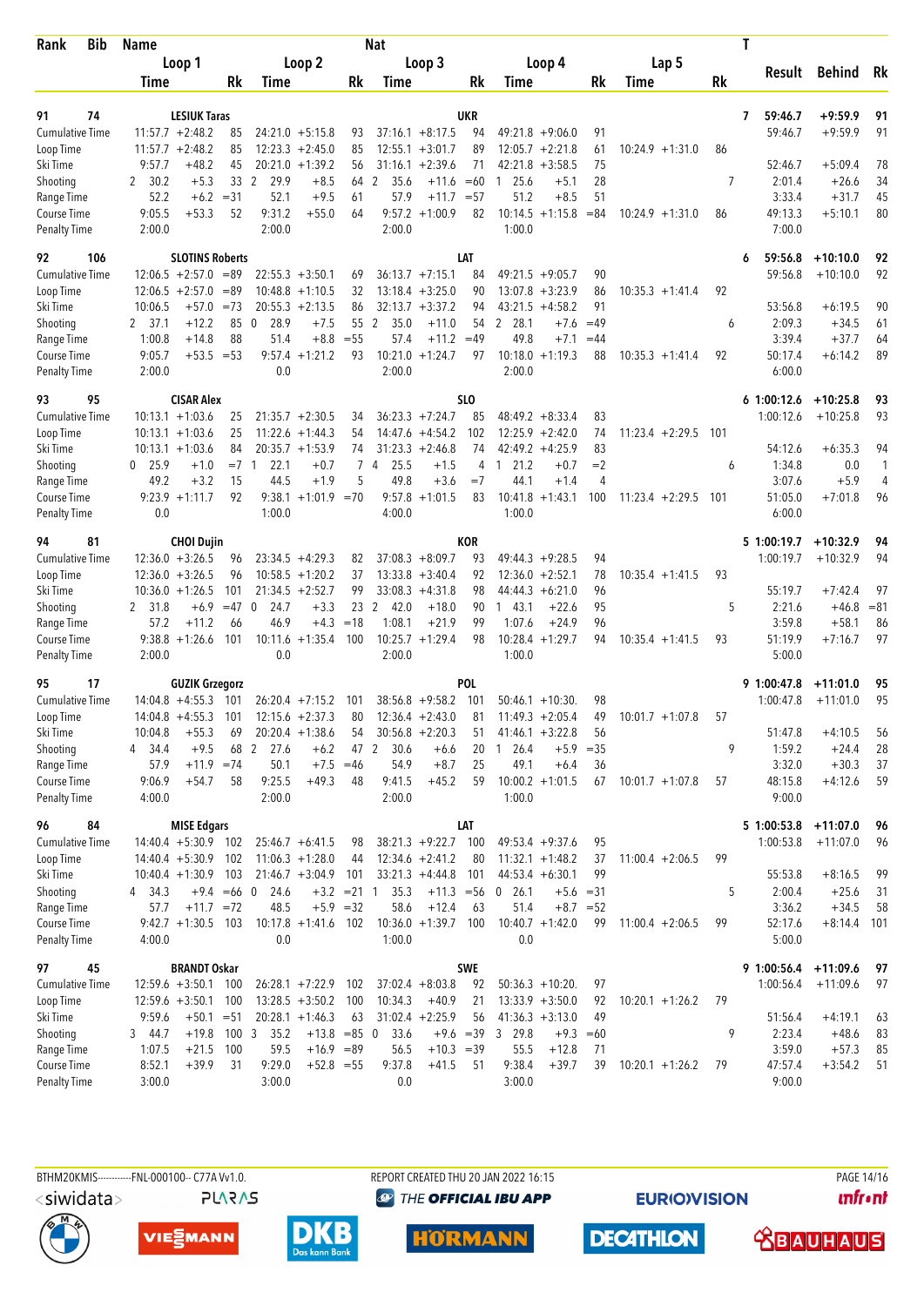| Rank | Bib | Name | | | | | | Nat | | | | | | | | T | Result | Behind | Rk |
|---|---|---|---|---|---|---|---|---|---|---|---|---|---|---|---|---|---|---|---|
| | | Loop 1 | | | Loop 2 | | | Loop 3 | | | Loop 4 | | | Lap 5 | | | | | |
| | | Time | | Rk | Time | | Rk | Time | | Rk | Time | | Rk | Time | | Rk | | | |
| 91 | 74 | LESIUK Taras | | | | | | UKR | | | | | | | | 7 | 59:46.7 | +9:59.9 | 91 |
| Cumulative Time | | 11:57.7 | +2:48.2 | 85 | 24:21.0 | +5:15.8 | 93 | 37:16.1 | +8:17.5 | 94 | 49:21.8 | +9:06.0 | 91 | | | | 59:46.7 | +9:59.9 | 91 |
| Loop Time | | 11:57.7 | +2:48.2 | 85 | 12:23.3 | +2:45.0 | 85 | 12:55.1 | +3:01.7 | 89 | 12:05.7 | +2:21.8 | 61 | 10:24.9 | +1:31.0 | 86 | | | |
| Ski Time | | 9:57.7 | +48.2 | 45 | 20:21.0 | +1:39.2 | 56 | 31:16.1 | +2:39.6 | 71 | 42:21.8 | +3:58.5 | 75 | | | | 52:46.7 | +5:09.4 | 78 |
| Shooting | | 2 30.2 | +5.3 | 33 | 2 29.9 | +8.5 | 64 | 2 35.6 | +11.6 | =60 | 1 25.6 | +5.1 | 28 | | | 7 | 2:01.4 | +26.6 | 34 |
| Range Time | | 52.2 | +6.2 | =31 | 52.1 | +9.5 | 61 | 57.9 | +11.7 | =57 | 51.2 | +8.5 | 51 | | | | 3:33.4 | +31.7 | 45 |
| Course Time | | 9:05.5 | +53.3 | 52 | 9:31.2 | +55.0 | 64 | 9:57.2 | +1:00.9 | 82 | 10:14.5 | +1:15.8 | =84 | 10:24.9 | +1:31.0 | 86 | 49:13.3 | +5:10.1 | 80 |
| Penalty Time | | 2:00.0 | | | 2:00.0 | | | 2:00.0 | | | 1:00.0 | | | | | | 7:00.0 | | |
| 92 | 106 | SLOTINS Roberts | | | | | | LAT | | | | | | | | 6 | 59:56.8 | +10:10.0 | 92 |
| Cumulative Time | | 12:06.5 | +2:57.0 | =89 | 22:55.3 | +3:50.1 | 69 | 36:13.7 | +7:15.1 | 84 | 49:21.5 | +9:05.7 | 90 | | | | 59:56.8 | +10:10.0 | 92 |
| Loop Time | | 12:06.5 | +2:57.0 | =89 | 10:48.8 | +1:10.5 | 32 | 13:18.4 | +3:25.0 | 90 | 13:07.8 | +3:23.9 | 86 | 10:35.3 | +1:41.4 | 92 | | | |
| Ski Time | | 10:06.5 | +57.0 | =73 | 20:55.3 | +2:13.5 | 86 | 32:13.7 | +3:37.2 | 94 | 43:21.5 | +4:58.2 | 91 | | | | 53:56.8 | +6:19.5 | 90 |
| Shooting | | 2 37.1 | +12.2 | 85 | 0 28.9 | +7.5 | 55 | 2 35.0 | +11.0 | 54 | 2 28.1 | +7.6 | =49 | | | 6 | 2:09.3 | +34.5 | 61 |
| Range Time | | 1:00.8 | +14.8 | 88 | 51.4 | +8.8 | =55 | 57.4 | +11.2 | =49 | 49.8 | +7.1 | =44 | | | | 3:39.4 | +37.7 | 64 |
| Course Time | | 9:05.7 | +53.5 | =53 | 9:57.4 | +1:21.2 | 93 | 10:21.0 | +1:24.7 | 97 | 10:18.0 | +1:19.3 | 88 | 10:35.3 | +1:41.4 | 92 | 50:17.4 | +6:14.2 | 89 |
| Penalty Time | | 2:00.0 | | | 0.0 | | | 2:00.0 | | | 2:00.0 | | | | | | 6:00.0 | | |
| 93 | 95 | CISAR Alex | | | | | | SLO | | | | | | | | 6 | 1:00:12.6 | +10:25.8 | 93 |
| Cumulative Time | | 10:13.1 | +1:03.6 | 25 | 21:35.7 | +2:30.5 | 34 | 36:23.3 | +7:24.7 | 85 | 48:49.2 | +8:33.4 | 83 | | | | 1:00:12.6 | +10:25.8 | 93 |
| Loop Time | | 10:13.1 | +1:03.6 | 25 | 11:22.6 | +1:44.3 | 54 | 14:47.6 | +4:54.2 | 102 | 12:25.9 | +2:42.0 | 74 | 11:23.4 | +2:29.5 | 101 | | | |
| Ski Time | | 10:13.1 | +1:03.6 | 84 | 20:35.7 | +1:53.9 | 74 | 31:23.3 | +2:46.8 | 74 | 42:49.2 | +4:25.9 | 83 | | | | 54:12.6 | +6:35.3 | 94 |
| Shooting | | 0 25.9 | +1.0 | =7 | 1 22.1 | +0.7 | 7 | 4 25.5 | +1.5 | 4 | 1 21.2 | +0.7 | =2 | | | 6 | 1:34.8 | 0.0 | 1 |
| Range Time | | 49.2 | +3.2 | 15 | 44.5 | +1.9 | 5 | 49.8 | +3.6 | =7 | 44.1 | +1.4 | 4 | | | | 3:07.6 | +5.9 | 4 |
| Course Time | | 9:23.9 | +1:11.7 | 92 | 9:38.1 | +1:01.9 | =70 | 9:57.8 | +1:01.5 | 83 | 10:41.8 | +1:43.1 | 100 | 11:23.4 | +2:29.5 | 101 | 51:05.0 | +7:01.8 | 96 |
| Penalty Time | | 0.0 | | | 1:00.0 | | | 4:00.0 | | | 1:00.0 | | | | | | 6:00.0 | | |
| 94 | 81 | CHOI Dujin | | | | | | KOR | | | | | | | | 5 | 1:00:19.7 | +10:32.9 | 94 |
| Cumulative Time | | 12:36.0 | +3:26.5 | 96 | 23:34.5 | +4:29.3 | 82 | 37:08.3 | +8:09.7 | 93 | 49:44.3 | +9:28.5 | 94 | | | | 1:00:19.7 | +10:32.9 | 94 |
| Loop Time | | 12:36.0 | +3:26.5 | 96 | 10:58.5 | +1:20.2 | 37 | 13:33.8 | +3:40.4 | 92 | 12:36.0 | +2:52.1 | 78 | 10:35.4 | +1:41.5 | 93 | | | |
| Ski Time | | 10:36.0 | +1:26.5 | 101 | 21:34.5 | +2:52.7 | 99 | 33:08.3 | +4:31.8 | 98 | 44:44.3 | +6:21.0 | 96 | | | | 55:19.7 | +7:42.4 | 97 |
| Shooting | | 2 31.8 | +6.9 | =47 | 0 24.7 | +3.3 | 23 | 2 42.0 | +18.0 | 90 | 1 43.1 | +22.6 | 95 | | | 5 | 2:21.6 | +46.8 | =81 |
| Range Time | | 57.2 | +11.2 | 66 | 46.9 | +4.3 | =18 | 1:08.1 | +21.9 | 99 | 1:07.6 | +24.9 | 96 | | | | 3:59.8 | +58.1 | 86 |
| Course Time | | 9:38.8 | +1:26.6 | 101 | 10:11.6 | +1:35.4 | 100 | 10:25.7 | +1:29.4 | 98 | 10:28.4 | +1:29.7 | 94 | 10:35.4 | +1:41.5 | 93 | 51:19.9 | +7:16.7 | 97 |
| Penalty Time | | 2:00.0 | | | 0.0 | | | 2:00.0 | | | 1:00.0 | | | | | | 5:00.0 | | |
| 95 | 17 | GUZIK Grzegorz | | | | | | POL | | | | | | | | 9 | 1:00:47.8 | +11:01.0 | 95 |
| Cumulative Time | | 14:04.8 | +4:55.3 | 101 | 26:20.4 | +7:15.2 | 101 | 38:56.8 | +9:58.2 | 101 | 50:46.1 | +10:30. | 98 | | | | 1:00:47.8 | +11:01.0 | 95 |
| Loop Time | | 14:04.8 | +4:55.3 | 101 | 12:15.6 | +2:37.3 | 80 | 12:36.4 | +2:43.0 | 81 | 11:49.3 | +2:05.4 | 49 | 10:01.7 | +1:07.8 | 57 | | | |
| Ski Time | | 10:04.8 | +55.3 | 69 | 20:20.4 | +1:38.6 | 54 | 30:56.8 | +2:20.3 | 51 | 41:46.1 | +3:22.8 | 56 | | | | 51:47.8 | +4:10.5 | 56 |
| Shooting | | 4 34.4 | +9.5 | 68 | 2 27.6 | +6.2 | 47 | 2 30.6 | +6.6 | 20 | 1 26.4 | +5.9 | =35 | | | 9 | 1:59.2 | +24.4 | 28 |
| Range Time | | 57.9 | +11.9 | =74 | 50.1 | +7.5 | =46 | 54.9 | +8.7 | 25 | 49.1 | +6.4 | 36 | | | | 3:32.0 | +30.3 | 37 |
| Course Time | | 9:06.9 | +54.7 | 58 | 9:25.5 | +49.3 | 48 | 9:41.5 | +45.2 | 59 | 10:00.2 | +1:01.5 | 67 | 10:01.7 | +1:07.8 | 57 | 48:15.8 | +4:12.6 | 59 |
| Penalty Time | | 4:00.0 | | | 2:00.0 | | | 2:00.0 | | | 1:00.0 | | | | | | 9:00.0 | | |
| 96 | 84 | MISE Edgars | | | | | | LAT | | | | | | | | 5 | 1:00:53.8 | +11:07.0 | 96 |
| Cumulative Time | | 14:40.4 | +5:30.9 | 102 | 25:46.7 | +6:41.5 | 98 | 38:21.3 | +9:22.7 | 100 | 49:53.4 | +9:37.6 | 95 | | | | 1:00:53.8 | +11:07.0 | 96 |
| Loop Time | | 14:40.4 | +5:30.9 | 102 | 11:06.3 | +1:28.0 | 44 | 12:34.6 | +2:41.2 | 80 | 11:32.1 | +1:48.2 | 37 | 11:00.4 | +2:06.5 | 99 | | | |
| Ski Time | | 10:40.4 | +1:30.9 | 103 | 21:46.7 | +3:04.9 | 101 | 33:21.3 | +4:44.8 | 101 | 44:53.4 | +6:30.1 | 99 | | | | 55:53.8 | +8:16.5 | 99 |
| Shooting | | 4 34.3 | +9.4 | =66 | 0 24.6 | +3.2 | =21 | 1 35.3 | +11.3 | =56 | 0 26.1 | +5.6 | =31 | | | 5 | 2:00.4 | +25.6 | 31 |
| Range Time | | 57.7 | +11.7 | =72 | 48.5 | +5.9 | =32 | 58.6 | +12.4 | 63 | 51.4 | +8.7 | =52 | | | | 3:36.2 | +34.5 | 58 |
| Course Time | | 9:42.7 | +1:30.5 | 103 | 10:17.8 | +1:41.6 | 102 | 10:36.0 | +1:39.7 | 100 | 10:40.7 | +1:42.0 | 99 | 11:00.4 | +2:06.5 | 99 | 52:17.6 | +8:14.4 | 101 |
| Penalty Time | | 4:00.0 | | | 0.0 | | | 1:00.0 | | | 0.0 | | | | | | 5:00.0 | | |
| 97 | 45 | BRANDT Oskar | | | | | | SWE | | | | | | | | 9 | 1:00:56.4 | +11:09.6 | 97 |
| Cumulative Time | | 12:59.6 | +3:50.1 | 100 | 26:28.1 | +7:22.9 | 102 | 37:02.4 | +8:03.8 | 92 | 50:36.3 | +10:20. | 97 | | | | 1:00:56.4 | +11:09.6 | 97 |
| Loop Time | | 12:59.6 | +3:50.1 | 100 | 13:28.5 | +3:50.2 | 100 | 10:34.3 | +40.9 | 21 | 13:33.9 | +3:50.0 | 92 | 10:20.1 | +1:26.2 | 79 | | | |
| Ski Time | | 9:59.6 | +50.1 | =51 | 20:28.1 | +1:46.3 | 63 | 31:02.4 | +2:25.9 | 56 | 41:36.3 | +3:13.0 | 49 | | | | 51:56.4 | +4:19.1 | 63 |
| Shooting | | 3 44.7 | +19.8 | 100 | 3 35.2 | +13.8 | =85 | 0 33.6 | +9.6 | =39 | 3 29.8 | +9.3 | =60 | | | 9 | 2:23.4 | +48.6 | 83 |
| Range Time | | 1:07.5 | +21.5 | 100 | 59.5 | +16.9 | =89 | 56.5 | +10.3 | =39 | 55.5 | +12.8 | 71 | | | | 3:59.0 | +57.3 | 85 |
| Course Time | | 8:52.1 | +39.9 | 31 | 9:29.0 | +52.8 | =55 | 9:37.8 | +41.5 | 51 | 9:38.4 | +39.7 | 39 | 10:20.1 | +1:26.2 | 79 | 47:57.4 | +3:54.2 | 51 |
| Penalty Time | | 3:00.0 | | | 3:00.0 | | | 0.0 | | | 3:00.0 | | | | | | 9:00.0 | | |

BTHM20KMIS-----------FNL-000100-- C77A Vv1.0. REPORT CREATED THU 20 JAN 2022 16:15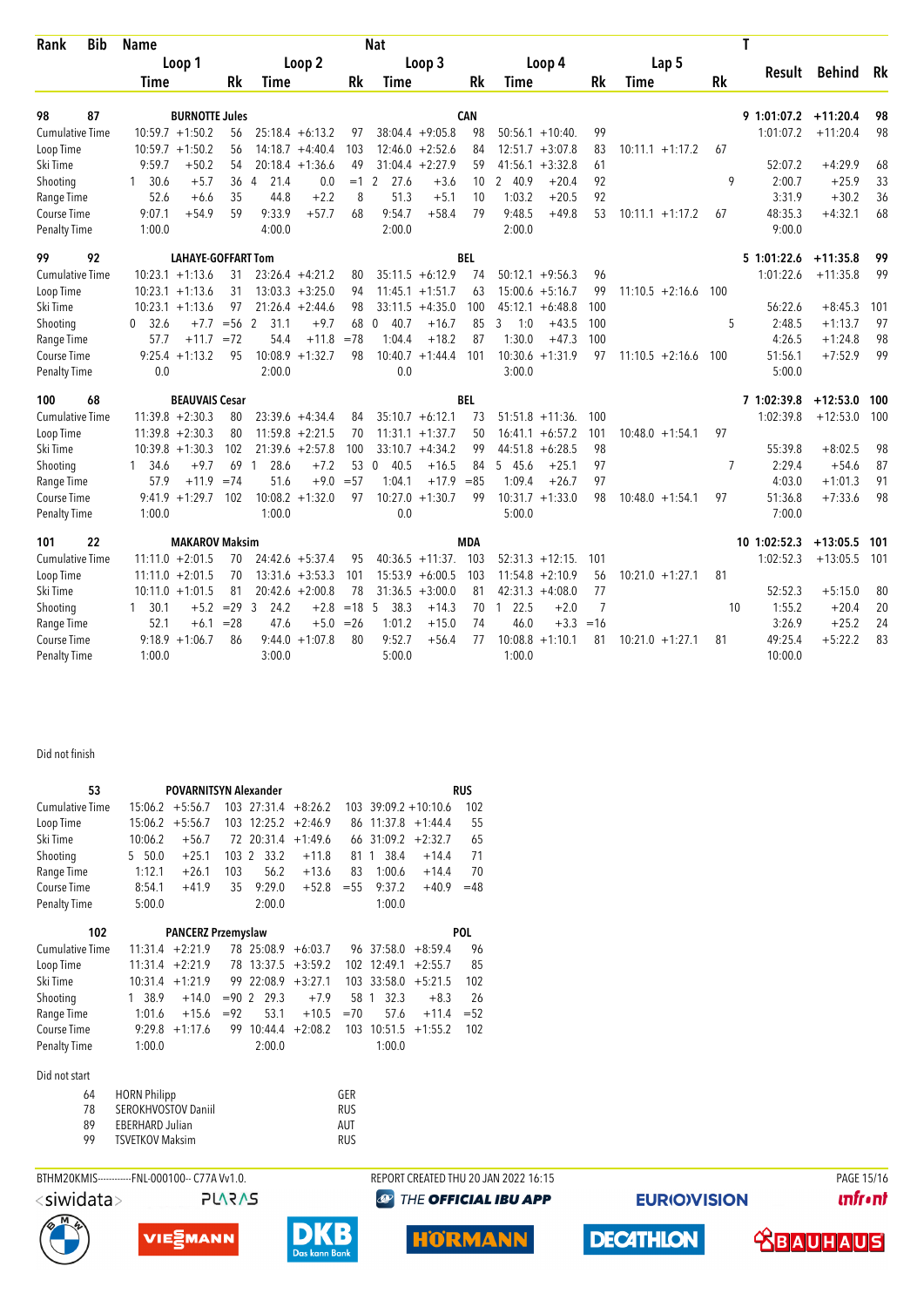| Rank | Bib | Name | | | | | | Nat | | | | | | | | | T | Result | Behind | Rk |
|---|---|---|---|---|---|---|---|---|---|---|---|---|---|---|---|---|---|---|---|---|
| | | Loop 1 | | | Loop 2 | | | Loop 3 | | | Loop 4 | | | Lap 5 | | | | | | |
| | | Time | | Rk | Time | | Rk | Time | | Rk | Time | | Rk | Time | | Rk | | | | |
| 98 | 87 | BURNOTTE Jules | | | | | | CAN | | | | | | | | | 9 | 1:01:07.2 | +11:20.4 | 98 |
| Cumulative Time | | 10:59.7 | +1:50.2 | 56 | 25:18.4 | +6:13.2 | 97 | 38:04.4 | +9:05.8 | 98 | 50:56.1 | +10:40. | 99 | | | | | 1:01:07.2 | +11:20.4 | 98 |
| Loop Time | | 10:59.7 | +1:50.2 | 56 | 14:18.7 | +4:40.4 | 103 | 12:46.0 | +2:52.6 | 84 | 12:51.7 | +3:07.8 | 83 | 10:11.1 | +1:17.2 | 67 | | | | |
| Ski Time | | 9:59.7 | +50.2 | 54 | 20:18.4 | +1:36.6 | 49 | 31:04.4 | +2:27.9 | 59 | 41:56.1 | +3:32.8 | 61 | | | | | 52:07.2 | +4:29.9 | 68 |
| Shooting | | 1 30.6 | +5.7 | 36 | 4 21.4 | 0.0 | =1 | 2 27.6 | +3.6 | 10 | 2 40.9 | +20.4 | 92 | | | | 9 | 2:00.7 | +25.9 | 33 |
| Range Time | | 52.6 | +6.6 | 35 | 44.8 | +2.2 | 8 | 51.3 | +5.1 | 10 | 1:03.2 | +20.5 | 92 | | | | | 3:31.9 | +30.2 | 36 |
| Course Time | | 9:07.1 | +54.9 | 59 | 9:33.9 | +57.7 | 68 | 9:54.7 | +58.4 | 79 | 9:48.5 | +49.8 | 53 | 10:11.1 | +1:17.2 | 67 | | 48:35.3 | +4:32.1 | 68 |
| Penalty Time | | 1:00.0 | | | 4:00.0 | | | 2:00.0 | | | 2:00.0 | | | | | | | 9:00.0 | | |
| 99 | 92 | LAHAYE-GOFFART Tom | | | | | | BEL | | | | | | | | | 5 | 1:01:22.6 | +11:35.8 | 99 |
| Cumulative Time | | 10:23.1 | +1:13.6 | 31 | 23:26.4 | +4:21.2 | 80 | 35:11.5 | +6:12.9 | 74 | 50:12.1 | +9:56.3 | 96 | | | | | 1:01:22.6 | +11:35.8 | 99 |
| Loop Time | | 10:23.1 | +1:13.6 | 31 | 13:03.3 | +3:25.0 | 94 | 11:45.1 | +1:51.7 | 63 | 15:00.6 | +5:16.7 | 99 | 11:10.5 | +2:16.6 | 100 | | | | |
| Ski Time | | 10:23.1 | +1:13.6 | 97 | 21:26.4 | +2:44.6 | 98 | 33:11.5 | +4:35.0 | 100 | 45:12.1 | +6:48.8 | 100 | | | | | 56:22.6 | +8:45.3 | 101 |
| Shooting | | 0 32.6 | +7.7 | =56 | 2 31.1 | +9.7 | 68 | 0 40.7 | +16.7 | 85 | 3 1:0 | +43.5 | 100 | | | | 5 | 2:48.5 | +1:13.7 | 97 |
| Range Time | | 57.7 | +11.7 | =72 | 54.4 | +11.8 | =78 | 1:04.4 | +18.2 | 87 | 1:30.0 | +47.3 | 100 | | | | | 4:26.5 | +1:24.8 | 98 |
| Course Time | | 9:25.4 | +1:13.2 | 95 | 10:08.9 | +1:32.7 | 98 | 10:40.7 | +1:44.4 | 101 | 10:30.6 | +1:31.9 | 97 | 11:10.5 | +2:16.6 | 100 | | 51:56.1 | +7:52.9 | 99 |
| Penalty Time | | 0.0 | | | 2:00.0 | | | 0.0 | | | 3:00.0 | | | | | | | 5:00.0 | | |
| 100 | 68 | BEAUVAIS Cesar | | | | | | BEL | | | | | | | | | 7 | 1:02:39.8 | +12:53.0 | 100 |
| Cumulative Time | | 11:39.8 | +2:30.3 | 80 | 23:39.6 | +4:34.4 | 84 | 35:10.7 | +6:12.1 | 73 | 51:51.8 | +11:36. | 100 | | | | | 1:02:39.8 | +12:53.0 | 100 |
| Loop Time | | 11:39.8 | +2:30.3 | 80 | 11:59.8 | +2:21.5 | 70 | 11:31.1 | +1:37.7 | 50 | 16:41.1 | +6:57.2 | 101 | 10:48.0 | +1:54.1 | 97 | | | | |
| Ski Time | | 10:39.8 | +1:30.3 | 102 | 21:39.6 | +2:57.8 | 100 | 33:10.7 | +4:34.2 | 99 | 44:51.8 | +6:28.5 | 98 | | | | | 55:39.8 | +8:02.5 | 98 |
| Shooting | | 1 34.6 | +9.7 | 69 | 1 28.6 | +7.2 | 53 | 0 40.5 | +16.5 | 84 | 5 45.6 | +25.1 | 97 | | | | 7 | 2:29.4 | +54.6 | 87 |
| Range Time | | 57.9 | +11.9 | =74 | 51.6 | +9.0 | =57 | 1:04.1 | +17.9 | =85 | 1:09.4 | +26.7 | 97 | | | | | 4:03.0 | +1:01.3 | 91 |
| Course Time | | 9:41.9 | +1:29.7 | 102 | 10:08.2 | +1:32.0 | 97 | 10:27.0 | +1:30.7 | 99 | 10:31.7 | +1:33.0 | 98 | 10:48.0 | +1:54.1 | 97 | | 51:36.8 | +7:33.6 | 98 |
| Penalty Time | | 1:00.0 | | | 1:00.0 | | | 0.0 | | | 5:00.0 | | | | | | | 7:00.0 | | |
| 101 | 22 | MAKAROV Maksim | | | | | | MDA | | | | | | | | | 10 | 1:02:52.3 | +13:05.5 | 101 |
| Cumulative Time | | 11:11.0 | +2:01.5 | 70 | 24:42.6 | +5:37.4 | 95 | 40:36.5 | +11:37. | 103 | 52:31.3 | +12:15. | 101 | | | | | 1:02:52.3 | +13:05.5 | 101 |
| Loop Time | | 11:11.0 | +2:01.5 | 70 | 13:31.6 | +3:53.3 | 101 | 15:53.9 | +6:00.5 | 103 | 11:54.8 | +2:10.9 | 56 | 10:21.0 | +1:27.1 | 81 | | | | |
| Ski Time | | 10:11.0 | +1:01.5 | 81 | 20:42.6 | +2:00.8 | 78 | 31:36.5 | +3:00.0 | 81 | 42:31.3 | +4:08.0 | 77 | | | | | 52:52.3 | +5:15.0 | 80 |
| Shooting | | 1 30.1 | +5.2 | =29 | 3 24.2 | +2.8 | =18 | 5 38.3 | +14.3 | 70 | 1 22.5 | +2.0 | 7 | | | | 10 | 1:55.2 | +20.4 | 20 |
| Range Time | | 52.1 | +6.1 | =28 | 47.6 | +5.0 | =26 | 1:01.2 | +15.0 | 74 | 46.0 | +3.3 | =16 | | | | | 3:26.9 | +25.2 | 24 |
| Course Time | | 9:18.9 | +1:06.7 | 86 | 9:44.0 | +1:07.8 | 80 | 9:52.7 | +56.4 | 77 | 10:08.8 | +1:10.1 | 81 | 10:21.0 | +1:27.1 | 81 | | 49:25.4 | +5:22.2 | 83 |
| Penalty Time | | 1:00.0 | | | 3:00.0 | | | 5:00.0 | | | 1:00.0 | | | | | | | 10:00.0 | | |

Did not finish

| | Loop 1 | | | Loop 2 | | | Loop 3 | | |
|---|---|---|---|---|---|---|---|---|---|
| **53** | **POVARNITSYN Alexander** | | | | | | | | **RUS** |
| Cumulative Time | 15:06.2 | +5:56.7 | 103 | 27:31.4 | +8:26.2 | 103 | 39:09.2 | +10:10.6 | 102 |
| Loop Time | 15:06.2 | +5:56.7 | 103 | 12:25.2 | +2:46.9 | 86 | 11:37.8 | +1:44.4 | 55 |
| Ski Time | 10:06.2 | +56.7 | 72 | 20:31.4 | +1:49.6 | 66 | 31:09.2 | +2:32.7 | 65 |
| Shooting | 5 50.0 | +25.1 | 103 | 2 33.2 | +11.8 | 81 | 1 38.4 | +14.4 | 71 |
| Range Time | 1:12.1 | +26.1 | 103 | 56.2 | +13.6 | 83 | 1:00.6 | +14.4 | 70 |
| Course Time | 8:54.1 | +41.9 | 35 | 9:29.0 | +52.8 | =55 | 9:37.2 | +40.9 | =48 |
| Penalty Time | 5:00.0 | | | 2:00.0 | | | 1:00.0 | | |
| **102** | **PANCERZ Przemyslaw** | | | | | | | | **POL** |
| Cumulative Time | 11:31.4 | +2:21.9 | 78 | 25:08.9 | +6:03.7 | 96 | 37:58.0 | +8:59.4 | 96 |
| Loop Time | 11:31.4 | +2:21.9 | 78 | 13:37.5 | +3:59.2 | 102 | 12:49.1 | +2:55.7 | 85 |
| Ski Time | 10:31.4 | +1:21.9 | 99 | 22:08.9 | +3:27.1 | 103 | 33:58.0 | +5:21.5 | 102 |
| Shooting | 1 38.9 | +14.0 | =90 | 2 29.3 | +7.9 | 58 | 1 32.3 | +8.3 | 26 |
| Range Time | 1:01.6 | +15.6 | =92 | 53.1 | +10.5 | =70 | 57.6 | +11.4 | =52 |
| Course Time | 9:29.8 | +1:17.6 | 99 | 10:44.4 | +2:08.2 | 103 | 10:51.5 | +1:55.2 | 102 |
| Penalty Time | 1:00.0 | | | 2:00.0 | | | 1:00.0 | | |

Did not start

| Bib | Name | Nat |
|---|---|---|
| 64 | HORN Philipp | GER |
| 78 | SEROKHVOSTOV Daniil | RUS |
| 89 | EBERHARD Julian | AUT |
| 99 | TSVETKOV Maksim | RUS |

BTHM20KMIS-----------FNL-000100-- C77A Vv1.0. REPORT CREATED THU 20 JAN 2022 16:15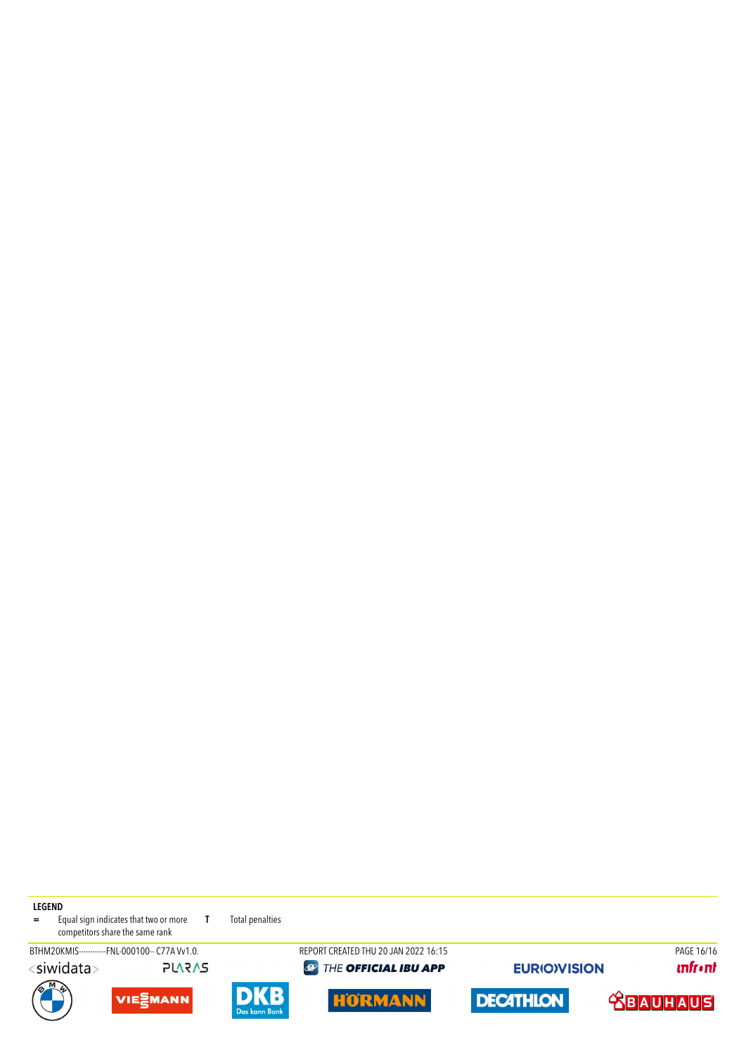**LEGEND**

| | | | |
|---|---|---|---|
| = | Equal sign indicates that two or more competitors share the same rank | T | Total penalties |

BTHM20KMIS-----------FNL-000100-- C77A Vv1.0.

REPORT CREATED THU 20 JAN 2022 16:15